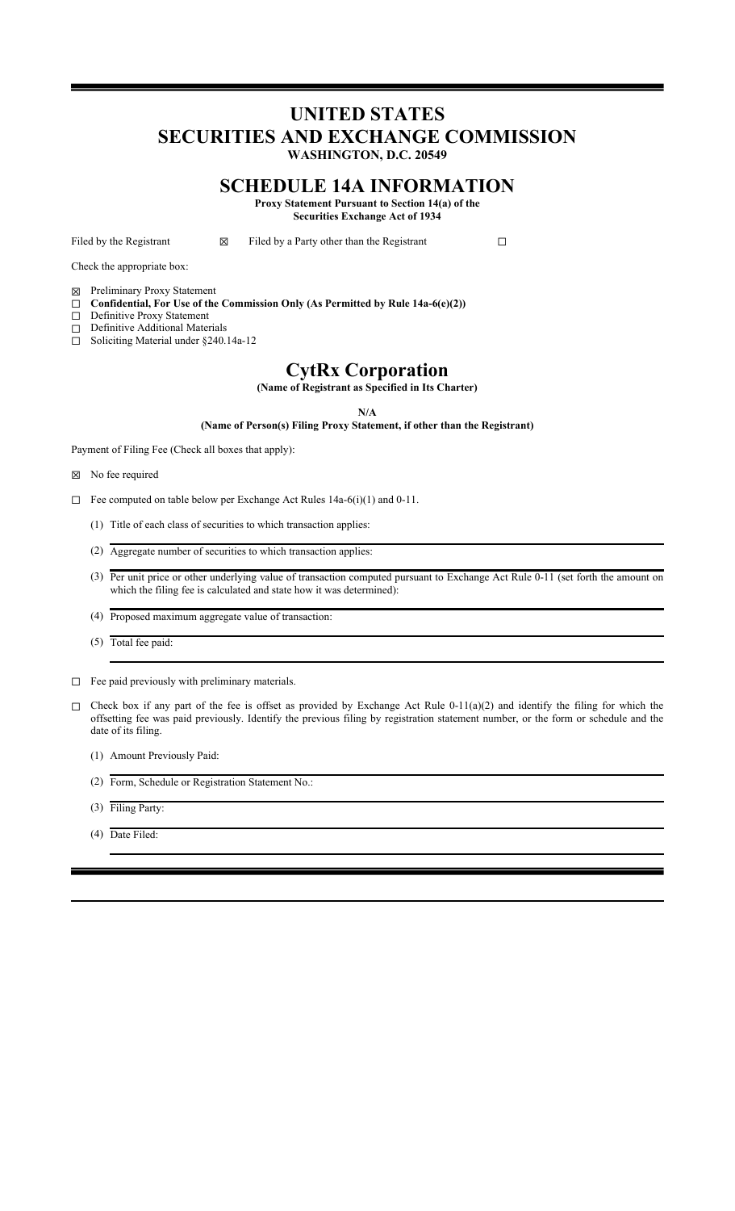# UNITED STATES SECURITIES AND EXCHANGE COMMISSION

**WASHINGTON, D.C. 20549**

# SCHEDULE 14A INFORMATION

**Proxy Statement Pursuant to Section 14(a) of the Securities Exchange Act of 1934**

Filed by the Registrant ☒ Filed by a Party other than the Registrant ☐

Check the appropriate box:

☒ Preliminary Proxy Statement
☐ **Confidential, For Use of the Commission Only (As Permitted by Rule 14a-6(e)(2))**
☐ Definitive Proxy Statement
☐ Definitive Additional Materials
☐ Soliciting Material under §240.14a-12

# CytRx Corporation

**(Name of Registrant as Specified in Its Charter)**

**N/A**

**(Name of Person(s) Filing Proxy Statement, if other than the Registrant)**

Payment of Filing Fee (Check all boxes that apply):

☒ No fee required

☐ Fee computed on table below per Exchange Act Rules 14a-6(i)(1) and 0-11.

(1) Title of each class of securities to which transaction applies:

(2) Aggregate number of securities to which transaction applies:

(3) Per unit price or other underlying value of transaction computed pursuant to Exchange Act Rule 0-11 (set forth the amount on which the filing fee is calculated and state how it was determined):

(4) Proposed maximum aggregate value of transaction:

(5) Total fee paid:

☐ Fee paid previously with preliminary materials.

☐ Check box if any part of the fee is offset as provided by Exchange Act Rule 0-11(a)(2) and identify the filing for which the offsetting fee was paid previously. Identify the previous filing by registration statement number, or the form or schedule and the date of its filing.

(1) Amount Previously Paid:

(2) Form, Schedule or Registration Statement No.:

(3) Filing Party:

(4) Date Filed: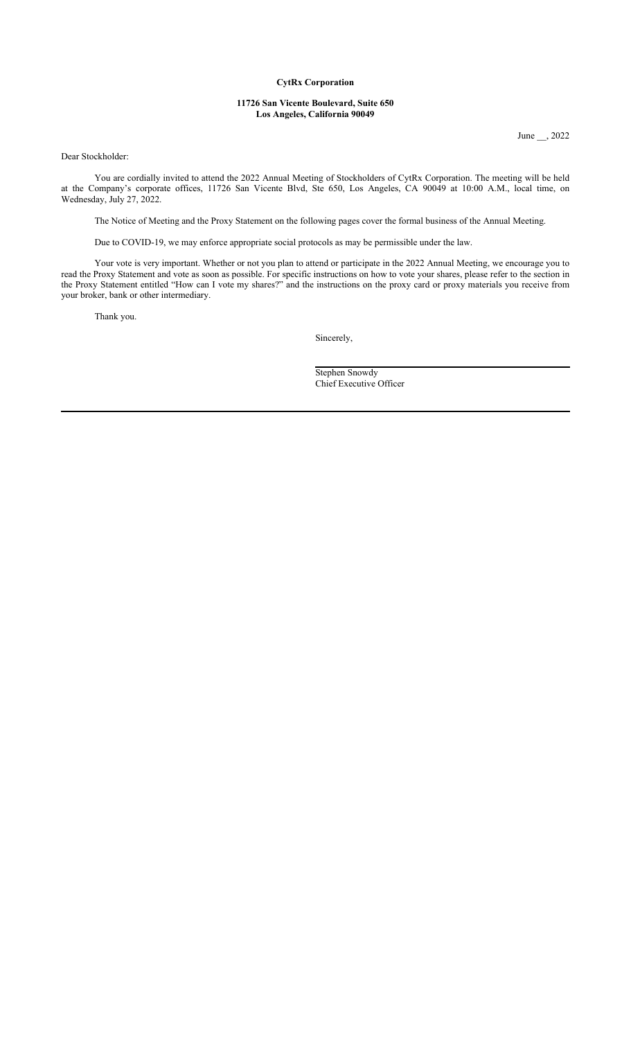**CytRx Corporation**

**11726 San Vicente Boulevard, Suite 650**
**Los Angeles, California 90049**

June __, 2022

Dear Stockholder:

You are cordially invited to attend the 2022 Annual Meeting of Stockholders of CytRx Corporation. The meeting will be held at the Company's corporate offices, 11726 San Vicente Blvd, Ste 650, Los Angeles, CA 90049 at 10:00 A.M., local time, on Wednesday, July 27, 2022.

The Notice of Meeting and the Proxy Statement on the following pages cover the formal business of the Annual Meeting.

Due to COVID-19, we may enforce appropriate social protocols as may be permissible under the law.

Your vote is very important. Whether or not you plan to attend or participate in the 2022 Annual Meeting, we encourage you to read the Proxy Statement and vote as soon as possible. For specific instructions on how to vote your shares, please refer to the section in the Proxy Statement entitled "How can I vote my shares?" and the instructions on the proxy card or proxy materials you receive from your broker, bank or other intermediary.

Thank you.

Sincerely,

Stephen Snowdy
Chief Executive Officer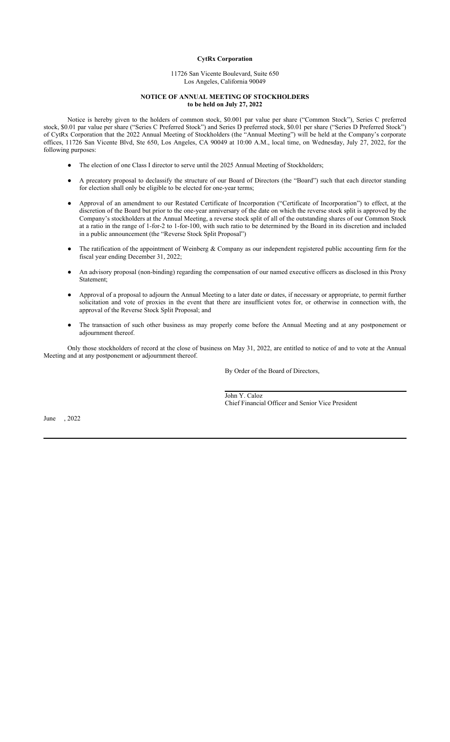**CytRx Corporation**

11726 San Vicente Boulevard, Suite 650
Los Angeles, California 90049

**NOTICE OF ANNUAL MEETING OF STOCKHOLDERS**
**to be held on July 27, 2022**

Notice is hereby given to the holders of common stock, $0.001 par value per share ("Common Stock"), Series C preferred stock, $0.01 par value per share ("Series C Preferred Stock") and Series D preferred stock, $0.01 per share ("Series D Preferred Stock") of CytRx Corporation that the 2022 Annual Meeting of Stockholders (the "Annual Meeting") will be held at the Company's corporate offices, 11726 San Vicente Blvd, Ste 650, Los Angeles, CA 90049 at 10:00 A.M., local time, on Wednesday, July 27, 2022, for the following purposes:

- The election of one Class I director to serve until the 2025 Annual Meeting of Stockholders;
- A precatory proposal to declassify the structure of our Board of Directors (the "Board") such that each director standing for election shall only be eligible to be elected for one-year terms;
- Approval of an amendment to our Restated Certificate of Incorporation ("Certificate of Incorporation") to effect, at the discretion of the Board but prior to the one-year anniversary of the date on which the reverse stock split is approved by the Company's stockholders at the Annual Meeting, a reverse stock split of all of the outstanding shares of our Common Stock at a ratio in the range of 1-for-2 to 1-for-100, with such ratio to be determined by the Board in its discretion and included in a public announcement (the "Reverse Stock Split Proposal")
- The ratification of the appointment of Weinberg & Company as our independent registered public accounting firm for the fiscal year ending December 31, 2022;
- An advisory proposal (non-binding) regarding the compensation of our named executive officers as disclosed in this Proxy Statement;
- Approval of a proposal to adjourn the Annual Meeting to a later date or dates, if necessary or appropriate, to permit further solicitation and vote of proxies in the event that there are insufficient votes for, or otherwise in connection with, the approval of the Reverse Stock Split Proposal; and
- The transaction of such other business as may properly come before the Annual Meeting and at any postponement or adjournment thereof.

Only those stockholders of record at the close of business on May 31, 2022, are entitled to notice of and to vote at the Annual Meeting and at any postponement or adjournment thereof.

By Order of the Board of Directors,

John Y. Caloz
Chief Financial Officer and Senior Vice President

June , 2022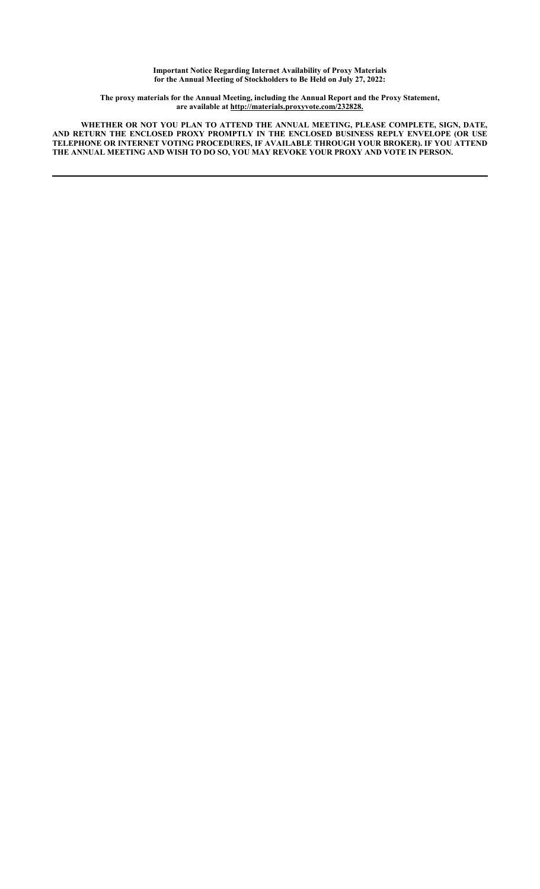**Important Notice Regarding Internet Availability of Proxy Materials for the Annual Meeting of Stockholders to Be Held on July 27, 2022:**

**The proxy materials for the Annual Meeting, including the Annual Report and the Proxy Statement, are available at http://materials.proxyvote.com/232828.**

**WHETHER OR NOT YOU PLAN TO ATTEND THE ANNUAL MEETING, PLEASE COMPLETE, SIGN, DATE, AND RETURN THE ENCLOSED PROXY PROMPTLY IN THE ENCLOSED BUSINESS REPLY ENVELOPE (OR USE TELEPHONE OR INTERNET VOTING PROCEDURES, IF AVAILABLE THROUGH YOUR BROKER). IF YOU ATTEND THE ANNUAL MEETING AND WISH TO DO SO, YOU MAY REVOKE YOUR PROXY AND VOTE IN PERSON.**

---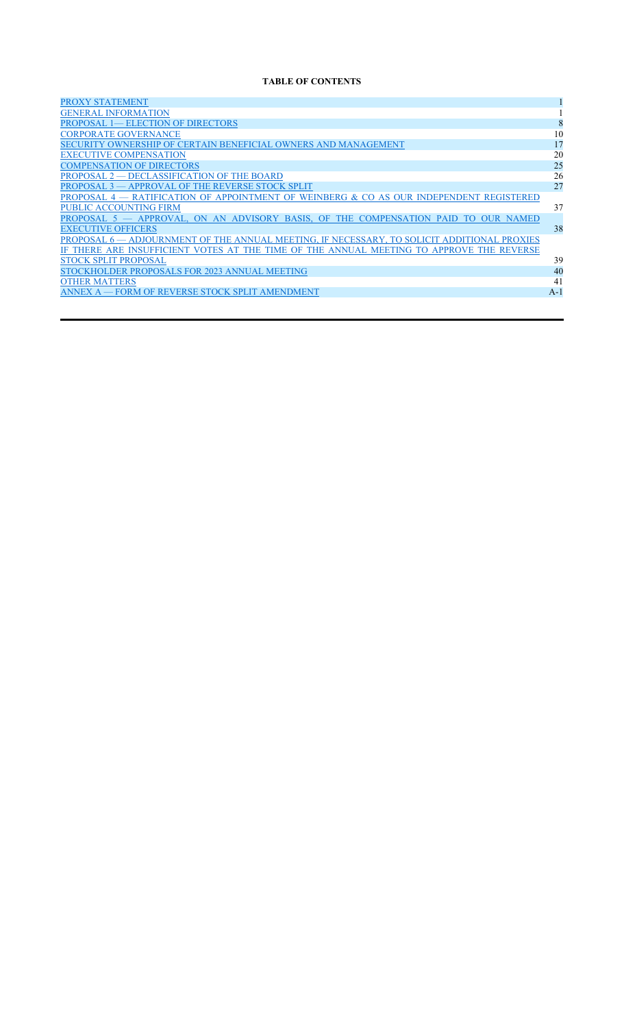**TABLE OF CONTENTS**

| | |
|---|---|
| PROXY STATEMENT | 1 |
| GENERAL INFORMATION | 1 |
| PROPOSAL 1— ELECTION OF DIRECTORS | 8 |
| CORPORATE GOVERNANCE | 10 |
| SECURITY OWNERSHIP OF CERTAIN BENEFICIAL OWNERS AND MANAGEMENT | 17 |
| EXECUTIVE COMPENSATION | 20 |
| COMPENSATION OF DIRECTORS | 25 |
| PROPOSAL 2 — DECLASSIFICATION OF THE BOARD | 26 |
| PROPOSAL 3 — APPROVAL OF THE REVERSE STOCK SPLIT | 27 |
| PROPOSAL 4 — RATIFICATION OF APPOINTMENT OF WEINBERG & CO AS OUR INDEPENDENT REGISTERED PUBLIC ACCOUNTING FIRM | 37 |
| PROPOSAL 5 — APPROVAL, ON AN ADVISORY BASIS, OF THE COMPENSATION PAID TO OUR NAMED EXECUTIVE OFFICERS | 38 |
| PROPOSAL 6 — ADJOURNMENT OF THE ANNUAL MEETING, IF NECESSARY, TO SOLICIT ADDITIONAL PROXIES IF THERE ARE INSUFFICIENT VOTES AT THE TIME OF THE ANNUAL MEETING TO APPROVE THE REVERSE STOCK SPLIT PROPOSAL | 39 |
| STOCKHOLDER PROPOSALS FOR 2023 ANNUAL MEETING | 40 |
| OTHER MATTERS | 41 |
| ANNEX A — FORM OF REVERSE STOCK SPLIT AMENDMENT | A-1 |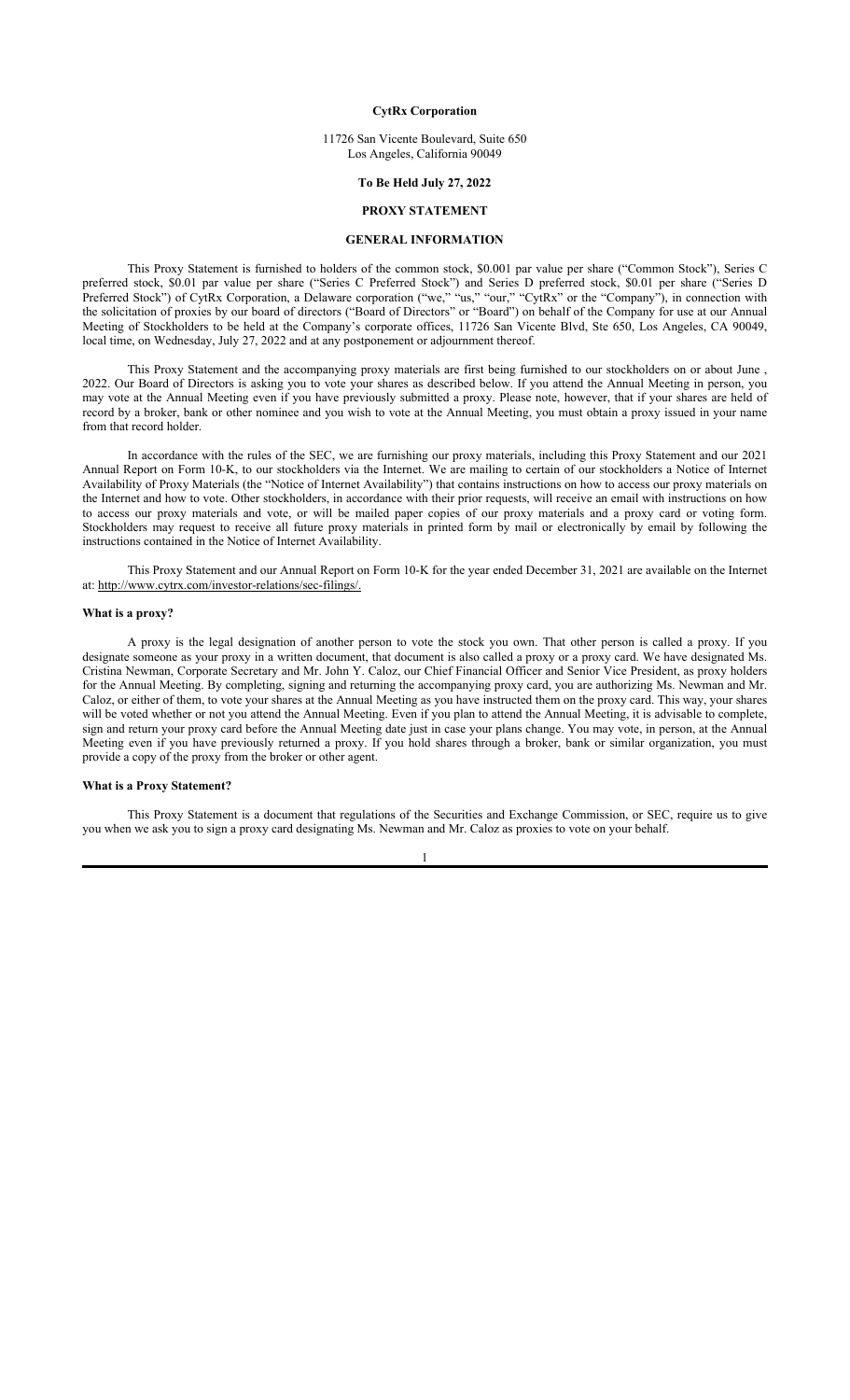**CytRx Corporation**

11726 San Vicente Boulevard, Suite 650
Los Angeles, California 90049

**To Be Held July 27, 2022**

**PROXY STATEMENT**

**GENERAL INFORMATION**

This Proxy Statement is furnished to holders of the common stock, $0.001 par value per share ("Common Stock"), Series C preferred stock, $0.01 par value per share ("Series C Preferred Stock") and Series D preferred stock, $0.01 per share ("Series D Preferred Stock") of CytRx Corporation, a Delaware corporation ("we," "us," "our," "CytRx" or the "Company"), in connection with the solicitation of proxies by our board of directors ("Board of Directors" or "Board") on behalf of the Company for use at our Annual Meeting of Stockholders to be held at the Company's corporate offices, 11726 San Vicente Blvd, Ste 650, Los Angeles, CA 90049, local time, on Wednesday, July 27, 2022 and at any postponement or adjournment thereof.

This Proxy Statement and the accompanying proxy materials are first being furnished to our stockholders on or about June , 2022. Our Board of Directors is asking you to vote your shares as described below. If you attend the Annual Meeting in person, you may vote at the Annual Meeting even if you have previously submitted a proxy. Please note, however, that if your shares are held of record by a broker, bank or other nominee and you wish to vote at the Annual Meeting, you must obtain a proxy issued in your name from that record holder.

In accordance with the rules of the SEC, we are furnishing our proxy materials, including this Proxy Statement and our 2021 Annual Report on Form 10-K, to our stockholders via the Internet. We are mailing to certain of our stockholders a Notice of Internet Availability of Proxy Materials (the "Notice of Internet Availability") that contains instructions on how to access our proxy materials on the Internet and how to vote. Other stockholders, in accordance with their prior requests, will receive an email with instructions on how to access our proxy materials and vote, or will be mailed paper copies of our proxy materials and a proxy card or voting form. Stockholders may request to receive all future proxy materials in printed form by mail or electronically by email by following the instructions contained in the Notice of Internet Availability.

This Proxy Statement and our Annual Report on Form 10-K for the year ended December 31, 2021 are available on the Internet at: http://www.cytrx.com/investor-relations/sec-filings/.

**What is a proxy?**

A proxy is the legal designation of another person to vote the stock you own. That other person is called a proxy. If you designate someone as your proxy in a written document, that document is also called a proxy or a proxy card. We have designated Ms. Cristina Newman, Corporate Secretary and Mr. John Y. Caloz, our Chief Financial Officer and Senior Vice President, as proxy holders for the Annual Meeting. By completing, signing and returning the accompanying proxy card, you are authorizing Ms. Newman and Mr. Caloz, or either of them, to vote your shares at the Annual Meeting as you have instructed them on the proxy card. This way, your shares will be voted whether or not you attend the Annual Meeting. Even if you plan to attend the Annual Meeting, it is advisable to complete, sign and return your proxy card before the Annual Meeting date just in case your plans change. You may vote, in person, at the Annual Meeting even if you have previously returned a proxy. If you hold shares through a broker, bank or similar organization, you must provide a copy of the proxy from the broker or other agent.

**What is a Proxy Statement?**

This Proxy Statement is a document that regulations of the Securities and Exchange Commission, or SEC, require us to give you when we ask you to sign a proxy card designating Ms. Newman and Mr. Caloz as proxies to vote on your behalf.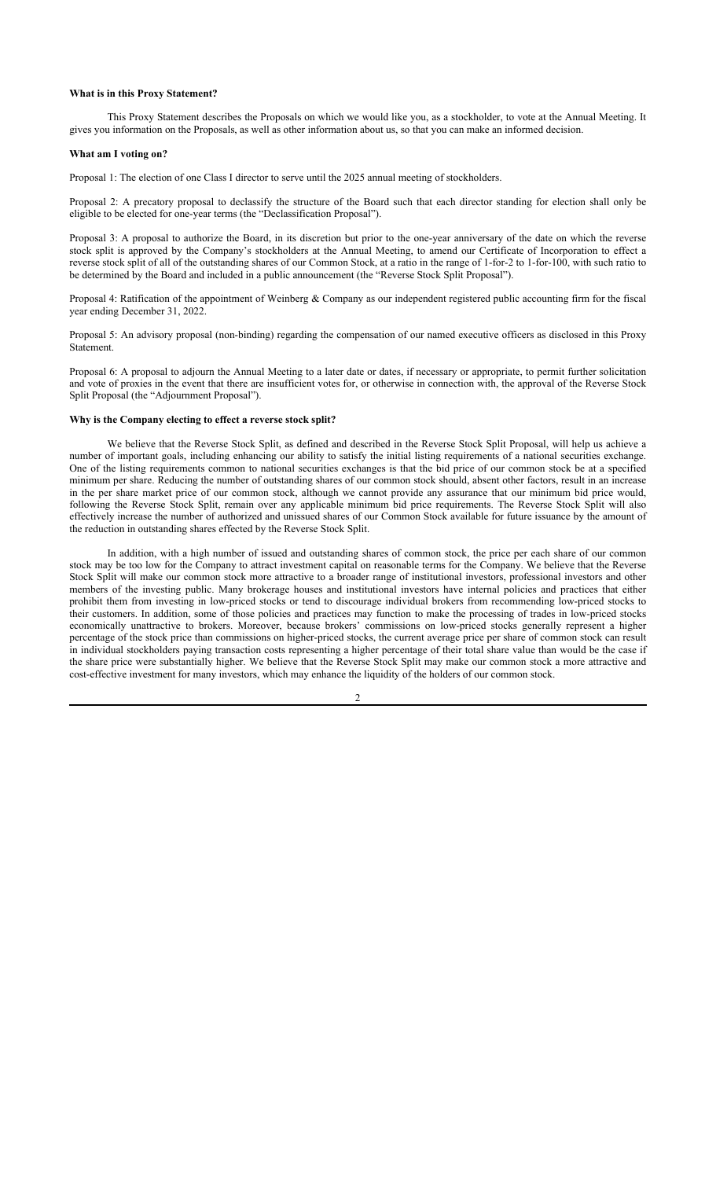**What is in this Proxy Statement?**

This Proxy Statement describes the Proposals on which we would like you, as a stockholder, to vote at the Annual Meeting. It gives you information on the Proposals, as well as other information about us, so that you can make an informed decision.

**What am I voting on?**

Proposal 1: The election of one Class I director to serve until the 2025 annual meeting of stockholders.

Proposal 2: A precatory proposal to declassify the structure of the Board such that each director standing for election shall only be eligible to be elected for one-year terms (the "Declassification Proposal").

Proposal 3: A proposal to authorize the Board, in its discretion but prior to the one-year anniversary of the date on which the reverse stock split is approved by the Company's stockholders at the Annual Meeting, to amend our Certificate of Incorporation to effect a reverse stock split of all of the outstanding shares of our Common Stock, at a ratio in the range of 1-for-2 to 1-for-100, with such ratio to be determined by the Board and included in a public announcement (the "Reverse Stock Split Proposal").

Proposal 4: Ratification of the appointment of Weinberg & Company as our independent registered public accounting firm for the fiscal year ending December 31, 2022.

Proposal 5: An advisory proposal (non-binding) regarding the compensation of our named executive officers as disclosed in this Proxy Statement.

Proposal 6: A proposal to adjourn the Annual Meeting to a later date or dates, if necessary or appropriate, to permit further solicitation and vote of proxies in the event that there are insufficient votes for, or otherwise in connection with, the approval of the Reverse Stock Split Proposal (the "Adjournment Proposal").

**Why is the Company electing to effect a reverse stock split?**

We believe that the Reverse Stock Split, as defined and described in the Reverse Stock Split Proposal, will help us achieve a number of important goals, including enhancing our ability to satisfy the initial listing requirements of a national securities exchange. One of the listing requirements common to national securities exchanges is that the bid price of our common stock be at a specified minimum per share. Reducing the number of outstanding shares of our common stock should, absent other factors, result in an increase in the per share market price of our common stock, although we cannot provide any assurance that our minimum bid price would, following the Reverse Stock Split, remain over any applicable minimum bid price requirements. The Reverse Stock Split will also effectively increase the number of authorized and unissued shares of our Common Stock available for future issuance by the amount of the reduction in outstanding shares effected by the Reverse Stock Split.

In addition, with a high number of issued and outstanding shares of common stock, the price per each share of our common stock may be too low for the Company to attract investment capital on reasonable terms for the Company. We believe that the Reverse Stock Split will make our common stock more attractive to a broader range of institutional investors, professional investors and other members of the investing public. Many brokerage houses and institutional investors have internal policies and practices that either prohibit them from investing in low-priced stocks or tend to discourage individual brokers from recommending low-priced stocks to their customers. In addition, some of those policies and practices may function to make the processing of trades in low-priced stocks economically unattractive to brokers. Moreover, because brokers' commissions on low-priced stocks generally represent a higher percentage of the stock price than commissions on higher-priced stocks, the current average price per share of common stock can result in individual stockholders paying transaction costs representing a higher percentage of their total share value than would be the case if the share price were substantially higher. We believe that the Reverse Stock Split may make our common stock a more attractive and cost-effective investment for many investors, which may enhance the liquidity of the holders of our common stock.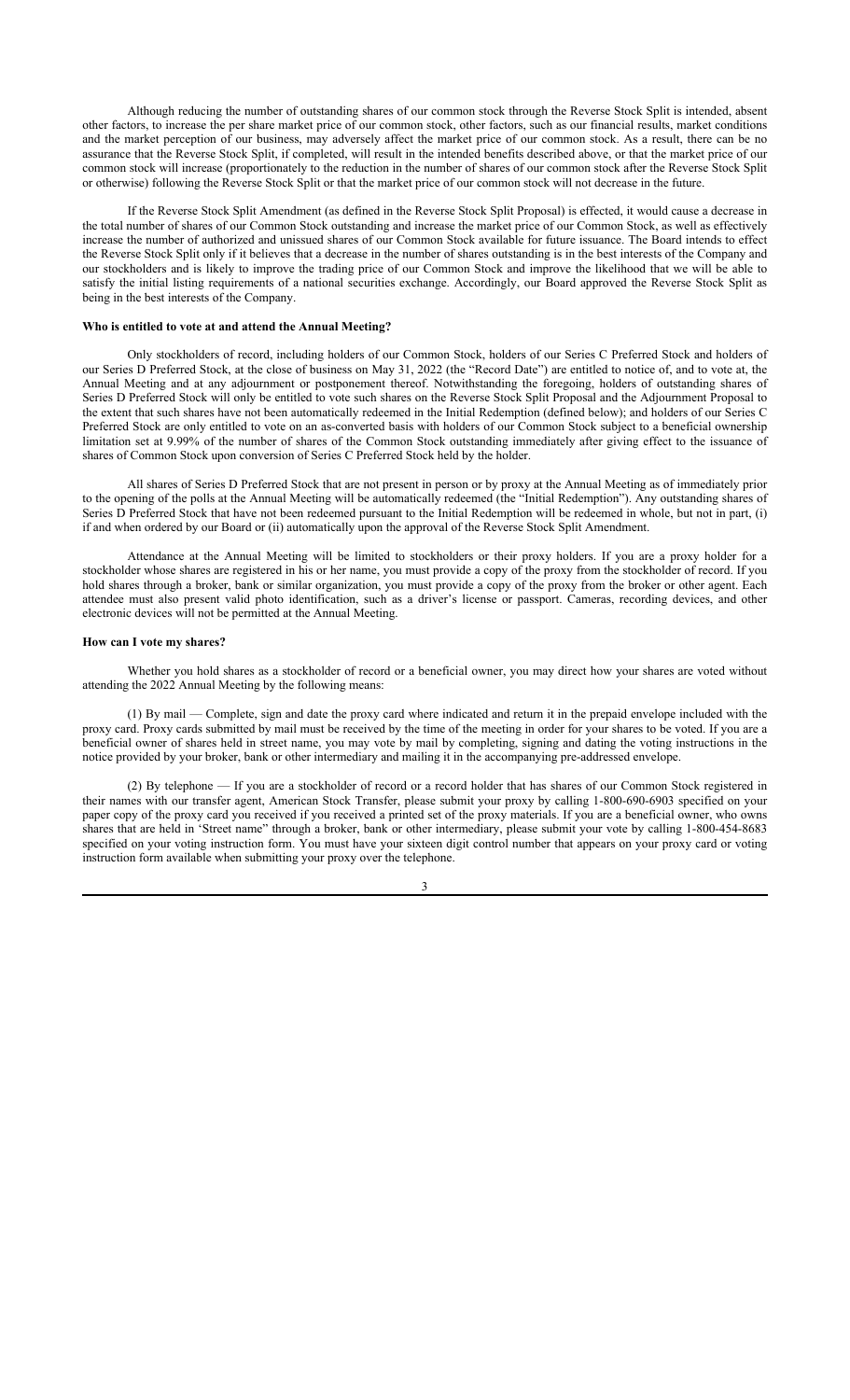Although reducing the number of outstanding shares of our common stock through the Reverse Stock Split is intended, absent other factors, to increase the per share market price of our common stock, other factors, such as our financial results, market conditions and the market perception of our business, may adversely affect the market price of our common stock. As a result, there can be no assurance that the Reverse Stock Split, if completed, will result in the intended benefits described above, or that the market price of our common stock will increase (proportionately to the reduction in the number of shares of our common stock after the Reverse Stock Split or otherwise) following the Reverse Stock Split or that the market price of our common stock will not decrease in the future.

If the Reverse Stock Split Amendment (as defined in the Reverse Stock Split Proposal) is effected, it would cause a decrease in the total number of shares of our Common Stock outstanding and increase the market price of our Common Stock, as well as effectively increase the number of authorized and unissued shares of our Common Stock available for future issuance. The Board intends to effect the Reverse Stock Split only if it believes that a decrease in the number of shares outstanding is in the best interests of the Company and our stockholders and is likely to improve the trading price of our Common Stock and improve the likelihood that we will be able to satisfy the initial listing requirements of a national securities exchange. Accordingly, our Board approved the Reverse Stock Split as being in the best interests of the Company.

### Who is entitled to vote at and attend the Annual Meeting?

Only stockholders of record, including holders of our Common Stock, holders of our Series C Preferred Stock and holders of our Series D Preferred Stock, at the close of business on May 31, 2022 (the "Record Date") are entitled to notice of, and to vote at, the Annual Meeting and at any adjournment or postponement thereof. Notwithstanding the foregoing, holders of outstanding shares of Series D Preferred Stock will only be entitled to vote such shares on the Reverse Stock Split Proposal and the Adjournment Proposal to the extent that such shares have not been automatically redeemed in the Initial Redemption (defined below); and holders of our Series C Preferred Stock are only entitled to vote on an as-converted basis with holders of our Common Stock subject to a beneficial ownership limitation set at 9.99% of the number of shares of the Common Stock outstanding immediately after giving effect to the issuance of shares of Common Stock upon conversion of Series C Preferred Stock held by the holder.

All shares of Series D Preferred Stock that are not present in person or by proxy at the Annual Meeting as of immediately prior to the opening of the polls at the Annual Meeting will be automatically redeemed (the "Initial Redemption"). Any outstanding shares of Series D Preferred Stock that have not been redeemed pursuant to the Initial Redemption will be redeemed in whole, but not in part, (i) if and when ordered by our Board or (ii) automatically upon the approval of the Reverse Stock Split Amendment.

Attendance at the Annual Meeting will be limited to stockholders or their proxy holders. If you are a proxy holder for a stockholder whose shares are registered in his or her name, you must provide a copy of the proxy from the stockholder of record. If you hold shares through a broker, bank or similar organization, you must provide a copy of the proxy from the broker or other agent. Each attendee must also present valid photo identification, such as a driver's license or passport. Cameras, recording devices, and other electronic devices will not be permitted at the Annual Meeting.

### How can I vote my shares?

Whether you hold shares as a stockholder of record or a beneficial owner, you may direct how your shares are voted without attending the 2022 Annual Meeting by the following means:

(1) By mail — Complete, sign and date the proxy card where indicated and return it in the prepaid envelope included with the proxy card. Proxy cards submitted by mail must be received by the time of the meeting in order for your shares to be voted. If you are a beneficial owner of shares held in street name, you may vote by mail by completing, signing and dating the voting instructions in the notice provided by your broker, bank or other intermediary and mailing it in the accompanying pre-addressed envelope.

(2) By telephone — If you are a stockholder of record or a record holder that has shares of our Common Stock registered in their names with our transfer agent, American Stock Transfer, please submit your proxy by calling 1-800-690-6903 specified on your paper copy of the proxy card you received if you received a printed set of the proxy materials. If you are a beneficial owner, who owns shares that are held in 'Street name" through a broker, bank or other intermediary, please submit your vote by calling 1-800-454-8683 specified on your voting instruction form. You must have your sixteen digit control number that appears on your proxy card or voting instruction form available when submitting your proxy over the telephone.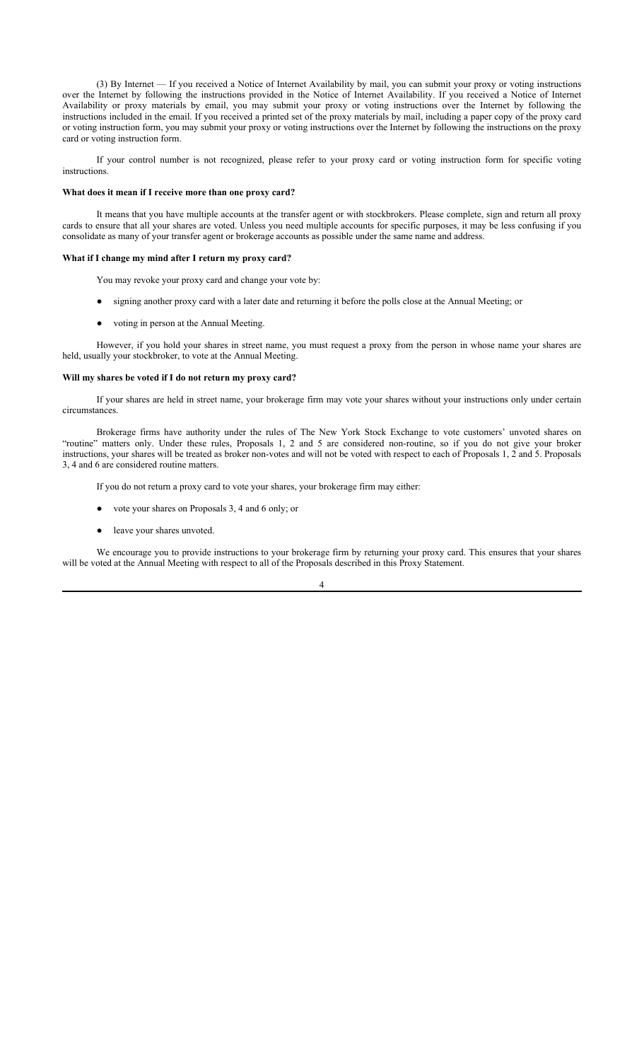(3) By Internet — If you received a Notice of Internet Availability by mail, you can submit your proxy or voting instructions over the Internet by following the instructions provided in the Notice of Internet Availability. If you received a Notice of Internet Availability or proxy materials by email, you may submit your proxy or voting instructions over the Internet by following the instructions included in the email. If you received a printed set of the proxy materials by mail, including a paper copy of the proxy card or voting instruction form, you may submit your proxy or voting instructions over the Internet by following the instructions on the proxy card or voting instruction form.

If your control number is not recognized, please refer to your proxy card or voting instruction form for specific voting instructions.

**What does it mean if I receive more than one proxy card?**

It means that you have multiple accounts at the transfer agent or with stockbrokers. Please complete, sign and return all proxy cards to ensure that all your shares are voted. Unless you need multiple accounts for specific purposes, it may be less confusing if you consolidate as many of your transfer agent or brokerage accounts as possible under the same name and address.

**What if I change my mind after I return my proxy card?**

You may revoke your proxy card and change your vote by:

- signing another proxy card with a later date and returning it before the polls close at the Annual Meeting; or
- voting in person at the Annual Meeting.

However, if you hold your shares in street name, you must request a proxy from the person in whose name your shares are held, usually your stockbroker, to vote at the Annual Meeting.

**Will my shares be voted if I do not return my proxy card?**

If your shares are held in street name, your brokerage firm may vote your shares without your instructions only under certain circumstances.

Brokerage firms have authority under the rules of The New York Stock Exchange to vote customers' unvoted shares on "routine" matters only. Under these rules, Proposals 1, 2 and 5 are considered non-routine, so if you do not give your broker instructions, your shares will be treated as broker non-votes and will not be voted with respect to each of Proposals 1, 2 and 5. Proposals 3, 4 and 6 are considered routine matters.

If you do not return a proxy card to vote your shares, your brokerage firm may either:

- vote your shares on Proposals 3, 4 and 6 only; or
- leave your shares unvoted.

We encourage you to provide instructions to your brokerage firm by returning your proxy card. This ensures that your shares will be voted at the Annual Meeting with respect to all of the Proposals described in this Proxy Statement.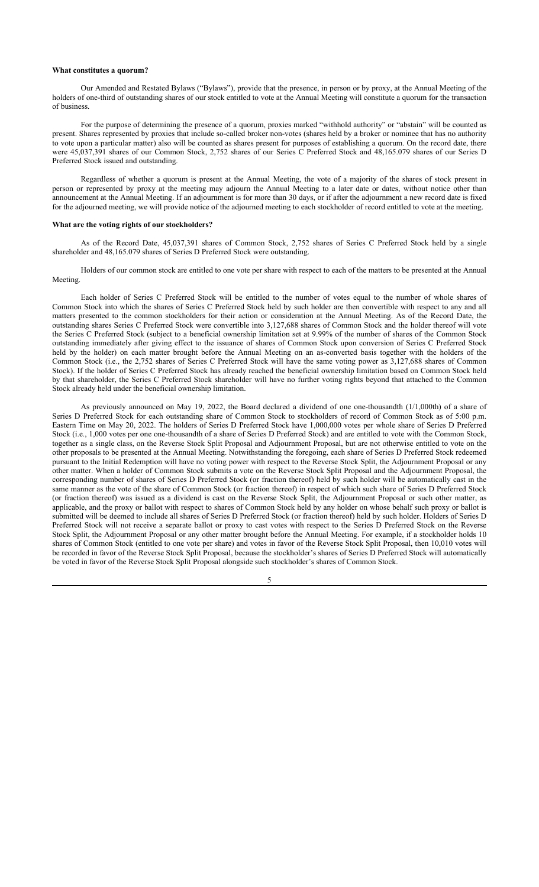**What constitutes a quorum?**

Our Amended and Restated Bylaws ("Bylaws"), provide that the presence, in person or by proxy, at the Annual Meeting of the holders of one-third of outstanding shares of our stock entitled to vote at the Annual Meeting will constitute a quorum for the transaction of business.

For the purpose of determining the presence of a quorum, proxies marked "withhold authority" or "abstain" will be counted as present. Shares represented by proxies that include so-called broker non-votes (shares held by a broker or nominee that has no authority to vote upon a particular matter) also will be counted as shares present for purposes of establishing a quorum. On the record date, there were 45,037,391 shares of our Common Stock, 2,752 shares of our Series C Preferred Stock and 48,165.079 shares of our Series D Preferred Stock issued and outstanding.

Regardless of whether a quorum is present at the Annual Meeting, the vote of a majority of the shares of stock present in person or represented by proxy at the meeting may adjourn the Annual Meeting to a later date or dates, without notice other than announcement at the Annual Meeting. If an adjournment is for more than 30 days, or if after the adjournment a new record date is fixed for the adjourned meeting, we will provide notice of the adjourned meeting to each stockholder of record entitled to vote at the meeting.

**What are the voting rights of our stockholders?**

As of the Record Date, 45,037,391 shares of Common Stock, 2,752 shares of Series C Preferred Stock held by a single shareholder and 48,165.079 shares of Series D Preferred Stock were outstanding.

Holders of our common stock are entitled to one vote per share with respect to each of the matters to be presented at the Annual Meeting.

Each holder of Series C Preferred Stock will be entitled to the number of votes equal to the number of whole shares of Common Stock into which the shares of Series C Preferred Stock held by such holder are then convertible with respect to any and all matters presented to the common stockholders for their action or consideration at the Annual Meeting. As of the Record Date, the outstanding shares Series C Preferred Stock were convertible into 3,127,688 shares of Common Stock and the holder thereof will vote the Series C Preferred Stock (subject to a beneficial ownership limitation set at 9.99% of the number of shares of the Common Stock outstanding immediately after giving effect to the issuance of shares of Common Stock upon conversion of Series C Preferred Stock held by the holder) on each matter brought before the Annual Meeting on an as-converted basis together with the holders of the Common Stock (i.e., the 2,752 shares of Series C Preferred Stock will have the same voting power as 3,127,688 shares of Common Stock). If the holder of Series C Preferred Stock has already reached the beneficial ownership limitation based on Common Stock held by that shareholder, the Series C Preferred Stock shareholder will have no further voting rights beyond that attached to the Common Stock already held under the beneficial ownership limitation.

As previously announced on May 19, 2022, the Board declared a dividend of one one-thousandth (1/1,000th) of a share of Series D Preferred Stock for each outstanding share of Common Stock to stockholders of record of Common Stock as of 5:00 p.m. Eastern Time on May 20, 2022. The holders of Series D Preferred Stock have 1,000,000 votes per whole share of Series D Preferred Stock (i.e., 1,000 votes per one one-thousandth of a share of Series D Preferred Stock) and are entitled to vote with the Common Stock, together as a single class, on the Reverse Stock Split Proposal and Adjournment Proposal, but are not otherwise entitled to vote on the other proposals to be presented at the Annual Meeting. Notwithstanding the foregoing, each share of Series D Preferred Stock redeemed pursuant to the Initial Redemption will have no voting power with respect to the Reverse Stock Split, the Adjournment Proposal or any other matter. When a holder of Common Stock submits a vote on the Reverse Stock Split Proposal and the Adjournment Proposal, the corresponding number of shares of Series D Preferred Stock (or fraction thereof) held by such holder will be automatically cast in the same manner as the vote of the share of Common Stock (or fraction thereof) in respect of which such share of Series D Preferred Stock (or fraction thereof) was issued as a dividend is cast on the Reverse Stock Split, the Adjournment Proposal or such other matter, as applicable, and the proxy or ballot with respect to shares of Common Stock held by any holder on whose behalf such proxy or ballot is submitted will be deemed to include all shares of Series D Preferred Stock (or fraction thereof) held by such holder. Holders of Series D Preferred Stock will not receive a separate ballot or proxy to cast votes with respect to the Series D Preferred Stock on the Reverse Stock Split, the Adjournment Proposal or any other matter brought before the Annual Meeting. For example, if a stockholder holds 10 shares of Common Stock (entitled to one vote per share) and votes in favor of the Reverse Stock Split Proposal, then 10,010 votes will be recorded in favor of the Reverse Stock Split Proposal, because the stockholder's shares of Series D Preferred Stock will automatically be voted in favor of the Reverse Stock Split Proposal alongside such stockholder's shares of Common Stock.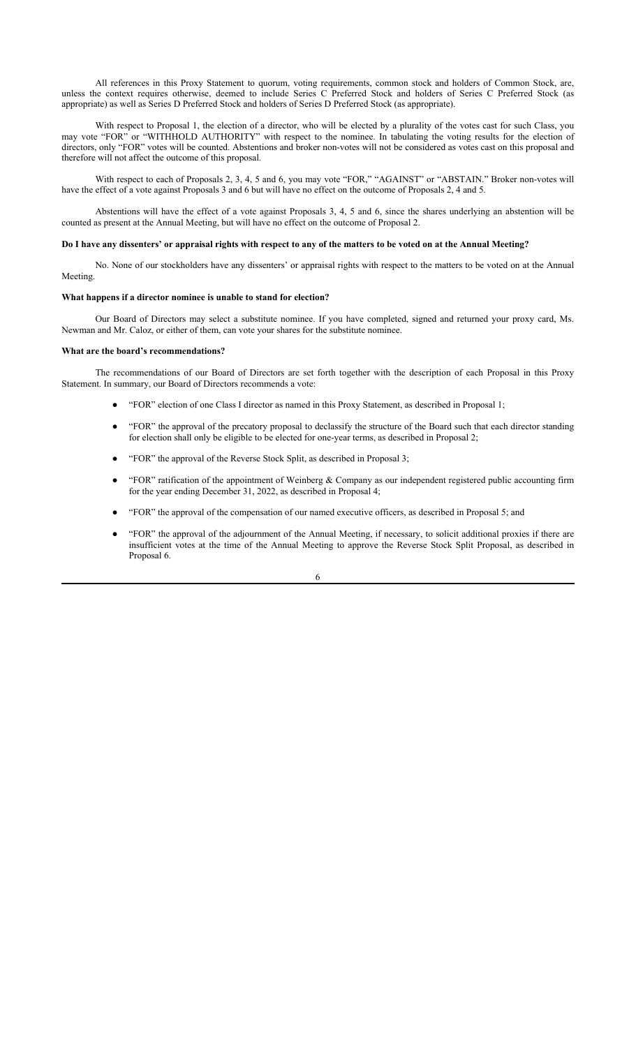All references in this Proxy Statement to quorum, voting requirements, common stock and holders of Common Stock, are, unless the context requires otherwise, deemed to include Series C Preferred Stock and holders of Series C Preferred Stock (as appropriate) as well as Series D Preferred Stock and holders of Series D Preferred Stock (as appropriate).

With respect to Proposal 1, the election of a director, who will be elected by a plurality of the votes cast for such Class, you may vote "FOR" or "WITHHOLD AUTHORITY" with respect to the nominee. In tabulating the voting results for the election of directors, only "FOR" votes will be counted. Abstentions and broker non-votes will not be considered as votes cast on this proposal and therefore will not affect the outcome of this proposal.

With respect to each of Proposals 2, 3, 4, 5 and 6, you may vote "FOR," "AGAINST" or "ABSTAIN." Broker non-votes will have the effect of a vote against Proposals 3 and 6 but will have no effect on the outcome of Proposals 2, 4 and 5.

Abstentions will have the effect of a vote against Proposals 3, 4, 5 and 6, since the shares underlying an abstention will be counted as present at the Annual Meeting, but will have no effect on the outcome of Proposal 2.

**Do I have any dissenters' or appraisal rights with respect to any of the matters to be voted on at the Annual Meeting?**

No. None of our stockholders have any dissenters' or appraisal rights with respect to the matters to be voted on at the Annual Meeting.

**What happens if a director nominee is unable to stand for election?**

Our Board of Directors may select a substitute nominee. If you have completed, signed and returned your proxy card, Ms. Newman and Mr. Caloz, or either of them, can vote your shares for the substitute nominee.

**What are the board's recommendations?**

The recommendations of our Board of Directors are set forth together with the description of each Proposal in this Proxy Statement. In summary, our Board of Directors recommends a vote:

- "FOR" election of one Class I director as named in this Proxy Statement, as described in Proposal 1;
- "FOR" the approval of the precatory proposal to declassify the structure of the Board such that each director standing for election shall only be eligible to be elected for one-year terms, as described in Proposal 2;
- "FOR" the approval of the Reverse Stock Split, as described in Proposal 3;
- "FOR" ratification of the appointment of Weinberg & Company as our independent registered public accounting firm for the year ending December 31, 2022, as described in Proposal 4;
- "FOR" the approval of the compensation of our named executive officers, as described in Proposal 5; and
- "FOR" the approval of the adjournment of the Annual Meeting, if necessary, to solicit additional proxies if there are insufficient votes at the time of the Annual Meeting to approve the Reverse Stock Split Proposal, as described in Proposal 6.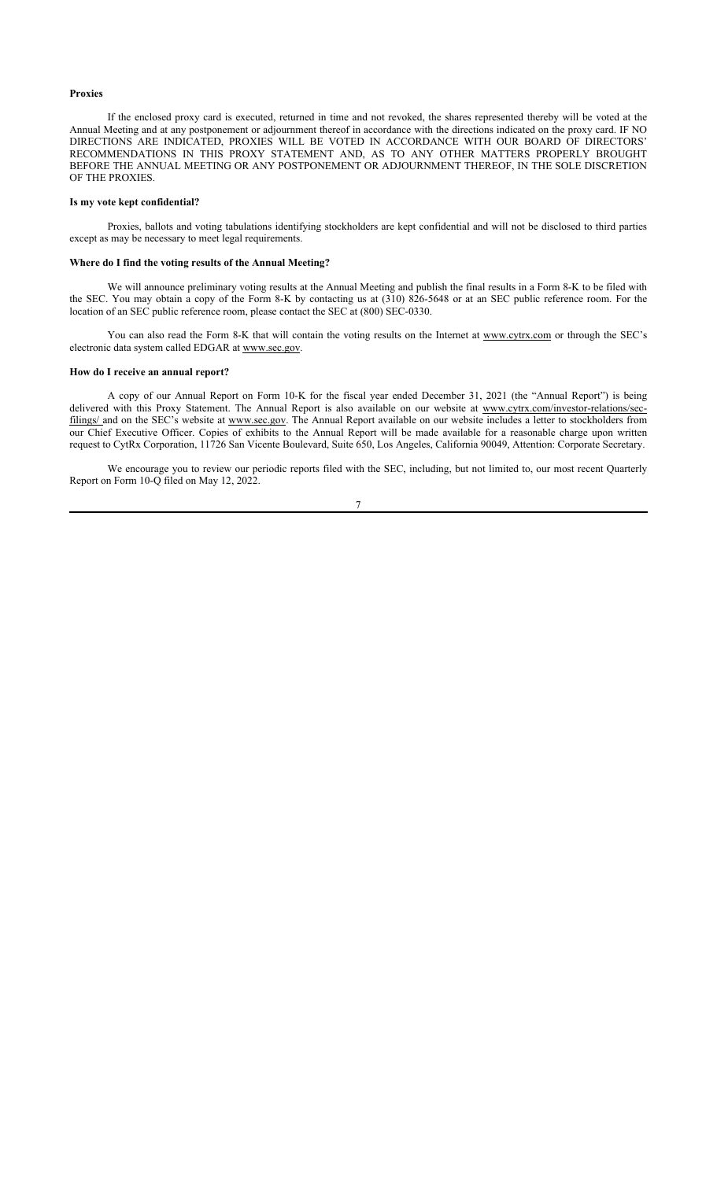**Proxies**

If the enclosed proxy card is executed, returned in time and not revoked, the shares represented thereby will be voted at the Annual Meeting and at any postponement or adjournment thereof in accordance with the directions indicated on the proxy card. IF NO DIRECTIONS ARE INDICATED, PROXIES WILL BE VOTED IN ACCORDANCE WITH OUR BOARD OF DIRECTORS' RECOMMENDATIONS IN THIS PROXY STATEMENT AND, AS TO ANY OTHER MATTERS PROPERLY BROUGHT BEFORE THE ANNUAL MEETING OR ANY POSTPONEMENT OR ADJOURNMENT THEREOF, IN THE SOLE DISCRETION OF THE PROXIES.

**Is my vote kept confidential?**

Proxies, ballots and voting tabulations identifying stockholders are kept confidential and will not be disclosed to third parties except as may be necessary to meet legal requirements.

**Where do I find the voting results of the Annual Meeting?**

We will announce preliminary voting results at the Annual Meeting and publish the final results in a Form 8-K to be filed with the SEC. You may obtain a copy of the Form 8-K by contacting us at (310) 826-5648 or at an SEC public reference room. For the location of an SEC public reference room, please contact the SEC at (800) SEC-0330.

You can also read the Form 8-K that will contain the voting results on the Internet at www.cytrx.com or through the SEC's electronic data system called EDGAR at www.sec.gov.

**How do I receive an annual report?**

A copy of our Annual Report on Form 10-K for the fiscal year ended December 31, 2021 (the "Annual Report") is being delivered with this Proxy Statement. The Annual Report is also available on our website at www.cytrx.com/investor-relations/sec-filings/ and on the SEC's website at www.sec.gov. The Annual Report available on our website includes a letter to stockholders from our Chief Executive Officer. Copies of exhibits to the Annual Report will be made available for a reasonable charge upon written request to CytRx Corporation, 11726 San Vicente Boulevard, Suite 650, Los Angeles, California 90049, Attention: Corporate Secretary.

We encourage you to review our periodic reports filed with the SEC, including, but not limited to, our most recent Quarterly Report on Form 10-Q filed on May 12, 2022.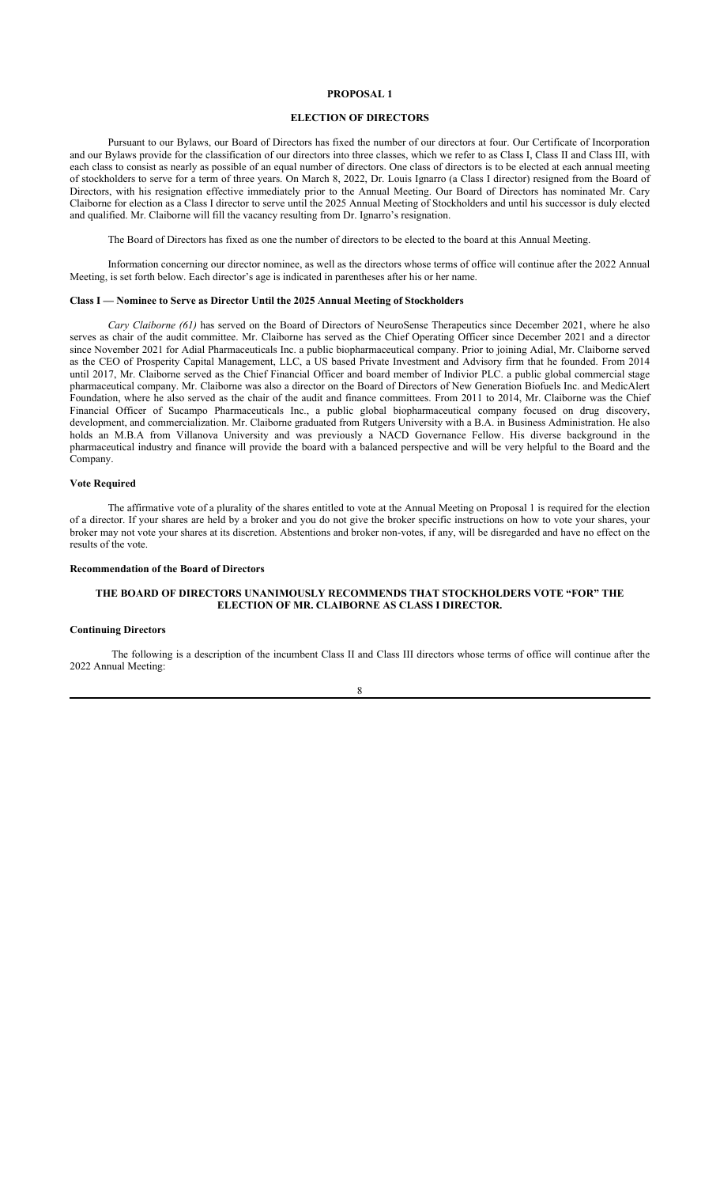## PROPOSAL 1

## ELECTION OF DIRECTORS

Pursuant to our Bylaws, our Board of Directors has fixed the number of our directors at four. Our Certificate of Incorporation and our Bylaws provide for the classification of our directors into three classes, which we refer to as Class I, Class II and Class III, with each class to consist as nearly as possible of an equal number of directors. One class of directors is to be elected at each annual meeting of stockholders to serve for a term of three years. On March 8, 2022, Dr. Louis Ignarro (a Class I director) resigned from the Board of Directors, with his resignation effective immediately prior to the Annual Meeting. Our Board of Directors has nominated Mr. Cary Claiborne for election as a Class I director to serve until the 2025 Annual Meeting of Stockholders and until his successor is duly elected and qualified. Mr. Claiborne will fill the vacancy resulting from Dr. Ignarro's resignation.

The Board of Directors has fixed as one the number of directors to be elected to the board at this Annual Meeting.

Information concerning our director nominee, as well as the directors whose terms of office will continue after the 2022 Annual Meeting, is set forth below. Each director's age is indicated in parentheses after his or her name.

### Class I — Nominee to Serve as Director Until the 2025 Annual Meeting of Stockholders

*Cary Claiborne (61)* has served on the Board of Directors of NeuroSense Therapeutics since December 2021, where he also serves as chair of the audit committee. Mr. Claiborne has served as the Chief Operating Officer since December 2021 and a director since November 2021 for Adial Pharmaceuticals Inc. a public biopharmaceutical company. Prior to joining Adial, Mr. Claiborne served as the CEO of Prosperity Capital Management, LLC, a US based Private Investment and Advisory firm that he founded. From 2014 until 2017, Mr. Claiborne served as the Chief Financial Officer and board member of Indivior PLC. a public global commercial stage pharmaceutical company. Mr. Claiborne was also a director on the Board of Directors of New Generation Biofuels Inc. and MedicAlert Foundation, where he also served as the chair of the audit and finance committees. From 2011 to 2014, Mr. Claiborne was the Chief Financial Officer of Sucampo Pharmaceuticals Inc., a public global biopharmaceutical company focused on drug discovery, development, and commercialization. Mr. Claiborne graduated from Rutgers University with a B.A. in Business Administration. He also holds an M.B.A from Villanova University and was previously a NACD Governance Fellow. His diverse background in the pharmaceutical industry and finance will provide the board with a balanced perspective and will be very helpful to the Board and the Company.

### Vote Required

The affirmative vote of a plurality of the shares entitled to vote at the Annual Meeting on Proposal 1 is required for the election of a director. If your shares are held by a broker and you do not give the broker specific instructions on how to vote your shares, your broker may not vote your shares at its discretion. Abstentions and broker non-votes, if any, will be disregarded and have no effect on the results of the vote.

### Recommendation of the Board of Directors

**THE BOARD OF DIRECTORS UNANIMOUSLY RECOMMENDS THAT STOCKHOLDERS VOTE "FOR" THE ELECTION OF MR. CLAIBORNE AS CLASS I DIRECTOR.**

### Continuing Directors

The following is a description of the incumbent Class II and Class III directors whose terms of office will continue after the 2022 Annual Meeting: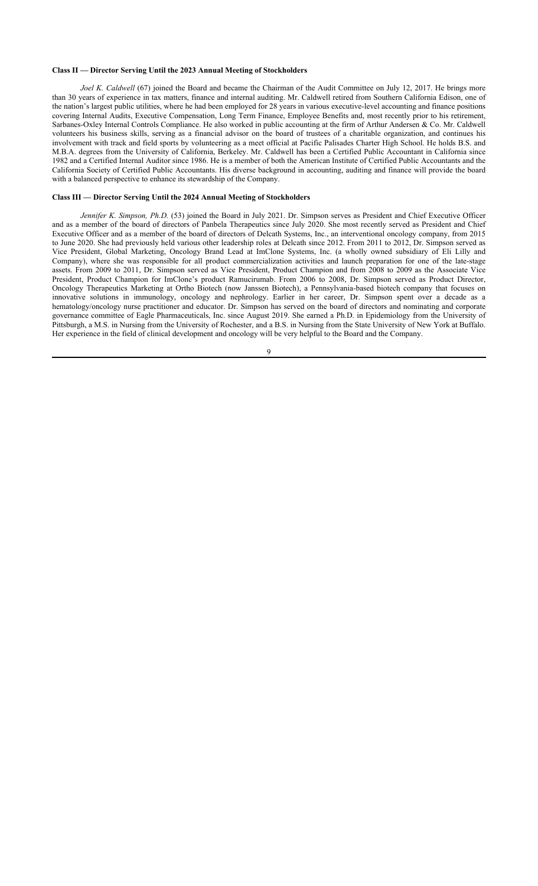**Class II — Director Serving Until the 2023 Annual Meeting of Stockholders**

*Joel K. Caldwell* (67) joined the Board and became the Chairman of the Audit Committee on July 12, 2017. He brings more than 30 years of experience in tax matters, finance and internal auditing. Mr. Caldwell retired from Southern California Edison, one of the nation's largest public utilities, where he had been employed for 28 years in various executive-level accounting and finance positions covering Internal Audits, Executive Compensation, Long Term Finance, Employee Benefits and, most recently prior to his retirement, Sarbanes-Oxley Internal Controls Compliance. He also worked in public accounting at the firm of Arthur Andersen & Co. Mr. Caldwell volunteers his business skills, serving as a financial advisor on the board of trustees of a charitable organization, and continues his involvement with track and field sports by volunteering as a meet official at Pacific Palisades Charter High School. He holds B.S. and M.B.A. degrees from the University of California, Berkeley. Mr. Caldwell has been a Certified Public Accountant in California since 1982 and a Certified Internal Auditor since 1986. He is a member of both the American Institute of Certified Public Accountants and the California Society of Certified Public Accountants. His diverse background in accounting, auditing and finance will provide the board with a balanced perspective to enhance its stewardship of the Company.

**Class III — Director Serving Until the 2024 Annual Meeting of Stockholders**

*Jennifer K. Simpson, Ph.D.* (53) joined the Board in July 2021. Dr. Simpson serves as President and Chief Executive Officer and as a member of the board of directors of Panbela Therapeutics since July 2020. She most recently served as President and Chief Executive Officer and as a member of the board of directors of Delcath Systems, Inc., an interventional oncology company, from 2015 to June 2020. She had previously held various other leadership roles at Delcath since 2012. From 2011 to 2012, Dr. Simpson served as Vice President, Global Marketing, Oncology Brand Lead at ImClone Systems, Inc. (a wholly owned subsidiary of Eli Lilly and Company), where she was responsible for all product commercialization activities and launch preparation for one of the late-stage assets. From 2009 to 2011, Dr. Simpson served as Vice President, Product Champion and from 2008 to 2009 as the Associate Vice President, Product Champion for ImClone's product Ramucirumab. From 2006 to 2008, Dr. Simpson served as Product Director, Oncology Therapeutics Marketing at Ortho Biotech (now Janssen Biotech), a Pennsylvania-based biotech company that focuses on innovative solutions in immunology, oncology and nephrology. Earlier in her career, Dr. Simpson spent over a decade as a hematology/oncology nurse practitioner and educator. Dr. Simpson has served on the board of directors and nominating and corporate governance committee of Eagle Pharmaceuticals, Inc. since August 2019. She earned a Ph.D. in Epidemiology from the University of Pittsburgh, a M.S. in Nursing from the University of Rochester, and a B.S. in Nursing from the State University of New York at Buffalo. Her experience in the field of clinical development and oncology will be very helpful to the Board and the Company.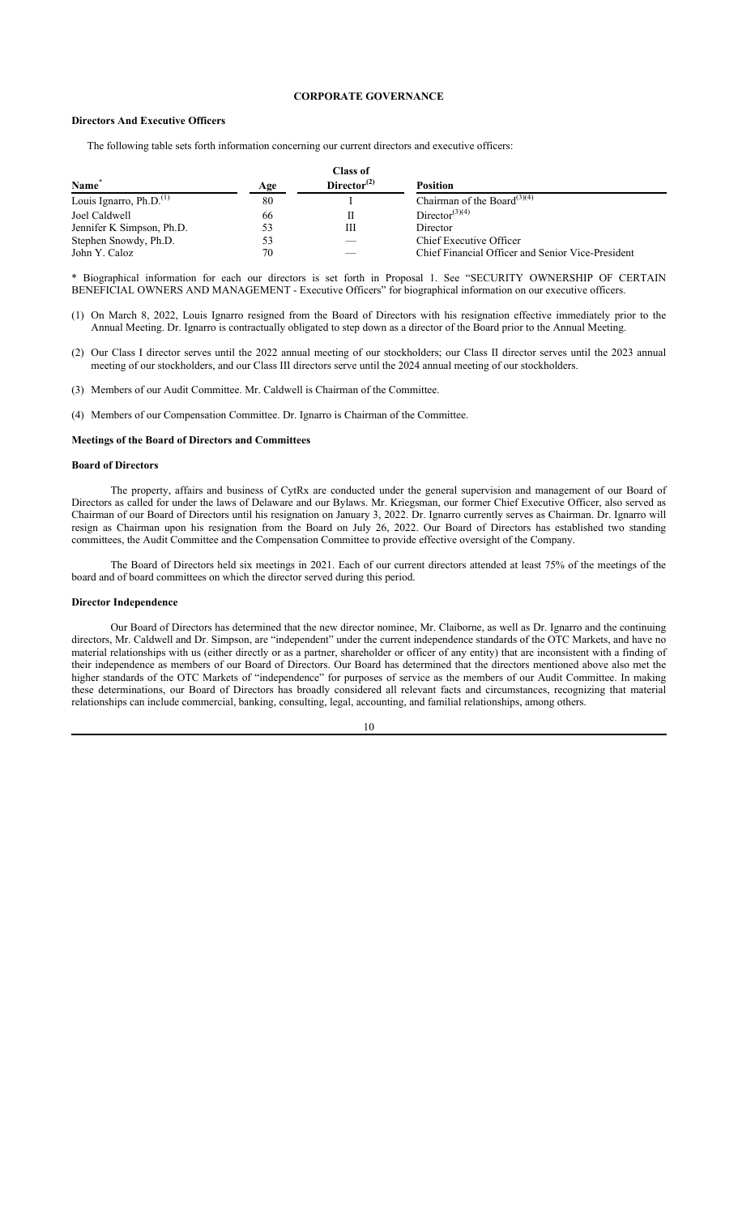## CORPORATE GOVERNANCE

### Directors And Executive Officers

The following table sets forth information concerning our current directors and executive officers:

| Name* | Age | Class of Director(2) | Position |
|---|---|---|---|
| Louis Ignarro, Ph.D.(1) | 80 | I | Chairman of the Board(3)(4) |
| Joel Caldwell | 66 | II | Director(3)(4) |
| Jennifer K Simpson, Ph.D. | 53 | III | Director |
| Stephen Snowdy, Ph.D. | 53 | — | Chief Executive Officer |
| John Y. Caloz | 70 | — | Chief Financial Officer and Senior Vice-President |

\* Biographical information for each our directors is set forth in Proposal 1. See "SECURITY OWNERSHIP OF CERTAIN BENEFICIAL OWNERS AND MANAGEMENT - Executive Officers" for biographical information on our executive officers.

(1) On March 8, 2022, Louis Ignarro resigned from the Board of Directors with his resignation effective immediately prior to the Annual Meeting. Dr. Ignarro is contractually obligated to step down as a director of the Board prior to the Annual Meeting.

(2) Our Class I director serves until the 2022 annual meeting of our stockholders; our Class II director serves until the 2023 annual meeting of our stockholders, and our Class III directors serve until the 2024 annual meeting of our stockholders.

(3) Members of our Audit Committee. Mr. Caldwell is Chairman of the Committee.

(4) Members of our Compensation Committee. Dr. Ignarro is Chairman of the Committee.

### Meetings of the Board of Directors and Committees

#### Board of Directors

The property, affairs and business of CytRx are conducted under the general supervision and management of our Board of Directors as called for under the laws of Delaware and our Bylaws. Mr. Kriegsman, our former Chief Executive Officer, also served as Chairman of our Board of Directors until his resignation on January 3, 2022. Dr. Ignarro currently serves as Chairman. Dr. Ignarro will resign as Chairman upon his resignation from the Board on July 26, 2022. Our Board of Directors has established two standing committees, the Audit Committee and the Compensation Committee to provide effective oversight of the Company.

The Board of Directors held six meetings in 2021. Each of our current directors attended at least 75% of the meetings of the board and of board committees on which the director served during this period.

#### Director Independence

Our Board of Directors has determined that the new director nominee, Mr. Claiborne, as well as Dr. Ignarro and the continuing directors, Mr. Caldwell and Dr. Simpson, are "independent" under the current independence standards of the OTC Markets, and have no material relationships with us (either directly or as a partner, shareholder or officer of any entity) that are inconsistent with a finding of their independence as members of our Board of Directors. Our Board has determined that the directors mentioned above also met the higher standards of the OTC Markets of "independence" for purposes of service as the members of our Audit Committee. In making these determinations, our Board of Directors has broadly considered all relevant facts and circumstances, recognizing that material relationships can include commercial, banking, consulting, legal, accounting, and familial relationships, among others.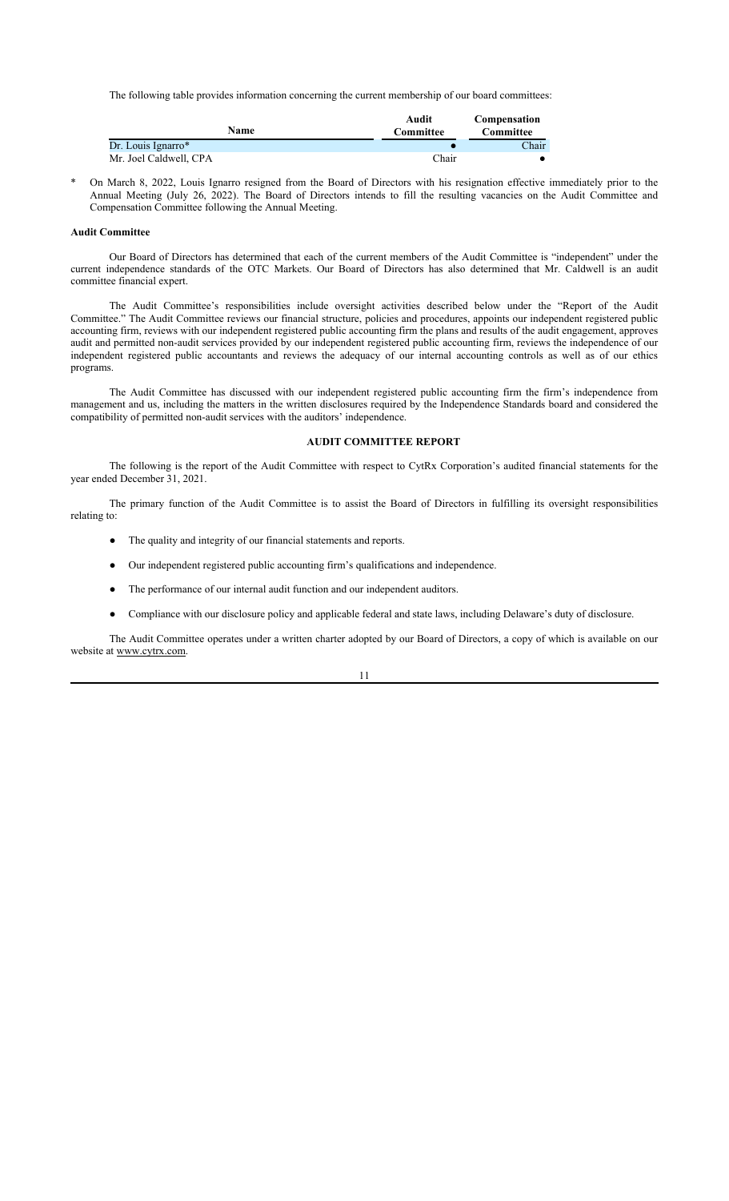The following table provides information concerning the current membership of our board committees:

| Name | Audit Committee | Compensation Committee |
|---|---|---|
| Dr. Louis Ignarro* | ● | Chair |
| Mr. Joel Caldwell, CPA | Chair | ● |

\* On March 8, 2022, Louis Ignarro resigned from the Board of Directors with his resignation effective immediately prior to the Annual Meeting (July 26, 2022). The Board of Directors intends to fill the resulting vacancies on the Audit Committee and Compensation Committee following the Annual Meeting.

**Audit Committee**

Our Board of Directors has determined that each of the current members of the Audit Committee is "independent" under the current independence standards of the OTC Markets. Our Board of Directors has also determined that Mr. Caldwell is an audit committee financial expert.

The Audit Committee's responsibilities include oversight activities described below under the "Report of the Audit Committee." The Audit Committee reviews our financial structure, policies and procedures, appoints our independent registered public accounting firm, reviews with our independent registered public accounting firm the plans and results of the audit engagement, approves audit and permitted non-audit services provided by our independent registered public accounting firm, reviews the independence of our independent registered public accountants and reviews the adequacy of our internal accounting controls as well as of our ethics programs.

The Audit Committee has discussed with our independent registered public accounting firm the firm's independence from management and us, including the matters in the written disclosures required by the Independence Standards board and considered the compatibility of permitted non-audit services with the auditors' independence.

**AUDIT COMMITTEE REPORT**

The following is the report of the Audit Committee with respect to CytRx Corporation's audited financial statements for the year ended December 31, 2021.

The primary function of the Audit Committee is to assist the Board of Directors in fulfilling its oversight responsibilities relating to:

- The quality and integrity of our financial statements and reports.
- Our independent registered public accounting firm's qualifications and independence.
- The performance of our internal audit function and our independent auditors.
- Compliance with our disclosure policy and applicable federal and state laws, including Delaware's duty of disclosure.

The Audit Committee operates under a written charter adopted by our Board of Directors, a copy of which is available on our website at www.cytrx.com.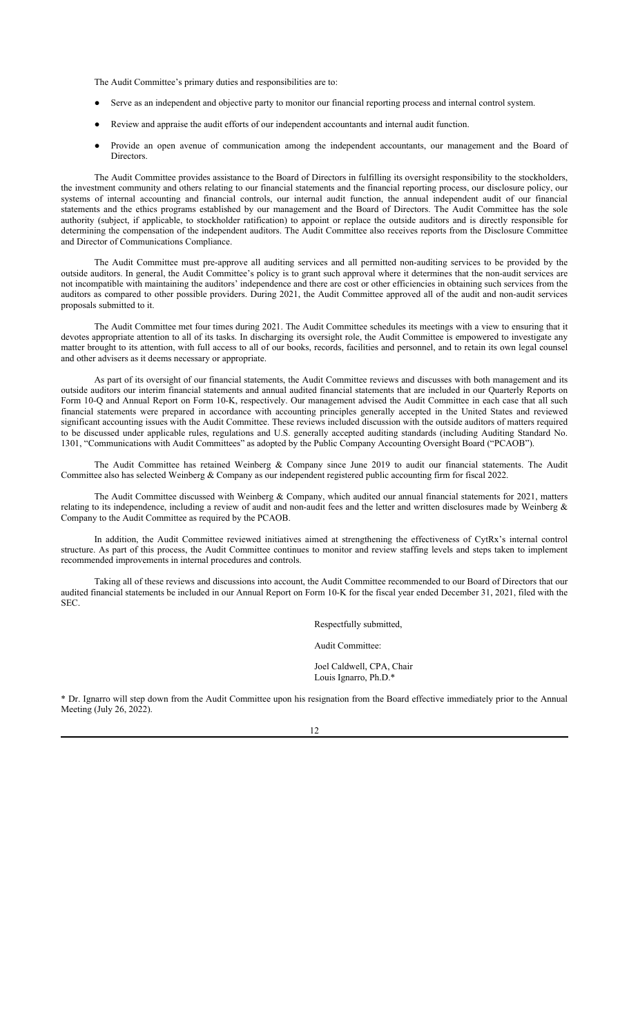The Audit Committee's primary duties and responsibilities are to:

- Serve as an independent and objective party to monitor our financial reporting process and internal control system.
- Review and appraise the audit efforts of our independent accountants and internal audit function.
- Provide an open avenue of communication among the independent accountants, our management and the Board of Directors.

The Audit Committee provides assistance to the Board of Directors in fulfilling its oversight responsibility to the stockholders, the investment community and others relating to our financial statements and the financial reporting process, our disclosure policy, our systems of internal accounting and financial controls, our internal audit function, the annual independent audit of our financial statements and the ethics programs established by our management and the Board of Directors. The Audit Committee has the sole authority (subject, if applicable, to stockholder ratification) to appoint or replace the outside auditors and is directly responsible for determining the compensation of the independent auditors. The Audit Committee also receives reports from the Disclosure Committee and Director of Communications Compliance.

The Audit Committee must pre-approve all auditing services and all permitted non-auditing services to be provided by the outside auditors. In general, the Audit Committee's policy is to grant such approval where it determines that the non-audit services are not incompatible with maintaining the auditors' independence and there are cost or other efficiencies in obtaining such services from the auditors as compared to other possible providers. During 2021, the Audit Committee approved all of the audit and non-audit services proposals submitted to it.

The Audit Committee met four times during 2021. The Audit Committee schedules its meetings with a view to ensuring that it devotes appropriate attention to all of its tasks. In discharging its oversight role, the Audit Committee is empowered to investigate any matter brought to its attention, with full access to all of our books, records, facilities and personnel, and to retain its own legal counsel and other advisers as it deems necessary or appropriate.

As part of its oversight of our financial statements, the Audit Committee reviews and discusses with both management and its outside auditors our interim financial statements and annual audited financial statements that are included in our Quarterly Reports on Form 10-Q and Annual Report on Form 10-K, respectively. Our management advised the Audit Committee in each case that all such financial statements were prepared in accordance with accounting principles generally accepted in the United States and reviewed significant accounting issues with the Audit Committee. These reviews included discussion with the outside auditors of matters required to be discussed under applicable rules, regulations and U.S. generally accepted auditing standards (including Auditing Standard No. 1301, "Communications with Audit Committees" as adopted by the Public Company Accounting Oversight Board ("PCAOB").

The Audit Committee has retained Weinberg & Company since June 2019 to audit our financial statements. The Audit Committee also has selected Weinberg & Company as our independent registered public accounting firm for fiscal 2022.

The Audit Committee discussed with Weinberg & Company, which audited our annual financial statements for 2021, matters relating to its independence, including a review of audit and non-audit fees and the letter and written disclosures made by Weinberg & Company to the Audit Committee as required by the PCAOB.

In addition, the Audit Committee reviewed initiatives aimed at strengthening the effectiveness of CytRx's internal control structure. As part of this process, the Audit Committee continues to monitor and review staffing levels and steps taken to implement recommended improvements in internal procedures and controls.

Taking all of these reviews and discussions into account, the Audit Committee recommended to our Board of Directors that our audited financial statements be included in our Annual Report on Form 10-K for the fiscal year ended December 31, 2021, filed with the SEC.

Respectfully submitted,

Audit Committee:

Joel Caldwell, CPA, Chair
Louis Ignarro, Ph.D.*

* Dr. Ignarro will step down from the Audit Committee upon his resignation from the Board effective immediately prior to the Annual Meeting (July 26, 2022).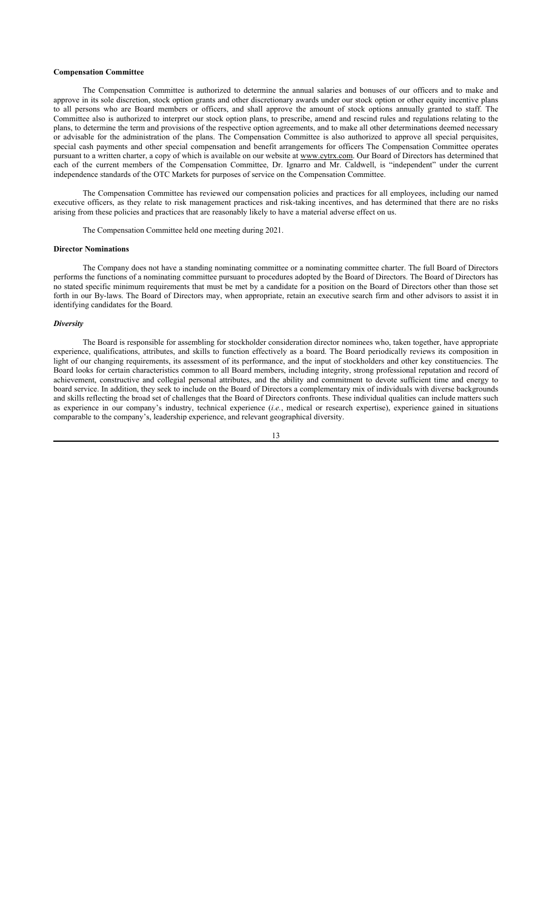**Compensation Committee**

The Compensation Committee is authorized to determine the annual salaries and bonuses of our officers and to make and approve in its sole discretion, stock option grants and other discretionary awards under our stock option or other equity incentive plans to all persons who are Board members or officers, and shall approve the amount of stock options annually granted to staff. The Committee also is authorized to interpret our stock option plans, to prescribe, amend and rescind rules and regulations relating to the plans, to determine the term and provisions of the respective option agreements, and to make all other determinations deemed necessary or advisable for the administration of the plans. The Compensation Committee is also authorized to approve all special perquisites, special cash payments and other special compensation and benefit arrangements for officers The Compensation Committee operates pursuant to a written charter, a copy of which is available on our website at www.cytrx.com. Our Board of Directors has determined that each of the current members of the Compensation Committee, Dr. Ignarro and Mr. Caldwell, is "independent" under the current independence standards of the OTC Markets for purposes of service on the Compensation Committee.

The Compensation Committee has reviewed our compensation policies and practices for all employees, including our named executive officers, as they relate to risk management practices and risk-taking incentives, and has determined that there are no risks arising from these policies and practices that are reasonably likely to have a material adverse effect on us.

The Compensation Committee held one meeting during 2021.

**Director Nominations**

The Company does not have a standing nominating committee or a nominating committee charter. The full Board of Directors performs the functions of a nominating committee pursuant to procedures adopted by the Board of Directors. The Board of Directors has no stated specific minimum requirements that must be met by a candidate for a position on the Board of Directors other than those set forth in our By-laws. The Board of Directors may, when appropriate, retain an executive search firm and other advisors to assist it in identifying candidates for the Board.

***Diversity***

The Board is responsible for assembling for stockholder consideration director nominees who, taken together, have appropriate experience, qualifications, attributes, and skills to function effectively as a board. The Board periodically reviews its composition in light of our changing requirements, its assessment of its performance, and the input of stockholders and other key constituencies. The Board looks for certain characteristics common to all Board members, including integrity, strong professional reputation and record of achievement, constructive and collegial personal attributes, and the ability and commitment to devote sufficient time and energy to board service. In addition, they seek to include on the Board of Directors a complementary mix of individuals with diverse backgrounds and skills reflecting the broad set of challenges that the Board of Directors confronts. These individual qualities can include matters such as experience in our company's industry, technical experience (*i.e.*, medical or research expertise), experience gained in situations comparable to the company's, leadership experience, and relevant geographical diversity.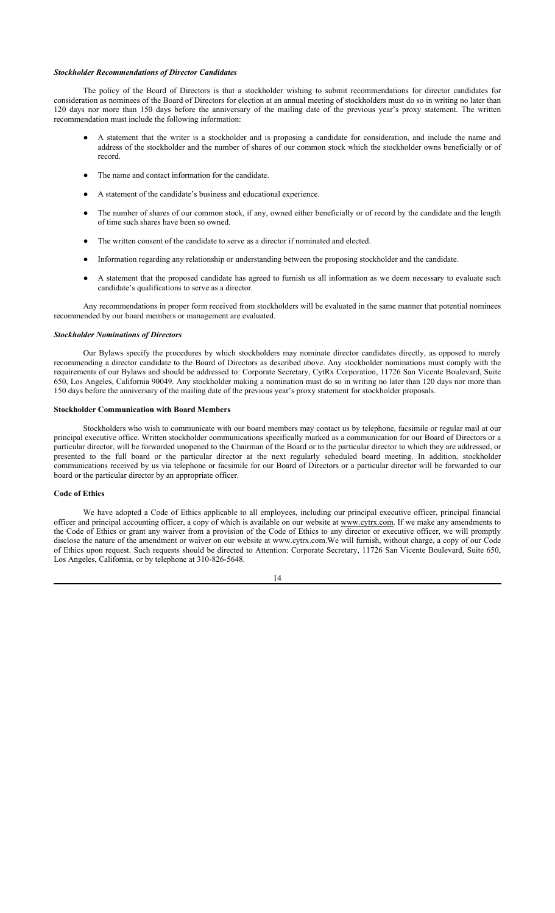***Stockholder Recommendations of Director Candidates***

The policy of the Board of Directors is that a stockholder wishing to submit recommendations for director candidates for consideration as nominees of the Board of Directors for election at an annual meeting of stockholders must do so in writing no later than 120 days nor more than 150 days before the anniversary of the mailing date of the previous year's proxy statement. The written recommendation must include the following information:

- A statement that the writer is a stockholder and is proposing a candidate for consideration, and include the name and address of the stockholder and the number of shares of our common stock which the stockholder owns beneficially or of record.
- The name and contact information for the candidate.
- A statement of the candidate's business and educational experience.
- The number of shares of our common stock, if any, owned either beneficially or of record by the candidate and the length of time such shares have been so owned.
- The written consent of the candidate to serve as a director if nominated and elected.
- Information regarding any relationship or understanding between the proposing stockholder and the candidate.
- A statement that the proposed candidate has agreed to furnish us all information as we deem necessary to evaluate such candidate's qualifications to serve as a director.

Any recommendations in proper form received from stockholders will be evaluated in the same manner that potential nominees recommended by our board members or management are evaluated.

***Stockholder Nominations of Directors***

Our Bylaws specify the procedures by which stockholders may nominate director candidates directly, as opposed to merely recommending a director candidate to the Board of Directors as described above. Any stockholder nominations must comply with the requirements of our Bylaws and should be addressed to: Corporate Secretary, CytRx Corporation, 11726 San Vicente Boulevard, Suite 650, Los Angeles, California 90049. Any stockholder making a nomination must do so in writing no later than 120 days nor more than 150 days before the anniversary of the mailing date of the previous year's proxy statement for stockholder proposals.

**Stockholder Communication with Board Members**

Stockholders who wish to communicate with our board members may contact us by telephone, facsimile or regular mail at our principal executive office. Written stockholder communications specifically marked as a communication for our Board of Directors or a particular director, will be forwarded unopened to the Chairman of the Board or to the particular director to which they are addressed, or presented to the full board or the particular director at the next regularly scheduled board meeting. In addition, stockholder communications received by us via telephone or facsimile for our Board of Directors or a particular director will be forwarded to our board or the particular director by an appropriate officer.

**Code of Ethics**

We have adopted a Code of Ethics applicable to all employees, including our principal executive officer, principal financial officer and principal accounting officer, a copy of which is available on our website at www.cytrx.com. If we make any amendments to the Code of Ethics or grant any waiver from a provision of the Code of Ethics to any director or executive officer, we will promptly disclose the nature of the amendment or waiver on our website at www.cytrx.com.We will furnish, without charge, a copy of our Code of Ethics upon request. Such requests should be directed to Attention: Corporate Secretary, 11726 San Vicente Boulevard, Suite 650, Los Angeles, California, or by telephone at 310-826-5648.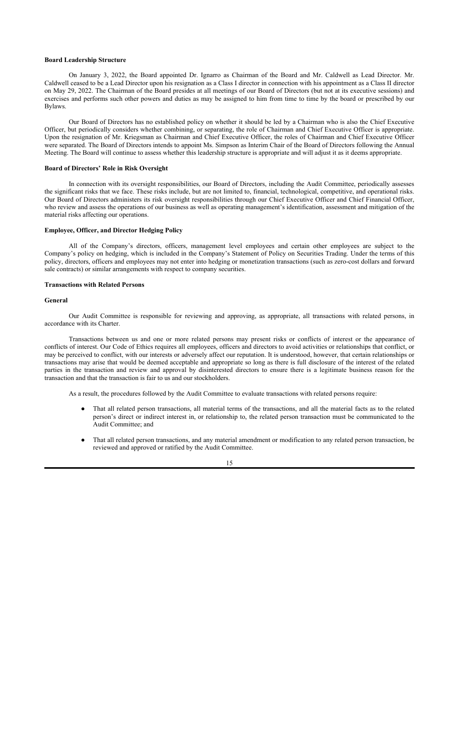**Board Leadership Structure**

On January 3, 2022, the Board appointed Dr. Ignarro as Chairman of the Board and Mr. Caldwell as Lead Director. Mr. Caldwell ceased to be a Lead Director upon his resignation as a Class I director in connection with his appointment as a Class II director on May 29, 2022. The Chairman of the Board presides at all meetings of our Board of Directors (but not at its executive sessions) and exercises and performs such other powers and duties as may be assigned to him from time to time by the board or prescribed by our Bylaws.

Our Board of Directors has no established policy on whether it should be led by a Chairman who is also the Chief Executive Officer, but periodically considers whether combining, or separating, the role of Chairman and Chief Executive Officer is appropriate. Upon the resignation of Mr. Kriegsman as Chairman and Chief Executive Officer, the roles of Chairman and Chief Executive Officer were separated. The Board of Directors intends to appoint Ms. Simpson as Interim Chair of the Board of Directors following the Annual Meeting. The Board will continue to assess whether this leadership structure is appropriate and will adjust it as it deems appropriate.

**Board of Directors' Role in Risk Oversight**

In connection with its oversight responsibilities, our Board of Directors, including the Audit Committee, periodically assesses the significant risks that we face. These risks include, but are not limited to, financial, technological, competitive, and operational risks. Our Board of Directors administers its risk oversight responsibilities through our Chief Executive Officer and Chief Financial Officer, who review and assess the operations of our business as well as operating management's identification, assessment and mitigation of the material risks affecting our operations.

**Employee, Officer, and Director Hedging Policy**

All of the Company's directors, officers, management level employees and certain other employees are subject to the Company's policy on hedging, which is included in the Company's Statement of Policy on Securities Trading. Under the terms of this policy, directors, officers and employees may not enter into hedging or monetization transactions (such as zero-cost dollars and forward sale contracts) or similar arrangements with respect to company securities.

**Transactions with Related Persons**

**General**

Our Audit Committee is responsible for reviewing and approving, as appropriate, all transactions with related persons, in accordance with its Charter.

Transactions between us and one or more related persons may present risks or conflicts of interest or the appearance of conflicts of interest. Our Code of Ethics requires all employees, officers and directors to avoid activities or relationships that conflict, or may be perceived to conflict, with our interests or adversely affect our reputation. It is understood, however, that certain relationships or transactions may arise that would be deemed acceptable and appropriate so long as there is full disclosure of the interest of the related parties in the transaction and review and approval by disinterested directors to ensure there is a legitimate business reason for the transaction and that the transaction is fair to us and our stockholders.

As a result, the procedures followed by the Audit Committee to evaluate transactions with related persons require:

- That all related person transactions, all material terms of the transactions, and all the material facts as to the related person's direct or indirect interest in, or relationship to, the related person transaction must be communicated to the Audit Committee; and
- That all related person transactions, and any material amendment or modification to any related person transaction, be reviewed and approved or ratified by the Audit Committee.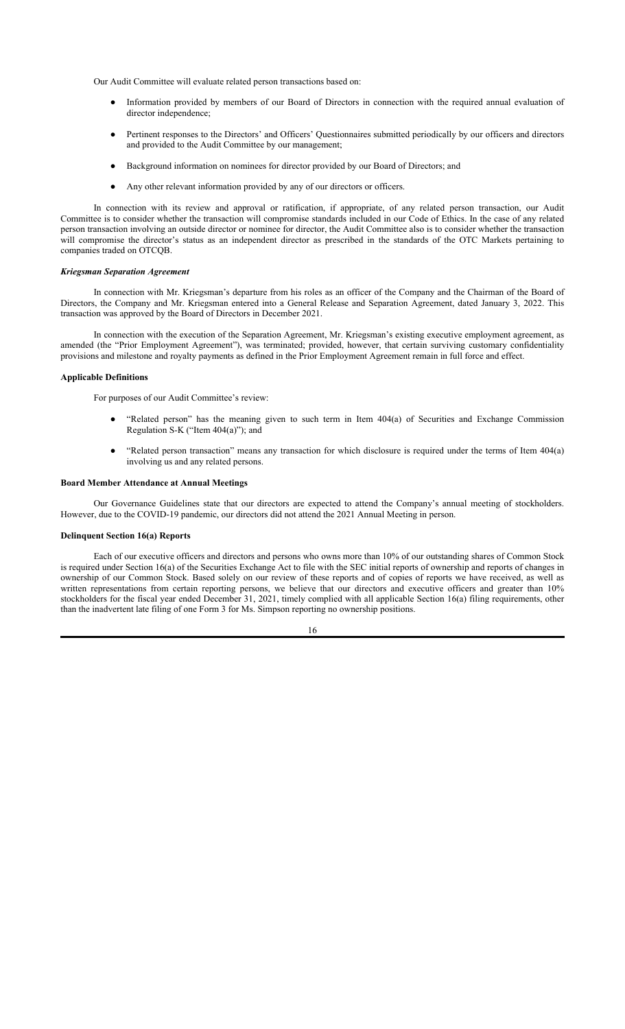Our Audit Committee will evaluate related person transactions based on:

- Information provided by members of our Board of Directors in connection with the required annual evaluation of director independence;
- Pertinent responses to the Directors' and Officers' Questionnaires submitted periodically by our officers and directors and provided to the Audit Committee by our management;
- Background information on nominees for director provided by our Board of Directors; and
- Any other relevant information provided by any of our directors or officers.

In connection with its review and approval or ratification, if appropriate, of any related person transaction, our Audit Committee is to consider whether the transaction will compromise standards included in our Code of Ethics. In the case of any related person transaction involving an outside director or nominee for director, the Audit Committee also is to consider whether the transaction will compromise the director's status as an independent director as prescribed in the standards of the OTC Markets pertaining to companies traded on OTCQB.

***Kriegsman Separation Agreement***

In connection with Mr. Kriegsman's departure from his roles as an officer of the Company and the Chairman of the Board of Directors, the Company and Mr. Kriegsman entered into a General Release and Separation Agreement, dated January 3, 2022. This transaction was approved by the Board of Directors in December 2021.

In connection with the execution of the Separation Agreement, Mr. Kriegsman's existing executive employment agreement, as amended (the "Prior Employment Agreement"), was terminated; provided, however, that certain surviving customary confidentiality provisions and milestone and royalty payments as defined in the Prior Employment Agreement remain in full force and effect.

**Applicable Definitions**

For purposes of our Audit Committee's review:

- "Related person" has the meaning given to such term in Item 404(a) of Securities and Exchange Commission Regulation S-K ("Item 404(a)"); and
- "Related person transaction" means any transaction for which disclosure is required under the terms of Item 404(a) involving us and any related persons.

**Board Member Attendance at Annual Meetings**

Our Governance Guidelines state that our directors are expected to attend the Company's annual meeting of stockholders. However, due to the COVID-19 pandemic, our directors did not attend the 2021 Annual Meeting in person.

**Delinquent Section 16(a) Reports**

Each of our executive officers and directors and persons who owns more than 10% of our outstanding shares of Common Stock is required under Section 16(a) of the Securities Exchange Act to file with the SEC initial reports of ownership and reports of changes in ownership of our Common Stock. Based solely on our review of these reports and of copies of reports we have received, as well as written representations from certain reporting persons, we believe that our directors and executive officers and greater than 10% stockholders for the fiscal year ended December 31, 2021, timely complied with all applicable Section 16(a) filing requirements, other than the inadvertent late filing of one Form 3 for Ms. Simpson reporting no ownership positions.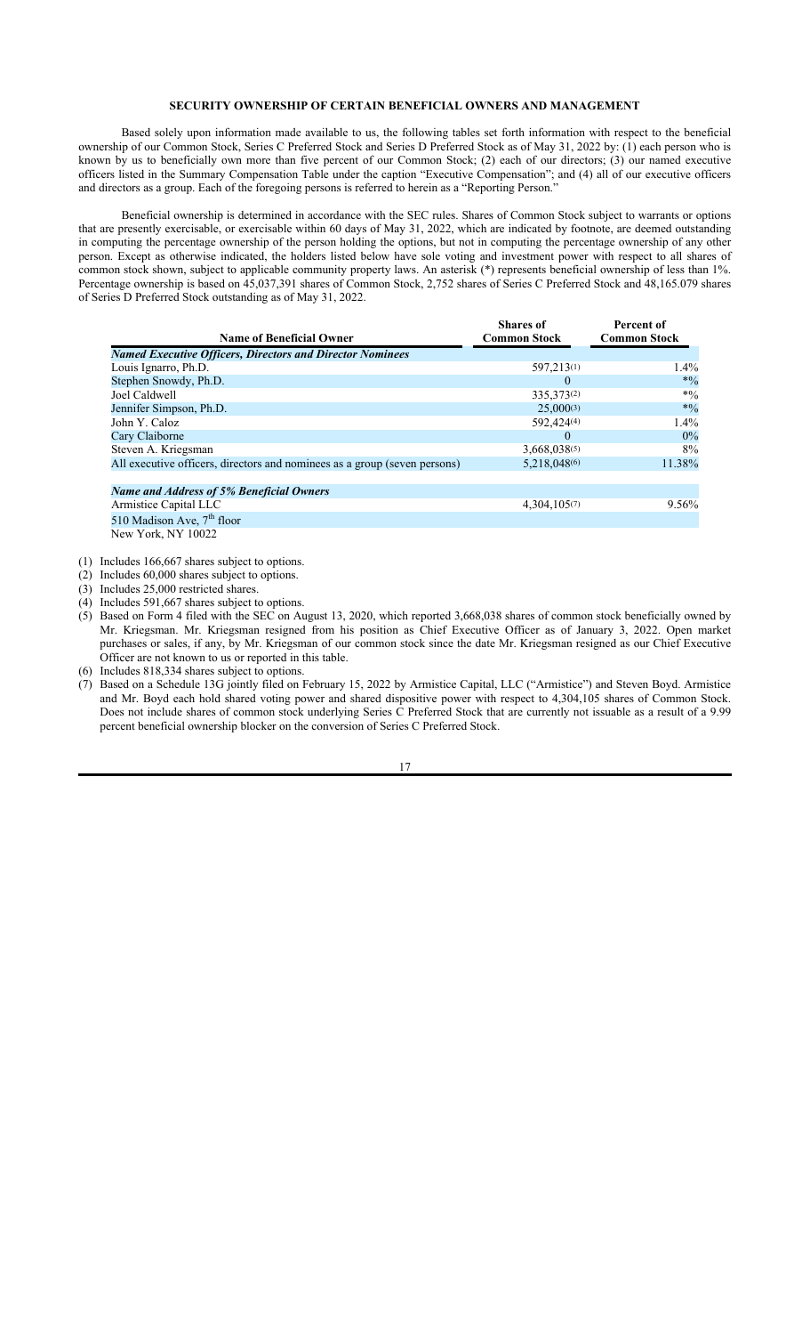## SECURITY OWNERSHIP OF CERTAIN BENEFICIAL OWNERS AND MANAGEMENT

Based solely upon information made available to us, the following tables set forth information with respect to the beneficial ownership of our Common Stock, Series C Preferred Stock and Series D Preferred Stock as of May 31, 2022 by: (1) each person who is known by us to beneficially own more than five percent of our Common Stock; (2) each of our directors; (3) our named executive officers listed in the Summary Compensation Table under the caption "Executive Compensation"; and (4) all of our executive officers and directors as a group. Each of the foregoing persons is referred to herein as a "Reporting Person."

Beneficial ownership is determined in accordance with the SEC rules. Shares of Common Stock subject to warrants or options that are presently exercisable, or exercisable within 60 days of May 31, 2022, which are indicated by footnote, are deemed outstanding in computing the percentage ownership of the person holding the options, but not in computing the percentage ownership of any other person. Except as otherwise indicated, the holders listed below have sole voting and investment power with respect to all shares of common stock shown, subject to applicable community property laws. An asterisk (*) represents beneficial ownership of less than 1%. Percentage ownership is based on 45,037,391 shares of Common Stock, 2,752 shares of Series C Preferred Stock and 48,165.079 shares of Series D Preferred Stock outstanding as of May 31, 2022.

| Name of Beneficial Owner | Shares of Common Stock | Percent of Common Stock |
|---|---|---|
| ***Named Executive Officers, Directors and Director Nominees*** | | |
| Louis Ignarro, Ph.D. | 597,213(1) | 1.4% |
| Stephen Snowdy, Ph.D. | 0 | *% |
| Joel Caldwell | 335,373(2) | *% |
| Jennifer Simpson, Ph.D. | 25,000(3) | *% |
| John Y. Caloz | 592,424(4) | 1.4% |
| Cary Claiborne | 0 | 0% |
| Steven A. Kriegsman | 3,668,038(5) | 8% |
| All executive officers, directors and nominees as a group (seven persons) | 5,218,048(6) | 11.38% |
| | | |
| ***Name and Address of 5% Beneficial Owners*** | | |
| Armistice Capital LLC<br>510 Madison Ave, 7th floor<br>New York, NY 10022 | 4,304,105(7) | 9.56% |

(1) Includes 166,667 shares subject to options.

(2) Includes 60,000 shares subject to options.

(3) Includes 25,000 restricted shares.

(4) Includes 591,667 shares subject to options.

(5) Based on Form 4 filed with the SEC on August 13, 2020, which reported 3,668,038 shares of common stock beneficially owned by Mr. Kriegsman. Mr. Kriegsman resigned from his position as Chief Executive Officer as of January 3, 2022. Open market purchases or sales, if any, by Mr. Kriegsman of our common stock since the date Mr. Kriegsman resigned as our Chief Executive Officer are not known to us or reported in this table.

(6) Includes 818,334 shares subject to options.

(7) Based on a Schedule 13G jointly filed on February 15, 2022 by Armistice Capital, LLC ("Armistice") and Steven Boyd. Armistice and Mr. Boyd each hold shared voting power and shared dispositive power with respect to 4,304,105 shares of Common Stock. Does not include shares of common stock underlying Series C Preferred Stock that are currently not issuable as a result of a 9.99 percent beneficial ownership blocker on the conversion of Series C Preferred Stock.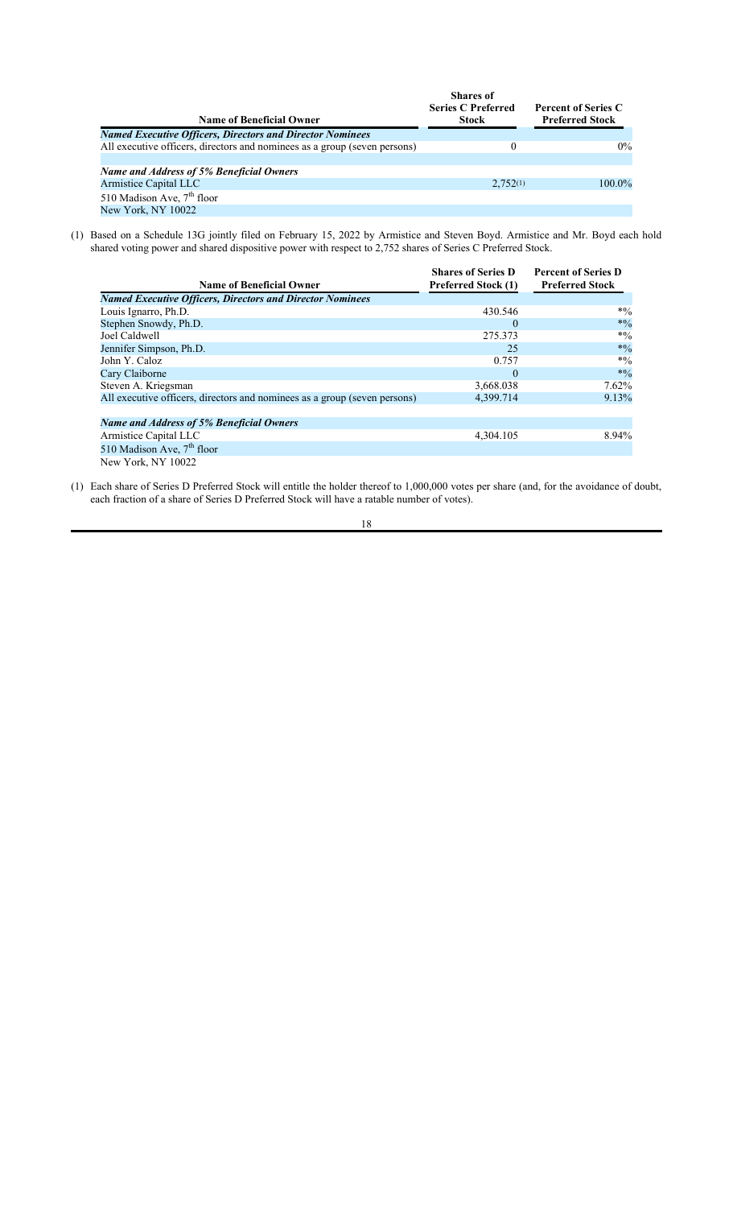| Name of Beneficial Owner | Shares of Series C Preferred Stock | Percent of Series C Preferred Stock |
| --- | --- | --- |
| ***Named Executive Officers, Directors and Director Nominees*** | | |
| All executive officers, directors and nominees as a group (seven persons) | 0 | 0% |
| | | |
| ***Name and Address of 5% Beneficial Owners*** | | |
| Armistice Capital LLC | 2,752(1) | 100.0% |
| 510 Madison Ave, 7th floor | | |
| New York, NY 10022 | | |

(1) Based on a Schedule 13G jointly filed on February 15, 2022 by Armistice and Steven Boyd. Armistice and Mr. Boyd each hold shared voting power and shared dispositive power with respect to 2,752 shares of Series C Preferred Stock.

| Name of Beneficial Owner | Shares of Series D Preferred Stock (1) | Percent of Series D Preferred Stock |
| --- | --- | --- |
| ***Named Executive Officers, Directors and Director Nominees*** | | |
| Louis Ignarro, Ph.D. | 430.546 | *% |
| Stephen Snowdy, Ph.D. | 0 | *% |
| Joel Caldwell | 275.373 | *% |
| Jennifer Simpson, Ph.D. | 25 | *% |
| John Y. Caloz | 0.757 | *% |
| Cary Claiborne | 0 | *% |
| Steven A. Kriegsman | 3,668.038 | 7.62% |
| All executive officers, directors and nominees as a group (seven persons) | 4,399.714 | 9.13% |
| | | |
| ***Name and Address of 5% Beneficial Owners*** | | |
| Armistice Capital LLC | 4,304.105 | 8.94% |
| 510 Madison Ave, 7th floor | | |
| New York, NY 10022 | | |

(1) Each share of Series D Preferred Stock will entitle the holder thereof to 1,000,000 votes per share (and, for the avoidance of doubt, each fraction of a share of Series D Preferred Stock will have a ratable number of votes).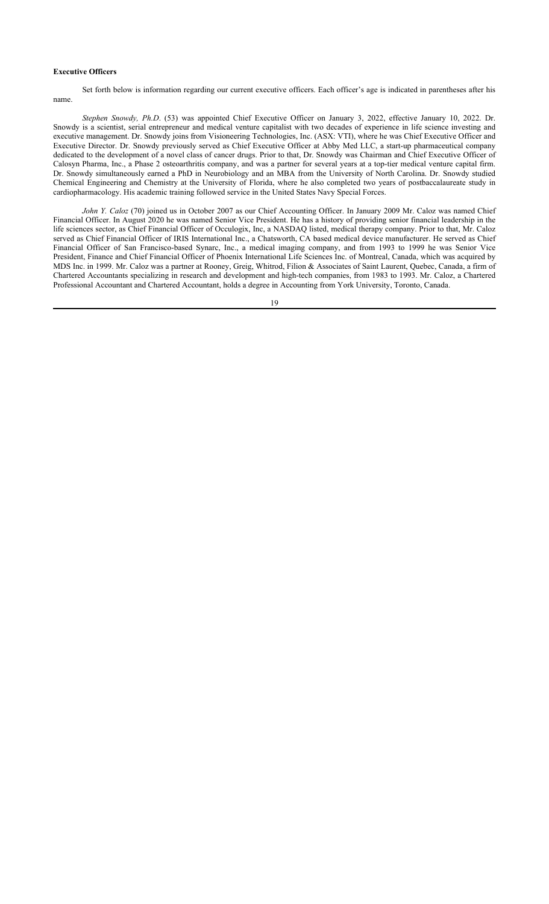**Executive Officers**

Set forth below is information regarding our current executive officers. Each officer's age is indicated in parentheses after his name.

*Stephen Snowdy, Ph.D*. (53) was appointed Chief Executive Officer on January 3, 2022, effective January 10, 2022. Dr. Snowdy is a scientist, serial entrepreneur and medical venture capitalist with two decades of experience in life science investing and executive management. Dr. Snowdy joins from Visioneering Technologies, Inc. (ASX: VTI), where he was Chief Executive Officer and Executive Director. Dr. Snowdy previously served as Chief Executive Officer at Abby Med LLC, a start-up pharmaceutical company dedicated to the development of a novel class of cancer drugs. Prior to that, Dr. Snowdy was Chairman and Chief Executive Officer of Calosyn Pharma, Inc., a Phase 2 osteoarthritis company, and was a partner for several years at a top-tier medical venture capital firm. Dr. Snowdy simultaneously earned a PhD in Neurobiology and an MBA from the University of North Carolina. Dr. Snowdy studied Chemical Engineering and Chemistry at the University of Florida, where he also completed two years of postbaccalaureate study in cardiopharmacology. His academic training followed service in the United States Navy Special Forces.

*John Y. Caloz* (70) joined us in October 2007 as our Chief Accounting Officer. In January 2009 Mr. Caloz was named Chief Financial Officer. In August 2020 he was named Senior Vice President. He has a history of providing senior financial leadership in the life sciences sector, as Chief Financial Officer of Occulogix, Inc, a NASDAQ listed, medical therapy company. Prior to that, Mr. Caloz served as Chief Financial Officer of IRIS International Inc., a Chatsworth, CA based medical device manufacturer. He served as Chief Financial Officer of San Francisco-based Synarc, Inc., a medical imaging company, and from 1993 to 1999 he was Senior Vice President, Finance and Chief Financial Officer of Phoenix International Life Sciences Inc. of Montreal, Canada, which was acquired by MDS Inc. in 1999. Mr. Caloz was a partner at Rooney, Greig, Whitrod, Filion & Associates of Saint Laurent, Quebec, Canada, a firm of Chartered Accountants specializing in research and development and high-tech companies, from 1983 to 1993. Mr. Caloz, a Chartered Professional Accountant and Chartered Accountant, holds a degree in Accounting from York University, Toronto, Canada.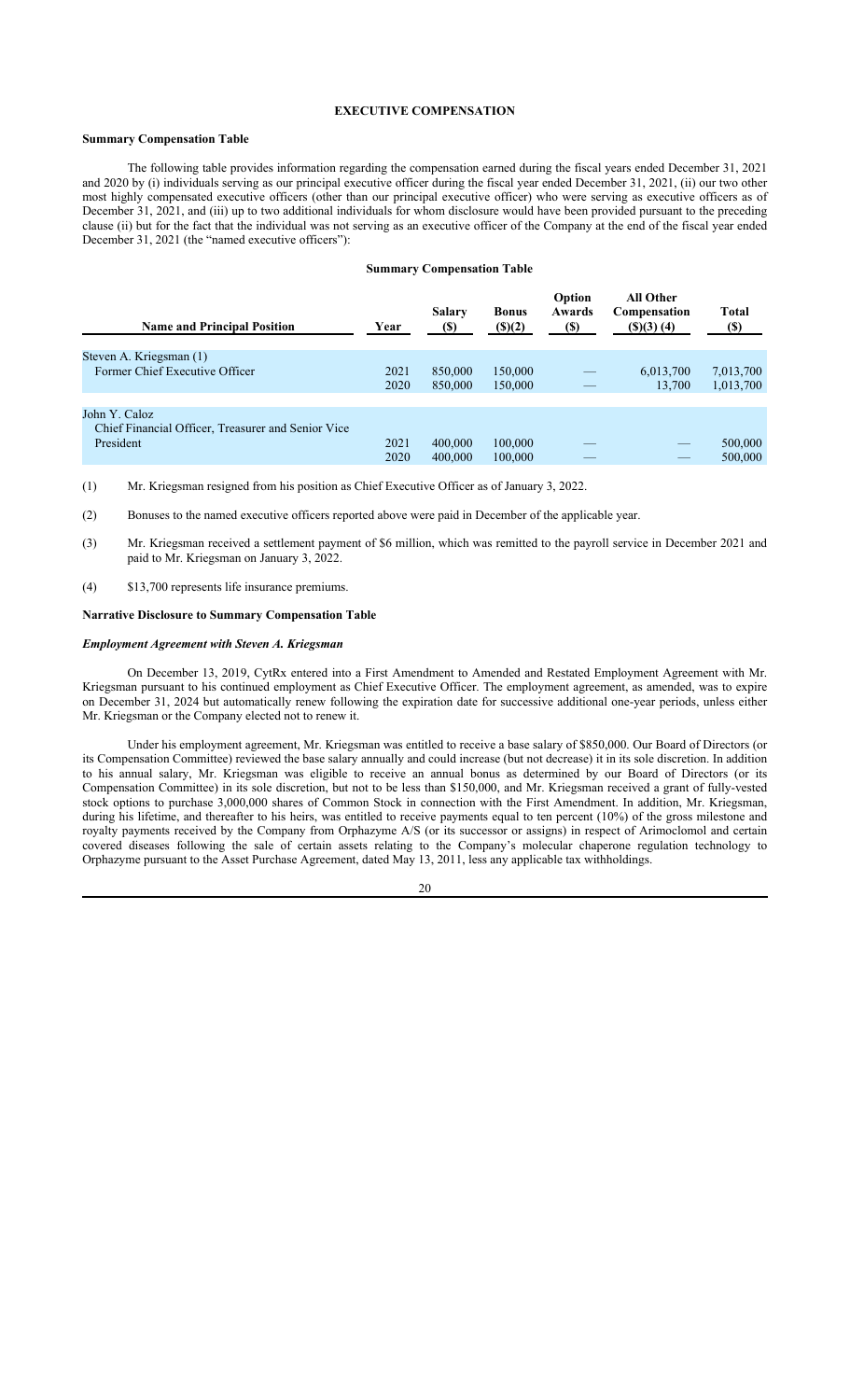## EXECUTIVE COMPENSATION

### Summary Compensation Table

The following table provides information regarding the compensation earned during the fiscal years ended December 31, 2021 and 2020 by (i) individuals serving as our principal executive officer during the fiscal year ended December 31, 2021, (ii) our two other most highly compensated executive officers (other than our principal executive officer) who were serving as executive officers as of December 31, 2021, and (iii) up to two additional individuals for whom disclosure would have been provided pursuant to the preceding clause (ii) but for the fact that the individual was not serving as an executive officer of the Company at the end of the fiscal year ended December 31, 2021 (the "named executive officers"):

**Summary Compensation Table**

| Name and Principal Position | Year | Salary ($) | Bonus ($)(2) | Option Awards ($) | All Other Compensation ($)(3) (4) | Total ($) |
|---|---|---|---|---|---|---|
| Steven A. Kriegsman (1) | | | | | | |
| Former Chief Executive Officer | 2021 | 850,000 | 150,000 | — | 6,013,700 | 7,013,700 |
| | 2020 | 850,000 | 150,000 | — | 13,700 | 1,013,700 |
| John Y. Caloz | | | | | | |
| Chief Financial Officer, Treasurer and Senior Vice President | 2021 | 400,000 | 100,000 | — | — | 500,000 |
| | 2020 | 400,000 | 100,000 | — | — | 500,000 |

(1) Mr. Kriegsman resigned from his position as Chief Executive Officer as of January 3, 2022.

(2) Bonuses to the named executive officers reported above were paid in December of the applicable year.

(3) Mr. Kriegsman received a settlement payment of $6 million, which was remitted to the payroll service in December 2021 and paid to Mr. Kriegsman on January 3, 2022.

(4) $13,700 represents life insurance premiums.

### Narrative Disclosure to Summary Compensation Table

#### *Employment Agreement with Steven A. Kriegsman*

On December 13, 2019, CytRx entered into a First Amendment to Amended and Restated Employment Agreement with Mr. Kriegsman pursuant to his continued employment as Chief Executive Officer. The employment agreement, as amended, was to expire on December 31, 2024 but automatically renew following the expiration date for successive additional one-year periods, unless either Mr. Kriegsman or the Company elected not to renew it.

Under his employment agreement, Mr. Kriegsman was entitled to receive a base salary of $850,000. Our Board of Directors (or its Compensation Committee) reviewed the base salary annually and could increase (but not decrease) it in its sole discretion. In addition to his annual salary, Mr. Kriegsman was eligible to receive an annual bonus as determined by our Board of Directors (or its Compensation Committee) in its sole discretion, but not to be less than $150,000, and Mr. Kriegsman received a grant of fully-vested stock options to purchase 3,000,000 shares of Common Stock in connection with the First Amendment. In addition, Mr. Kriegsman, during his lifetime, and thereafter to his heirs, was entitled to receive payments equal to ten percent (10%) of the gross milestone and royalty payments received by the Company from Orphazyme A/S (or its successor or assigns) in respect of Arimoclomol and certain covered diseases following the sale of certain assets relating to the Company's molecular chaperone regulation technology to Orphazyme pursuant to the Asset Purchase Agreement, dated May 13, 2011, less any applicable tax withholdings.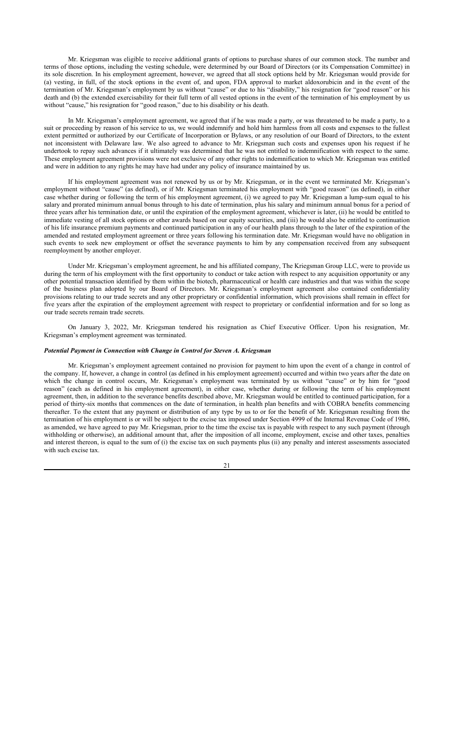Mr. Kriegsman was eligible to receive additional grants of options to purchase shares of our common stock. The number and terms of those options, including the vesting schedule, were determined by our Board of Directors (or its Compensation Committee) in its sole discretion. In his employment agreement, however, we agreed that all stock options held by Mr. Kriegsman would provide for (a) vesting, in full, of the stock options in the event of, and upon, FDA approval to market aldoxorubicin and in the event of the termination of Mr. Kriegsman's employment by us without "cause" or due to his "disability," his resignation for "good reason" or his death and (b) the extended exercisability for their full term of all vested options in the event of the termination of his employment by us without "cause," his resignation for "good reason," due to his disability or his death.

In Mr. Kriegsman's employment agreement, we agreed that if he was made a party, or was threatened to be made a party, to a suit or proceeding by reason of his service to us, we would indemnify and hold him harmless from all costs and expenses to the fullest extent permitted or authorized by our Certificate of Incorporation or Bylaws, or any resolution of our Board of Directors, to the extent not inconsistent with Delaware law. We also agreed to advance to Mr. Kriegsman such costs and expenses upon his request if he undertook to repay such advances if it ultimately was determined that he was not entitled to indemnification with respect to the same. These employment agreement provisions were not exclusive of any other rights to indemnification to which Mr. Kriegsman was entitled and were in addition to any rights he may have had under any policy of insurance maintained by us.

If his employment agreement was not renewed by us or by Mr. Kriegsman, or in the event we terminated Mr. Kriegsman's employment without "cause" (as defined), or if Mr. Kriegsman terminated his employment with "good reason" (as defined), in either case whether during or following the term of his employment agreement, (i) we agreed to pay Mr. Kriegsman a lump-sum equal to his salary and prorated minimum annual bonus through to his date of termination, plus his salary and minimum annual bonus for a period of three years after his termination date, or until the expiration of the employment agreement, whichever is later, (ii) he would be entitled to immediate vesting of all stock options or other awards based on our equity securities, and (iii) he would also be entitled to continuation of his life insurance premium payments and continued participation in any of our health plans through to the later of the expiration of the amended and restated employment agreement or three years following his termination date. Mr. Kriegsman would have no obligation in such events to seek new employment or offset the severance payments to him by any compensation received from any subsequent reemployment by another employer.

Under Mr. Kriegsman's employment agreement, he and his affiliated company, The Kriegsman Group LLC, were to provide us during the term of his employment with the first opportunity to conduct or take action with respect to any acquisition opportunity or any other potential transaction identified by them within the biotech, pharmaceutical or health care industries and that was within the scope of the business plan adopted by our Board of Directors. Mr. Kriegsman's employment agreement also contained confidentiality provisions relating to our trade secrets and any other proprietary or confidential information, which provisions shall remain in effect for five years after the expiration of the employment agreement with respect to proprietary or confidential information and for so long as our trade secrets remain trade secrets.

On January 3, 2022, Mr. Kriegsman tendered his resignation as Chief Executive Officer. Upon his resignation, Mr. Kriegsman's employment agreement was terminated.

***Potential Payment in Connection with Change in Control for Steven A. Kriegsman***

Mr. Kriegsman's employment agreement contained no provision for payment to him upon the event of a change in control of the company. If, however, a change in control (as defined in his employment agreement) occurred and within two years after the date on which the change in control occurs, Mr. Kriegsman's employment was terminated by us without "cause" or by him for "good reason" (each as defined in his employment agreement), in either case, whether during or following the term of his employment agreement, then, in addition to the severance benefits described above, Mr. Kriegsman would be entitled to continued participation, for a period of thirty-six months that commences on the date of termination, in health plan benefits and with COBRA benefits commencing thereafter. To the extent that any payment or distribution of any type by us to or for the benefit of Mr. Kriegsman resulting from the termination of his employment is or will be subject to the excise tax imposed under Section 4999 of the Internal Revenue Code of 1986, as amended, we have agreed to pay Mr. Kriegsman, prior to the time the excise tax is payable with respect to any such payment (through withholding or otherwise), an additional amount that, after the imposition of all income, employment, excise and other taxes, penalties and interest thereon, is equal to the sum of (i) the excise tax on such payments plus (ii) any penalty and interest assessments associated with such excise tax.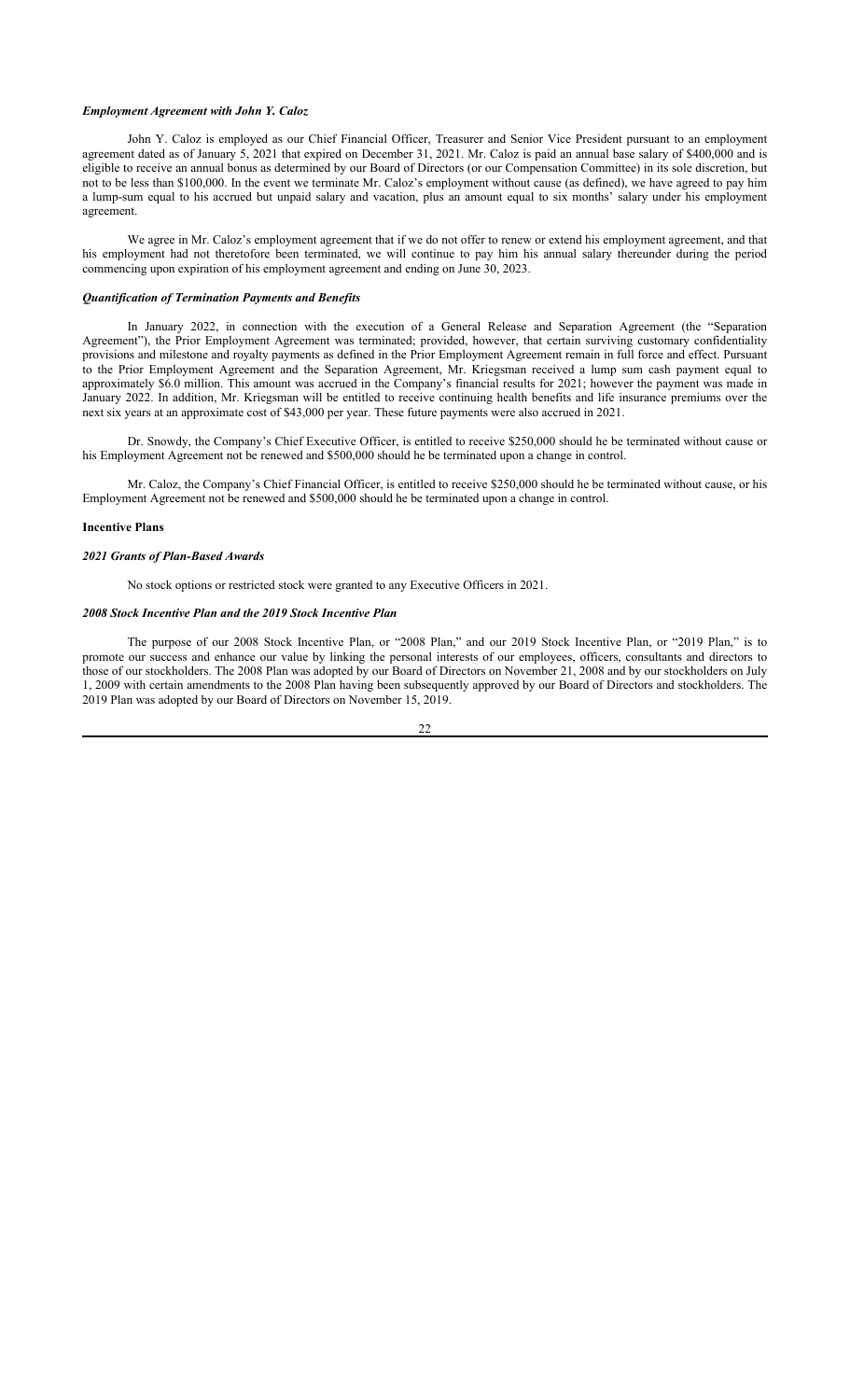***Employment Agreement with John Y. Caloz***

John Y. Caloz is employed as our Chief Financial Officer, Treasurer and Senior Vice President pursuant to an employment agreement dated as of January 5, 2021 that expired on December 31, 2021. Mr. Caloz is paid an annual base salary of $400,000 and is eligible to receive an annual bonus as determined by our Board of Directors (or our Compensation Committee) in its sole discretion, but not to be less than $100,000. In the event we terminate Mr. Caloz's employment without cause (as defined), we have agreed to pay him a lump-sum equal to his accrued but unpaid salary and vacation, plus an amount equal to six months' salary under his employment agreement.

We agree in Mr. Caloz's employment agreement that if we do not offer to renew or extend his employment agreement, and that his employment had not theretofore been terminated, we will continue to pay him his annual salary thereunder during the period commencing upon expiration of his employment agreement and ending on June 30, 2023.

***Quantification of Termination Payments and Benefits***

In January 2022, in connection with the execution of a General Release and Separation Agreement (the "Separation Agreement"), the Prior Employment Agreement was terminated; provided, however, that certain surviving customary confidentiality provisions and milestone and royalty payments as defined in the Prior Employment Agreement remain in full force and effect. Pursuant to the Prior Employment Agreement and the Separation Agreement, Mr. Kriegsman received a lump sum cash payment equal to approximately $6.0 million. This amount was accrued in the Company's financial results for 2021; however the payment was made in January 2022. In addition, Mr. Kriegsman will be entitled to receive continuing health benefits and life insurance premiums over the next six years at an approximate cost of $43,000 per year. These future payments were also accrued in 2021.

Dr. Snowdy, the Company's Chief Executive Officer, is entitled to receive $250,000 should he be terminated without cause or his Employment Agreement not be renewed and $500,000 should he be terminated upon a change in control.

Mr. Caloz, the Company's Chief Financial Officer, is entitled to receive $250,000 should he be terminated without cause, or his Employment Agreement not be renewed and $500,000 should he be terminated upon a change in control.

**Incentive Plans**

***2021 Grants of Plan-Based Awards***

No stock options or restricted stock were granted to any Executive Officers in 2021.

***2008 Stock Incentive Plan and the 2019 Stock Incentive Plan***

The purpose of our 2008 Stock Incentive Plan, or "2008 Plan," and our 2019 Stock Incentive Plan, or "2019 Plan," is to promote our success and enhance our value by linking the personal interests of our employees, officers, consultants and directors to those of our stockholders. The 2008 Plan was adopted by our Board of Directors on November 21, 2008 and by our stockholders on July 1, 2009 with certain amendments to the 2008 Plan having been subsequently approved by our Board of Directors and stockholders. The 2019 Plan was adopted by our Board of Directors on November 15, 2019.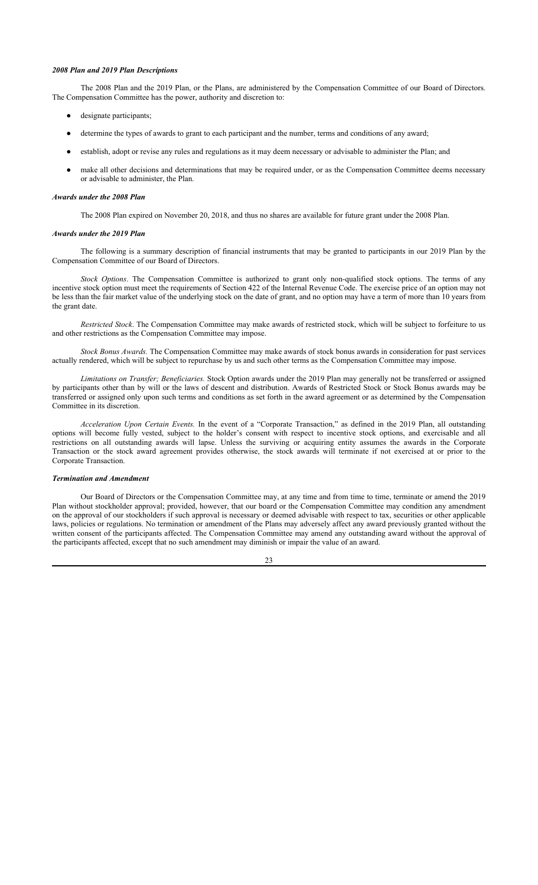### *2008 Plan and 2019 Plan Descriptions*

The 2008 Plan and the 2019 Plan, or the Plans, are administered by the Compensation Committee of our Board of Directors. The Compensation Committee has the power, authority and discretion to:

- designate participants;
- determine the types of awards to grant to each participant and the number, terms and conditions of any award;
- establish, adopt or revise any rules and regulations as it may deem necessary or advisable to administer the Plan; and
- make all other decisions and determinations that may be required under, or as the Compensation Committee deems necessary or advisable to administer, the Plan.

### *Awards under the 2008 Plan*

The 2008 Plan expired on November 20, 2018, and thus no shares are available for future grant under the 2008 Plan.

### *Awards under the 2019 Plan*

The following is a summary description of financial instruments that may be granted to participants in our 2019 Plan by the Compensation Committee of our Board of Directors.

*Stock Options*. The Compensation Committee is authorized to grant only non-qualified stock options. The terms of any incentive stock option must meet the requirements of Section 422 of the Internal Revenue Code. The exercise price of an option may not be less than the fair market value of the underlying stock on the date of grant, and no option may have a term of more than 10 years from the grant date.

*Restricted Stock*. The Compensation Committee may make awards of restricted stock, which will be subject to forfeiture to us and other restrictions as the Compensation Committee may impose.

*Stock Bonus Awards.* The Compensation Committee may make awards of stock bonus awards in consideration for past services actually rendered, which will be subject to repurchase by us and such other terms as the Compensation Committee may impose.

*Limitations on Transfer; Beneficiaries.* Stock Option awards under the 2019 Plan may generally not be transferred or assigned by participants other than by will or the laws of descent and distribution. Awards of Restricted Stock or Stock Bonus awards may be transferred or assigned only upon such terms and conditions as set forth in the award agreement or as determined by the Compensation Committee in its discretion.

*Acceleration Upon Certain Events.* In the event of a "Corporate Transaction," as defined in the 2019 Plan, all outstanding options will become fully vested, subject to the holder's consent with respect to incentive stock options, and exercisable and all restrictions on all outstanding awards will lapse. Unless the surviving or acquiring entity assumes the awards in the Corporate Transaction or the stock award agreement provides otherwise, the stock awards will terminate if not exercised at or prior to the Corporate Transaction.

### *Termination and Amendment*

Our Board of Directors or the Compensation Committee may, at any time and from time to time, terminate or amend the 2019 Plan without stockholder approval; provided, however, that our board or the Compensation Committee may condition any amendment on the approval of our stockholders if such approval is necessary or deemed advisable with respect to tax, securities or other applicable laws, policies or regulations. No termination or amendment of the Plans may adversely affect any award previously granted without the written consent of the participants affected. The Compensation Committee may amend any outstanding award without the approval of the participants affected, except that no such amendment may diminish or impair the value of an award.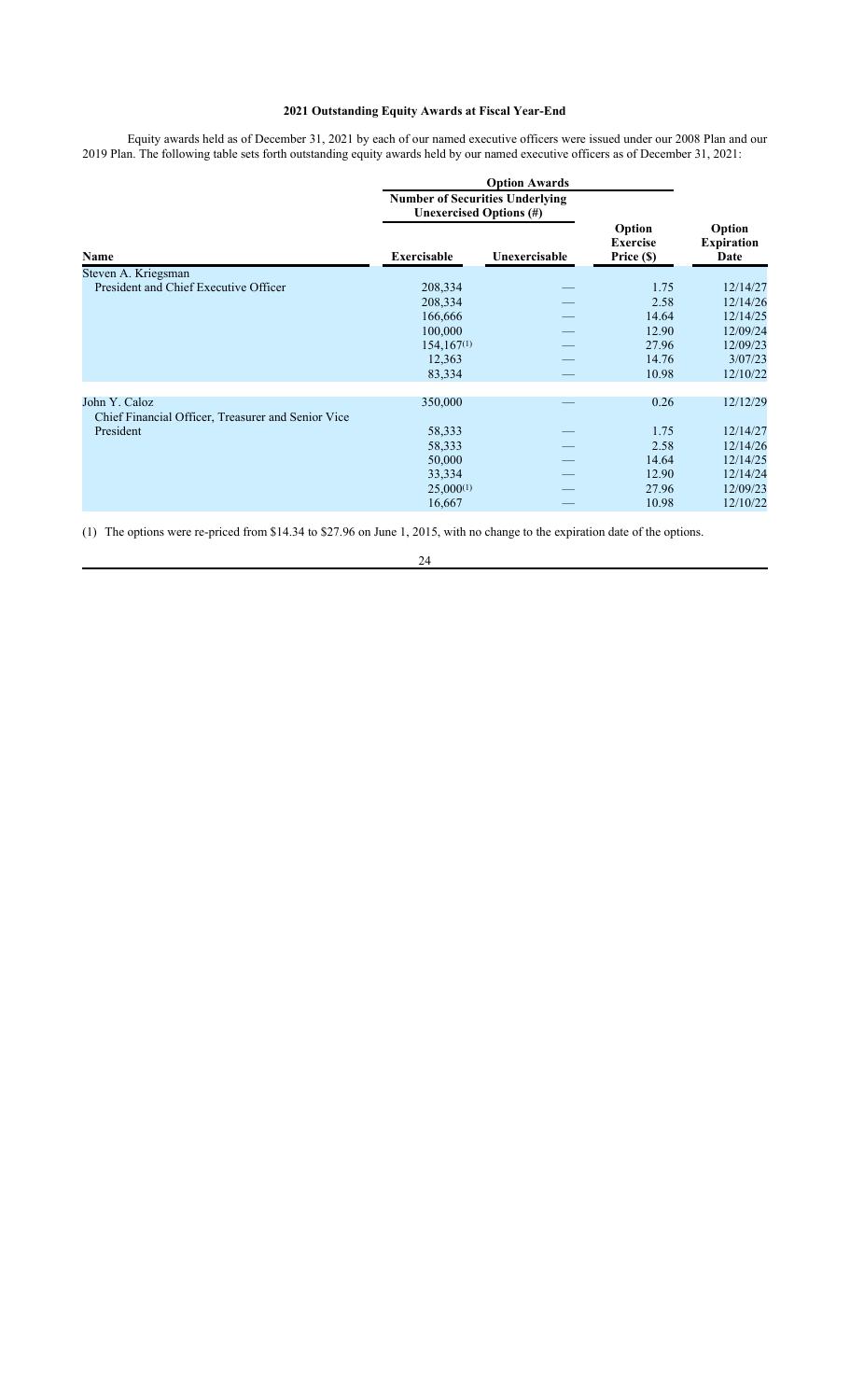## 2021 Outstanding Equity Awards at Fiscal Year-End

Equity awards held as of December 31, 2021 by each of our named executive officers were issued under our 2008 Plan and our 2019 Plan. The following table sets forth outstanding equity awards held by our named executive officers as of December 31, 2021:

| | Option Awards | | | |
|---|---|---|---|---|
| | Number of Securities Underlying Unexercised Options (#) | | | |
| Name | Exercisable | Unexercisable | Option Exercise Price ($) | Option Expiration Date |
| Steven A. Kriegsman | | | | |
| President and Chief Executive Officer | 208,334 | — | 1.75 | 12/14/27 |
| | 208,334 | — | 2.58 | 12/14/26 |
| | 166,666 | — | 14.64 | 12/14/25 |
| | 100,000 | — | 12.90 | 12/09/24 |
| | 154,167[(1)] | — | 27.96 | 12/09/23 |
| | 12,363 | — | 14.76 | 3/07/23 |
| | 83,334 | — | 10.98 | 12/10/22 |
| John Y. Caloz | 350,000 | — | 0.26 | 12/12/29 |
| Chief Financial Officer, Treasurer and Senior Vice President | 58,333 | — | 1.75 | 12/14/27 |
| | 58,333 | — | 2.58 | 12/14/26 |
| | 50,000 | — | 14.64 | 12/14/25 |
| | 33,334 | — | 12.90 | 12/14/24 |
| | 25,000[(1)] | — | 27.96 | 12/09/23 |
| | 16,667 | — | 10.98 | 12/10/22 |

(1) The options were re-priced from $14.34 to $27.96 on June 1, 2015, with no change to the expiration date of the options.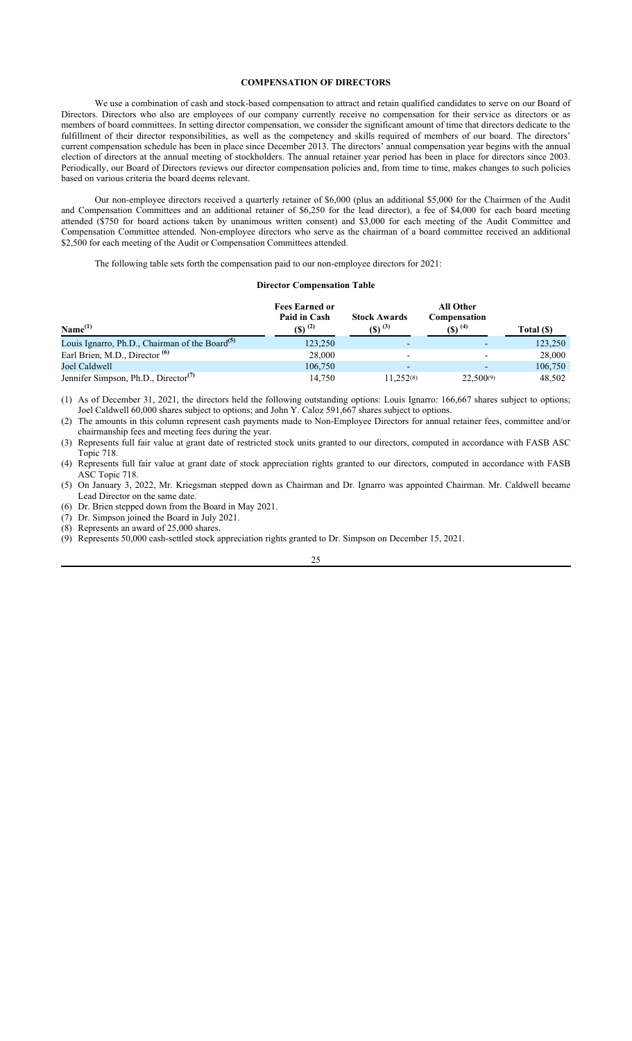## COMPENSATION OF DIRECTORS

We use a combination of cash and stock-based compensation to attract and retain qualified candidates to serve on our Board of Directors. Directors who also are employees of our company currently receive no compensation for their service as directors or as members of board committees. In setting director compensation, we consider the significant amount of time that directors dedicate to the fulfillment of their director responsibilities, as well as the competency and skills required of members of our board. The directors' current compensation schedule has been in place since December 2013. The directors' annual compensation year begins with the annual election of directors at the annual meeting of stockholders. The annual retainer year period has been in place for directors since 2003. Periodically, our Board of Directors reviews our director compensation policies and, from time to time, makes changes to such policies based on various criteria the board deems relevant.

Our non-employee directors received a quarterly retainer of $6,000 (plus an additional $5,000 for the Chairmen of the Audit and Compensation Committees and an additional retainer of $6,250 for the lead director), a fee of $4,000 for each board meeting attended ($750 for board actions taken by unanimous written consent) and $3,000 for each meeting of the Audit Committee and Compensation Committee attended. Non-employee directors who serve as the chairman of a board committee received an additional $2,500 for each meeting of the Audit or Compensation Committees attended.

The following table sets forth the compensation paid to our non-employee directors for 2021:

**Director Compensation Table**

| Name[(1)] | Fees Earned or Paid in Cash ($)[(2)] | Stock Awards ($)[(3)] | All Other Compensation ($)[(4)] | Total ($) |
|---|---|---|---|---|
| Louis Ignarro, Ph.D., Chairman of the Board[(5)] | 123,250 | - | - | 123,250 |
| Earl Brien, M.D., Director[(6)] | 28,000 | - | - | 28,000 |
| Joel Caldwell | 106,750 | - | - | 106,750 |
| Jennifer Simpson, Ph.D., Director[(7)] | 14,750 | 11,252[(8)] | 22,500[(9)] | 48,502 |

(1) As of December 31, 2021, the directors held the following outstanding options: Louis Ignarro: 166,667 shares subject to options; Joel Caldwell 60,000 shares subject to options; and John Y. Caloz 591,667 shares subject to options.

(2) The amounts in this column represent cash payments made to Non-Employee Directors for annual retainer fees, committee and/or chairmanship fees and meeting fees during the year.

(3) Represents full fair value at grant date of restricted stock units granted to our directors, computed in accordance with FASB ASC Topic 718.

(4) Represents full fair value at grant date of stock appreciation rights granted to our directors, computed in accordance with FASB ASC Topic 718.

(5) On January 3, 2022, Mr. Kriegsman stepped down as Chairman and Dr. Ignarro was appointed Chairman. Mr. Caldwell became Lead Director on the same date.

(6) Dr. Brien stepped down from the Board in May 2021.

(7) Dr. Simpson joined the Board in July 2021.

(8) Represents an award of 25,000 shares.

(9) Represents 50,000 cash-settled stock appreciation rights granted to Dr. Simpson on December 15, 2021.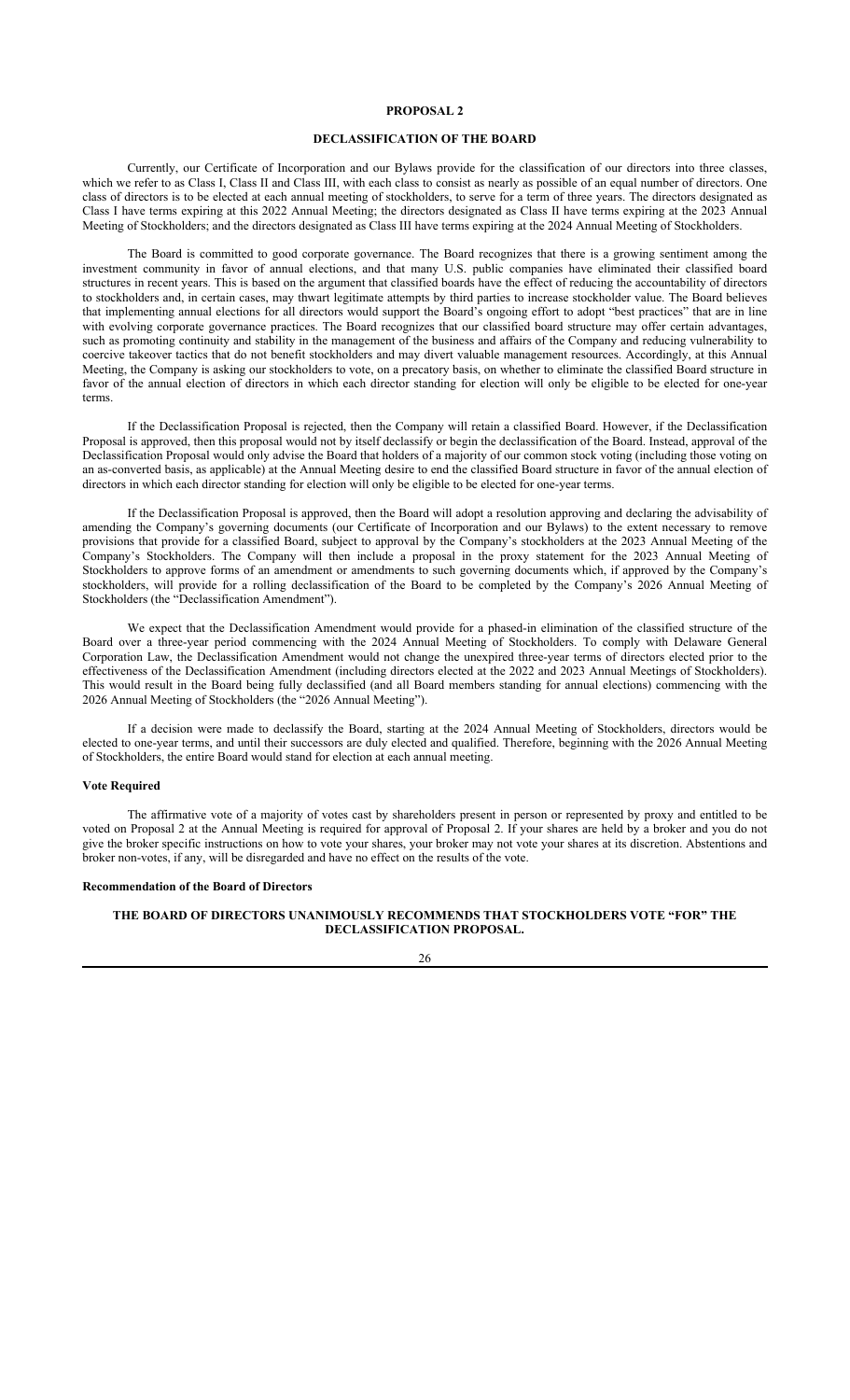## PROPOSAL 2

## DECLASSIFICATION OF THE BOARD

Currently, our Certificate of Incorporation and our Bylaws provide for the classification of our directors into three classes, which we refer to as Class I, Class II and Class III, with each class to consist as nearly as possible of an equal number of directors. One class of directors is to be elected at each annual meeting of stockholders, to serve for a term of three years. The directors designated as Class I have terms expiring at this 2022 Annual Meeting; the directors designated as Class II have terms expiring at the 2023 Annual Meeting of Stockholders; and the directors designated as Class III have terms expiring at the 2024 Annual Meeting of Stockholders.

The Board is committed to good corporate governance. The Board recognizes that there is a growing sentiment among the investment community in favor of annual elections, and that many U.S. public companies have eliminated their classified board structures in recent years. This is based on the argument that classified boards have the effect of reducing the accountability of directors to stockholders and, in certain cases, may thwart legitimate attempts by third parties to increase stockholder value. The Board believes that implementing annual elections for all directors would support the Board's ongoing effort to adopt "best practices" that are in line with evolving corporate governance practices. The Board recognizes that our classified board structure may offer certain advantages, such as promoting continuity and stability in the management of the business and affairs of the Company and reducing vulnerability to coercive takeover tactics that do not benefit stockholders and may divert valuable management resources. Accordingly, at this Annual Meeting, the Company is asking our stockholders to vote, on a precatory basis, on whether to eliminate the classified Board structure in favor of the annual election of directors in which each director standing for election will only be eligible to be elected for one-year terms.

If the Declassification Proposal is rejected, then the Company will retain a classified Board. However, if the Declassification Proposal is approved, then this proposal would not by itself declassify or begin the declassification of the Board. Instead, approval of the Declassification Proposal would only advise the Board that holders of a majority of our common stock voting (including those voting on an as-converted basis, as applicable) at the Annual Meeting desire to end the classified Board structure in favor of the annual election of directors in which each director standing for election will only be eligible to be elected for one-year terms.

If the Declassification Proposal is approved, then the Board will adopt a resolution approving and declaring the advisability of amending the Company's governing documents (our Certificate of Incorporation and our Bylaws) to the extent necessary to remove provisions that provide for a classified Board, subject to approval by the Company's stockholders at the 2023 Annual Meeting of the Company's Stockholders. The Company will then include a proposal in the proxy statement for the 2023 Annual Meeting of Stockholders to approve forms of an amendment or amendments to such governing documents which, if approved by the Company's stockholders, will provide for a rolling declassification of the Board to be completed by the Company's 2026 Annual Meeting of Stockholders (the "Declassification Amendment").

We expect that the Declassification Amendment would provide for a phased-in elimination of the classified structure of the Board over a three-year period commencing with the 2024 Annual Meeting of Stockholders. To comply with Delaware General Corporation Law, the Declassification Amendment would not change the unexpired three-year terms of directors elected prior to the effectiveness of the Declassification Amendment (including directors elected at the 2022 and 2023 Annual Meetings of Stockholders). This would result in the Board being fully declassified (and all Board members standing for annual elections) commencing with the 2026 Annual Meeting of Stockholders (the "2026 Annual Meeting").

If a decision were made to declassify the Board, starting at the 2024 Annual Meeting of Stockholders, directors would be elected to one-year terms, and until their successors are duly elected and qualified. Therefore, beginning with the 2026 Annual Meeting of Stockholders, the entire Board would stand for election at each annual meeting.

### Vote Required

The affirmative vote of a majority of votes cast by shareholders present in person or represented by proxy and entitled to be voted on Proposal 2 at the Annual Meeting is required for approval of Proposal 2. If your shares are held by a broker and you do not give the broker specific instructions on how to vote your shares, your broker may not vote your shares at its discretion. Abstentions and broker non-votes, if any, will be disregarded and have no effect on the results of the vote.

### Recommendation of the Board of Directors

**THE BOARD OF DIRECTORS UNANIMOUSLY RECOMMENDS THAT STOCKHOLDERS VOTE "FOR" THE DECLASSIFICATION PROPOSAL.**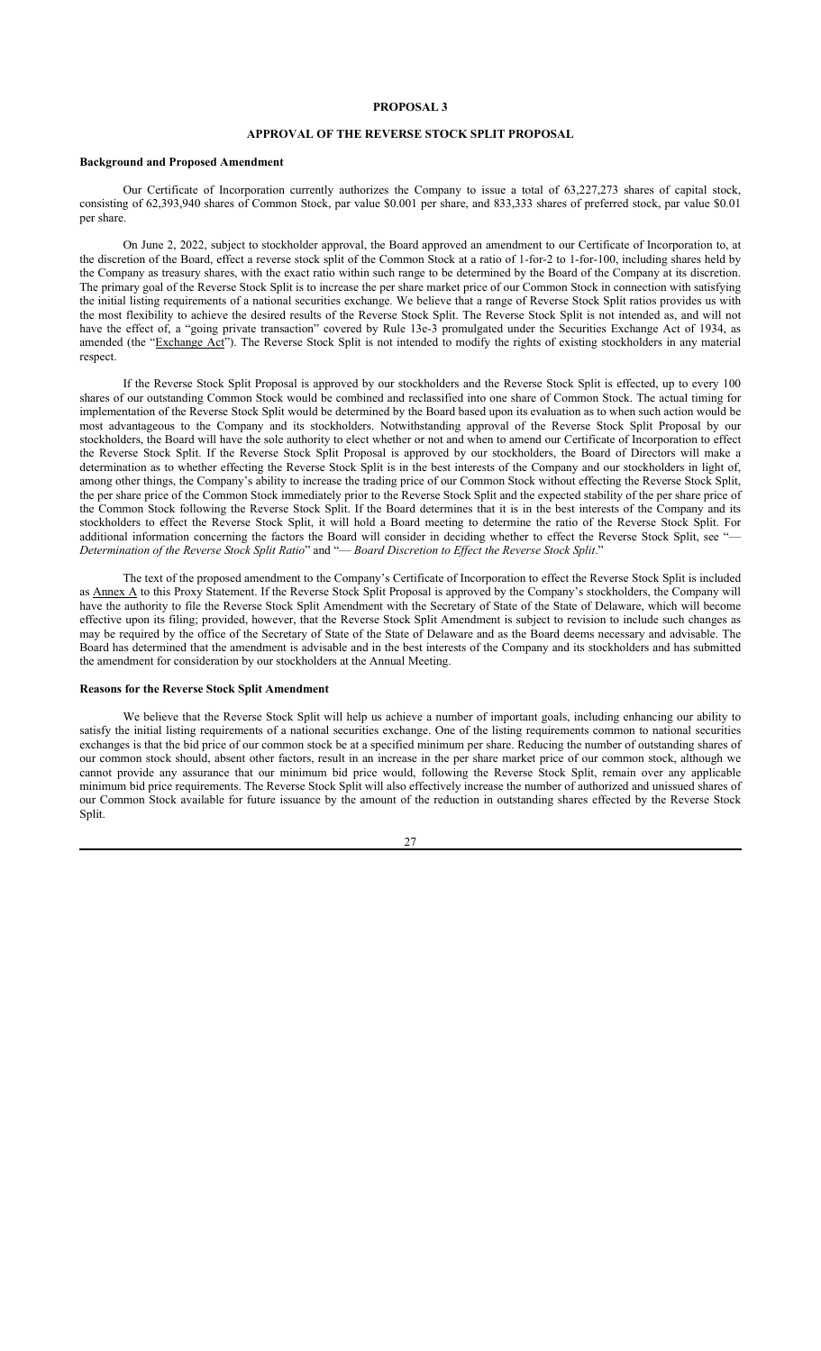## PROPOSAL 3

## APPROVAL OF THE REVERSE STOCK SPLIT PROPOSAL

### Background and Proposed Amendment

Our Certificate of Incorporation currently authorizes the Company to issue a total of 63,227,273 shares of capital stock, consisting of 62,393,940 shares of Common Stock, par value $0.001 per share, and 833,333 shares of preferred stock, par value $0.01 per share.

On June 2, 2022, subject to stockholder approval, the Board approved an amendment to our Certificate of Incorporation to, at the discretion of the Board, effect a reverse stock split of the Common Stock at a ratio of 1-for-2 to 1-for-100, including shares held by the Company as treasury shares, with the exact ratio within such range to be determined by the Board of the Company at its discretion. The primary goal of the Reverse Stock Split is to increase the per share market price of our Common Stock in connection with satisfying the initial listing requirements of a national securities exchange. We believe that a range of Reverse Stock Split ratios provides us with the most flexibility to achieve the desired results of the Reverse Stock Split. The Reverse Stock Split is not intended as, and will not have the effect of, a "going private transaction" covered by Rule 13e-3 promulgated under the Securities Exchange Act of 1934, as amended (the "Exchange Act"). The Reverse Stock Split is not intended to modify the rights of existing stockholders in any material respect.

If the Reverse Stock Split Proposal is approved by our stockholders and the Reverse Stock Split is effected, up to every 100 shares of our outstanding Common Stock would be combined and reclassified into one share of Common Stock. The actual timing for implementation of the Reverse Stock Split would be determined by the Board based upon its evaluation as to when such action would be most advantageous to the Company and its stockholders. Notwithstanding approval of the Reverse Stock Split Proposal by our stockholders, the Board will have the sole authority to elect whether or not and when to amend our Certificate of Incorporation to effect the Reverse Stock Split. If the Reverse Stock Split Proposal is approved by our stockholders, the Board of Directors will make a determination as to whether effecting the Reverse Stock Split is in the best interests of the Company and our stockholders in light of, among other things, the Company's ability to increase the trading price of our Common Stock without effecting the Reverse Stock Split, the per share price of the Common Stock immediately prior to the Reverse Stock Split and the expected stability of the per share price of the Common Stock following the Reverse Stock Split. If the Board determines that it is in the best interests of the Company and its stockholders to effect the Reverse Stock Split, it will hold a Board meeting to determine the ratio of the Reverse Stock Split. For additional information concerning the factors the Board will consider in deciding whether to effect the Reverse Stock Split, see "*— Determination of the Reverse Stock Split Ratio*" and "*— Board Discretion to Effect the Reverse Stock Split*."

The text of the proposed amendment to the Company's Certificate of Incorporation to effect the Reverse Stock Split is included as Annex A to this Proxy Statement. If the Reverse Stock Split Proposal is approved by the Company's stockholders, the Company will have the authority to file the Reverse Stock Split Amendment with the Secretary of State of the State of Delaware, which will become effective upon its filing; provided, however, that the Reverse Stock Split Amendment is subject to revision to include such changes as may be required by the office of the Secretary of State of the State of Delaware and as the Board deems necessary and advisable. The Board has determined that the amendment is advisable and in the best interests of the Company and its stockholders and has submitted the amendment for consideration by our stockholders at the Annual Meeting.

### Reasons for the Reverse Stock Split Amendment

We believe that the Reverse Stock Split will help us achieve a number of important goals, including enhancing our ability to satisfy the initial listing requirements of a national securities exchange. One of the listing requirements common to national securities exchanges is that the bid price of our common stock be at a specified minimum per share. Reducing the number of outstanding shares of our common stock should, absent other factors, result in an increase in the per share market price of our common stock, although we cannot provide any assurance that our minimum bid price would, following the Reverse Stock Split, remain over any applicable minimum bid price requirements. The Reverse Stock Split will also effectively increase the number of authorized and unissued shares of our Common Stock available for future issuance by the amount of the reduction in outstanding shares effected by the Reverse Stock Split.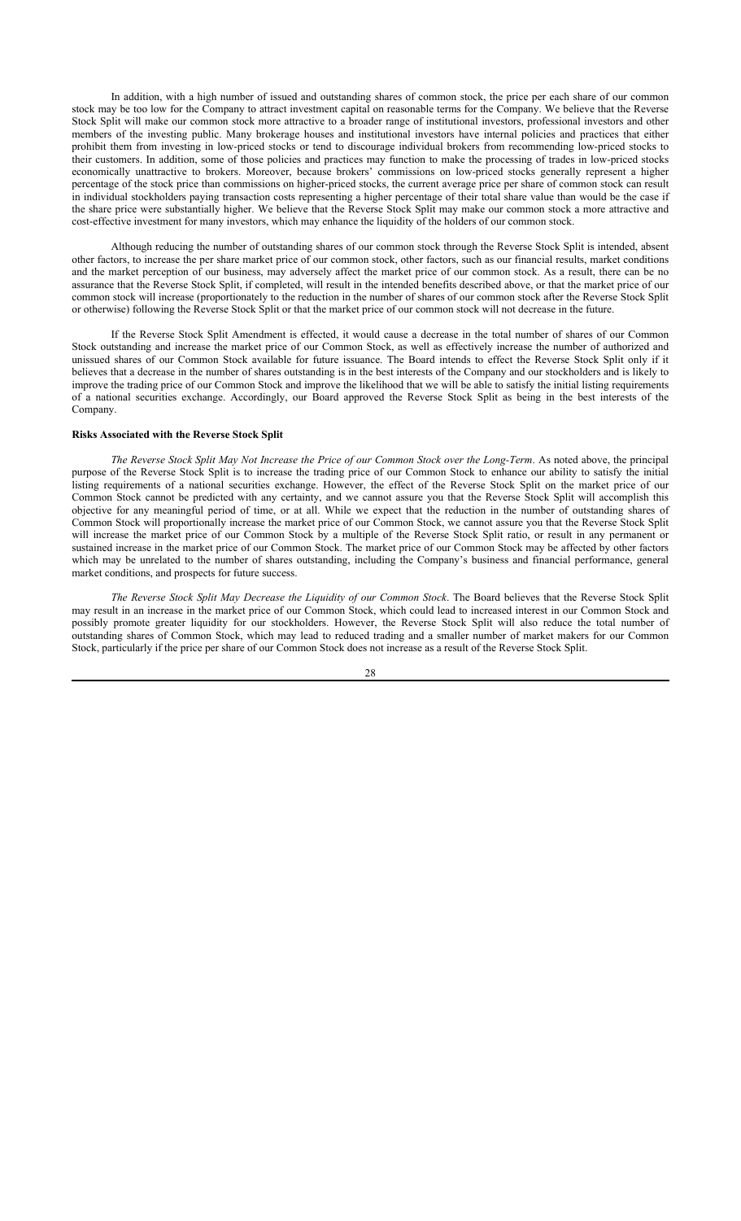In addition, with a high number of issued and outstanding shares of common stock, the price per each share of our common stock may be too low for the Company to attract investment capital on reasonable terms for the Company. We believe that the Reverse Stock Split will make our common stock more attractive to a broader range of institutional investors, professional investors and other members of the investing public. Many brokerage houses and institutional investors have internal policies and practices that either prohibit them from investing in low-priced stocks or tend to discourage individual brokers from recommending low-priced stocks to their customers. In addition, some of those policies and practices may function to make the processing of trades in low-priced stocks economically unattractive to brokers. Moreover, because brokers' commissions on low-priced stocks generally represent a higher percentage of the stock price than commissions on higher-priced stocks, the current average price per share of common stock can result in individual stockholders paying transaction costs representing a higher percentage of their total share value than would be the case if the share price were substantially higher. We believe that the Reverse Stock Split may make our common stock a more attractive and cost-effective investment for many investors, which may enhance the liquidity of the holders of our common stock.

Although reducing the number of outstanding shares of our common stock through the Reverse Stock Split is intended, absent other factors, to increase the per share market price of our common stock, other factors, such as our financial results, market conditions and the market perception of our business, may adversely affect the market price of our common stock. As a result, there can be no assurance that the Reverse Stock Split, if completed, will result in the intended benefits described above, or that the market price of our common stock will increase (proportionately to the reduction in the number of shares of our common stock after the Reverse Stock Split or otherwise) following the Reverse Stock Split or that the market price of our common stock will not decrease in the future.

If the Reverse Stock Split Amendment is effected, it would cause a decrease in the total number of shares of our Common Stock outstanding and increase the market price of our Common Stock, as well as effectively increase the number of authorized and unissued shares of our Common Stock available for future issuance. The Board intends to effect the Reverse Stock Split only if it believes that a decrease in the number of shares outstanding is in the best interests of the Company and our stockholders and is likely to improve the trading price of our Common Stock and improve the likelihood that we will be able to satisfy the initial listing requirements of a national securities exchange. Accordingly, our Board approved the Reverse Stock Split as being in the best interests of the Company.

**Risks Associated with the Reverse Stock Split**

*The Reverse Stock Split May Not Increase the Price of our Common Stock over the Long-Term*. As noted above, the principal purpose of the Reverse Stock Split is to increase the trading price of our Common Stock to enhance our ability to satisfy the initial listing requirements of a national securities exchange. However, the effect of the Reverse Stock Split on the market price of our Common Stock cannot be predicted with any certainty, and we cannot assure you that the Reverse Stock Split will accomplish this objective for any meaningful period of time, or at all. While we expect that the reduction in the number of outstanding shares of Common Stock will proportionally increase the market price of our Common Stock, we cannot assure you that the Reverse Stock Split will increase the market price of our Common Stock by a multiple of the Reverse Stock Split ratio, or result in any permanent or sustained increase in the market price of our Common Stock. The market price of our Common Stock may be affected by other factors which may be unrelated to the number of shares outstanding, including the Company's business and financial performance, general market conditions, and prospects for future success.

*The Reverse Stock Split May Decrease the Liquidity of our Common Stock*. The Board believes that the Reverse Stock Split may result in an increase in the market price of our Common Stock, which could lead to increased interest in our Common Stock and possibly promote greater liquidity for our stockholders. However, the Reverse Stock Split will also reduce the total number of outstanding shares of Common Stock, which may lead to reduced trading and a smaller number of market makers for our Common Stock, particularly if the price per share of our Common Stock does not increase as a result of the Reverse Stock Split.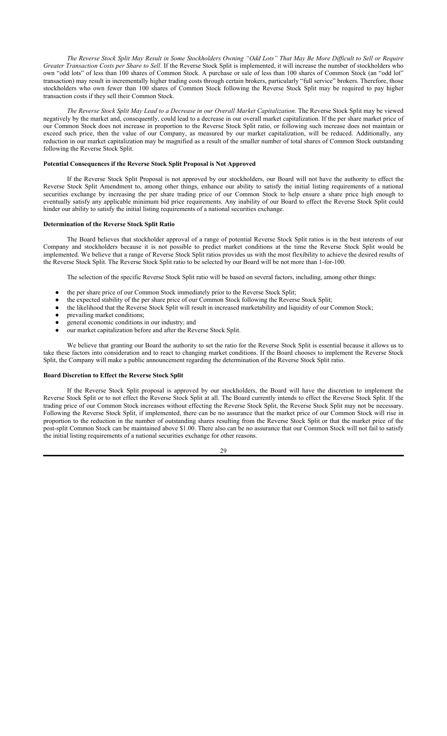*The Reverse Stock Split May Result in Some Stockholders Owning "Odd Lots" That May Be More Difficult to Sell or Require Greater Transaction Costs per Share to Sell*. If the Reverse Stock Split is implemented, it will increase the number of stockholders who own "odd lots" of less than 100 shares of Common Stock. A purchase or sale of less than 100 shares of Common Stock (an "odd lot" transaction) may result in incrementally higher trading costs through certain brokers, particularly "full service" brokers. Therefore, those stockholders who own fewer than 100 shares of Common Stock following the Reverse Stock Split may be required to pay higher transaction costs if they sell their Common Stock.

*The Reverse Stock Split May Lead to a Decrease in our Overall Market Capitalization*. The Reverse Stock Split may be viewed negatively by the market and, consequently, could lead to a decrease in our overall market capitalization. If the per share market price of our Common Stock does not increase in proportion to the Reverse Stock Split ratio, or following such increase does not maintain or exceed such price, then the value of our Company, as measured by our market capitalization, will be reduced. Additionally, any reduction in our market capitalization may be magnified as a result of the smaller number of total shares of Common Stock outstanding following the Reverse Stock Split.

**Potential Consequences if the Reverse Stock Split Proposal is Not Approved**

If the Reverse Stock Split Proposal is not approved by our stockholders, our Board will not have the authority to effect the Reverse Stock Split Amendment to, among other things, enhance our ability to satisfy the initial listing requirements of a national securities exchange by increasing the per share trading price of our Common Stock to help ensure a share price high enough to eventually satisfy any applicable minimum bid price requirements. Any inability of our Board to effect the Reverse Stock Split could hinder our ability to satisfy the initial listing requirements of a national securities exchange.

**Determination of the Reverse Stock Split Ratio**

The Board believes that stockholder approval of a range of potential Reverse Stock Split ratios is in the best interests of our Company and stockholders because it is not possible to predict market conditions at the time the Reverse Stock Split would be implemented. We believe that a range of Reverse Stock Split ratios provides us with the most flexibility to achieve the desired results of the Reverse Stock Split. The Reverse Stock Split ratio to be selected by our Board will be not more than 1-for-100.

The selection of the specific Reverse Stock Split ratio will be based on several factors, including, among other things:

- the per share price of our Common Stock immediately prior to the Reverse Stock Split;
- the expected stability of the per share price of our Common Stock following the Reverse Stock Split;
- the likelihood that the Reverse Stock Split will result in increased marketability and liquidity of our Common Stock;
- prevailing market conditions;
- general economic conditions in our industry; and
- our market capitalization before and after the Reverse Stock Split.

We believe that granting our Board the authority to set the ratio for the Reverse Stock Split is essential because it allows us to take these factors into consideration and to react to changing market conditions. If the Board chooses to implement the Reverse Stock Split, the Company will make a public announcement regarding the determination of the Reverse Stock Split ratio.

**Board Discretion to Effect the Reverse Stock Split**

If the Reverse Stock Split proposal is approved by our stockholders, the Board will have the discretion to implement the Reverse Stock Split or to not effect the Reverse Stock Split at all. The Board currently intends to effect the Reverse Stock Split. If the trading price of our Common Stock increases without effecting the Reverse Stock Split, the Reverse Stock Split may not be necessary. Following the Reverse Stock Split, if implemented, there can be no assurance that the market price of our Common Stock will rise in proportion to the reduction in the number of outstanding shares resulting from the Reverse Stock Split or that the market price of the post-split Common Stock can be maintained above $1.00. There also can be no assurance that our Common Stock will not fail to satisfy the initial listing requirements of a national securities exchange for other reasons.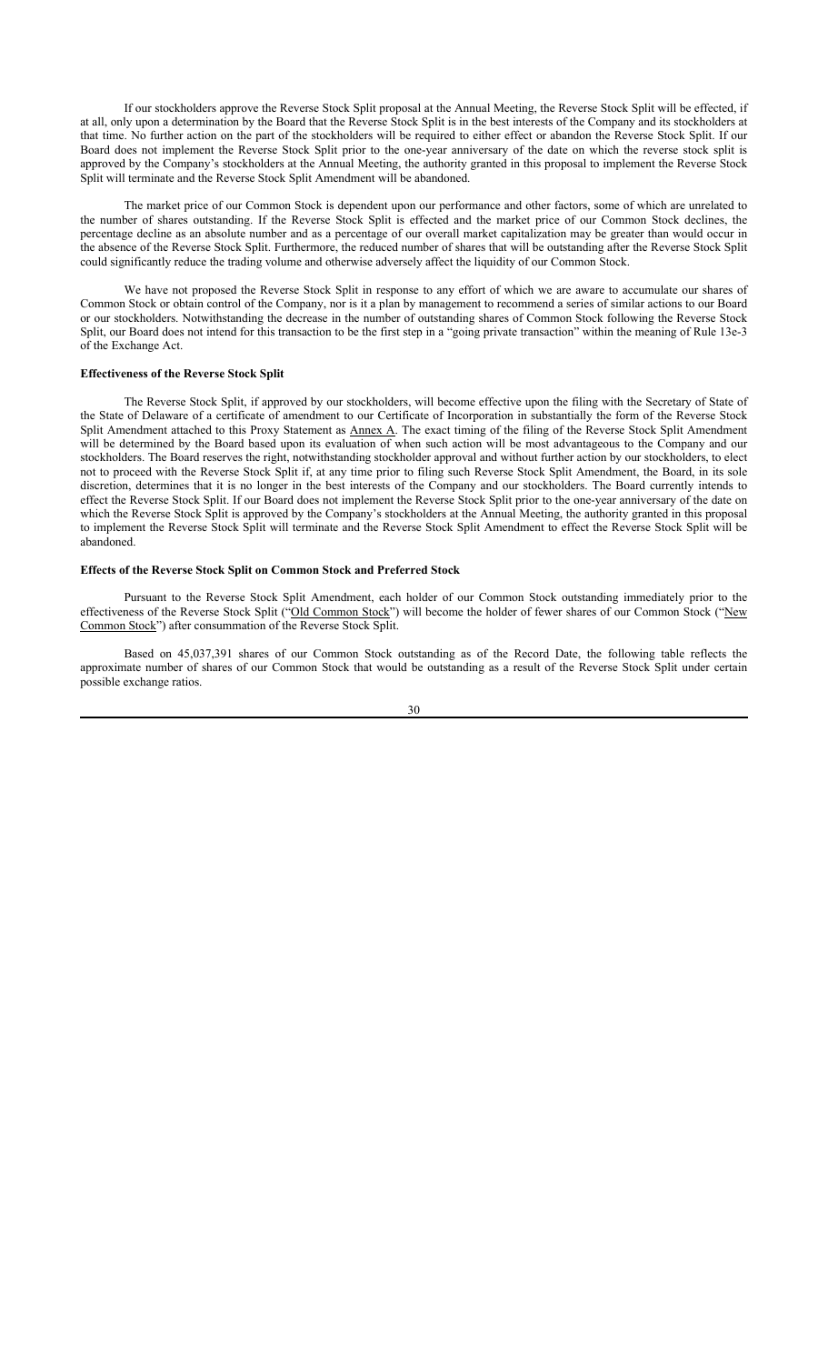If our stockholders approve the Reverse Stock Split proposal at the Annual Meeting, the Reverse Stock Split will be effected, if at all, only upon a determination by the Board that the Reverse Stock Split is in the best interests of the Company and its stockholders at that time. No further action on the part of the stockholders will be required to either effect or abandon the Reverse Stock Split. If our Board does not implement the Reverse Stock Split prior to the one-year anniversary of the date on which the reverse stock split is approved by the Company's stockholders at the Annual Meeting, the authority granted in this proposal to implement the Reverse Stock Split will terminate and the Reverse Stock Split Amendment will be abandoned.

The market price of our Common Stock is dependent upon our performance and other factors, some of which are unrelated to the number of shares outstanding. If the Reverse Stock Split is effected and the market price of our Common Stock declines, the percentage decline as an absolute number and as a percentage of our overall market capitalization may be greater than would occur in the absence of the Reverse Stock Split. Furthermore, the reduced number of shares that will be outstanding after the Reverse Stock Split could significantly reduce the trading volume and otherwise adversely affect the liquidity of our Common Stock.

We have not proposed the Reverse Stock Split in response to any effort of which we are aware to accumulate our shares of Common Stock or obtain control of the Company, nor is it a plan by management to recommend a series of similar actions to our Board or our stockholders. Notwithstanding the decrease in the number of outstanding shares of Common Stock following the Reverse Stock Split, our Board does not intend for this transaction to be the first step in a "going private transaction" within the meaning of Rule 13e-3 of the Exchange Act.

**Effectiveness of the Reverse Stock Split**

The Reverse Stock Split, if approved by our stockholders, will become effective upon the filing with the Secretary of State of the State of Delaware of a certificate of amendment to our Certificate of Incorporation in substantially the form of the Reverse Stock Split Amendment attached to this Proxy Statement as Annex A. The exact timing of the filing of the Reverse Stock Split Amendment will be determined by the Board based upon its evaluation of when such action will be most advantageous to the Company and our stockholders. The Board reserves the right, notwithstanding stockholder approval and without further action by our stockholders, to elect not to proceed with the Reverse Stock Split if, at any time prior to filing such Reverse Stock Split Amendment, the Board, in its sole discretion, determines that it is no longer in the best interests of the Company and our stockholders. The Board currently intends to effect the Reverse Stock Split. If our Board does not implement the Reverse Stock Split prior to the one-year anniversary of the date on which the Reverse Stock Split is approved by the Company's stockholders at the Annual Meeting, the authority granted in this proposal to implement the Reverse Stock Split will terminate and the Reverse Stock Split Amendment to effect the Reverse Stock Split will be abandoned.

**Effects of the Reverse Stock Split on Common Stock and Preferred Stock**

Pursuant to the Reverse Stock Split Amendment, each holder of our Common Stock outstanding immediately prior to the effectiveness of the Reverse Stock Split ("Old Common Stock") will become the holder of fewer shares of our Common Stock ("New Common Stock") after consummation of the Reverse Stock Split.

Based on 45,037,391 shares of our Common Stock outstanding as of the Record Date, the following table reflects the approximate number of shares of our Common Stock that would be outstanding as a result of the Reverse Stock Split under certain possible exchange ratios.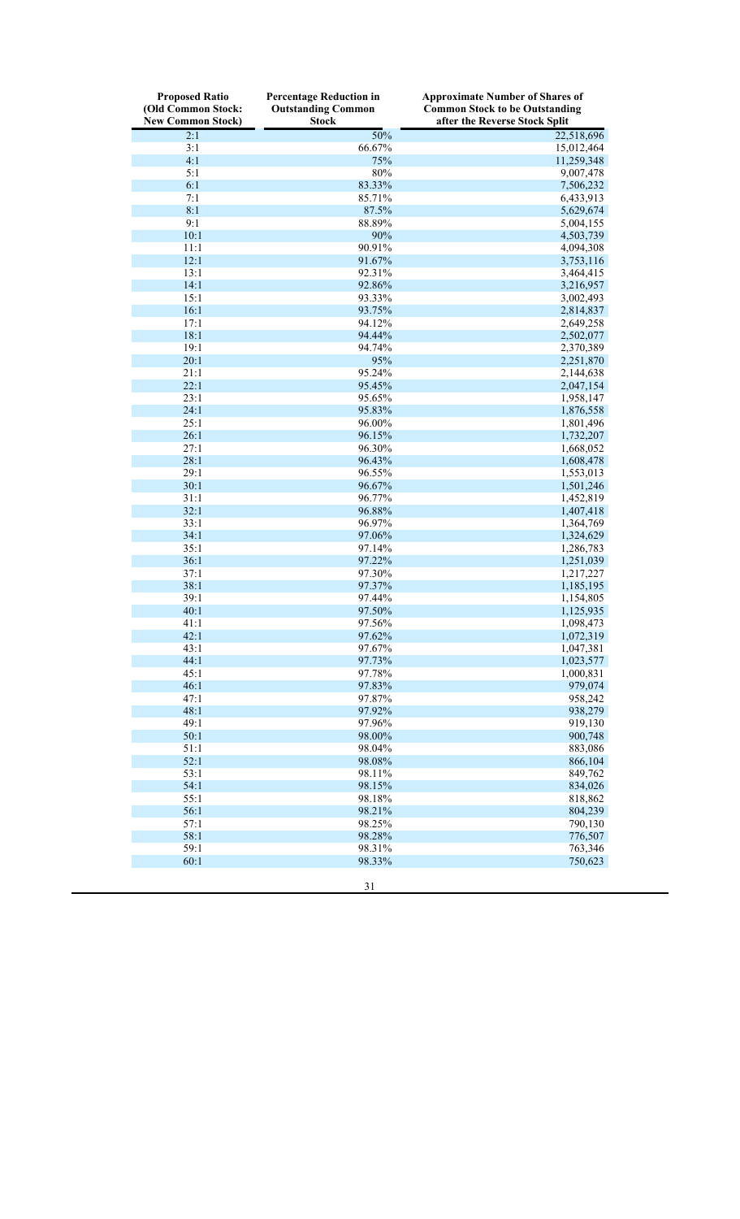| Proposed Ratio (Old Common Stock: New Common Stock) | Percentage Reduction in Outstanding Common Stock | Approximate Number of Shares of Common Stock to be Outstanding after the Reverse Stock Split |
|---|---|---|
| 2:1 | 50% | 22,518,696 |
| 3:1 | 66.67% | 15,012,464 |
| 4:1 | 75% | 11,259,348 |
| 5:1 | 80% | 9,007,478 |
| 6:1 | 83.33% | 7,506,232 |
| 7:1 | 85.71% | 6,433,913 |
| 8:1 | 87.5% | 5,629,674 |
| 9:1 | 88.89% | 5,004,155 |
| 10:1 | 90% | 4,503,739 |
| 11:1 | 90.91% | 4,094,308 |
| 12:1 | 91.67% | 3,753,116 |
| 13:1 | 92.31% | 3,464,415 |
| 14:1 | 92.86% | 3,216,957 |
| 15:1 | 93.33% | 3,002,493 |
| 16:1 | 93.75% | 2,814,837 |
| 17:1 | 94.12% | 2,649,258 |
| 18:1 | 94.44% | 2,502,077 |
| 19:1 | 94.74% | 2,370,389 |
| 20:1 | 95% | 2,251,870 |
| 21:1 | 95.24% | 2,144,638 |
| 22:1 | 95.45% | 2,047,154 |
| 23:1 | 95.65% | 1,958,147 |
| 24:1 | 95.83% | 1,876,558 |
| 25:1 | 96.00% | 1,801,496 |
| 26:1 | 96.15% | 1,732,207 |
| 27:1 | 96.30% | 1,668,052 |
| 28:1 | 96.43% | 1,608,478 |
| 29:1 | 96.55% | 1,553,013 |
| 30:1 | 96.67% | 1,501,246 |
| 31:1 | 96.77% | 1,452,819 |
| 32:1 | 96.88% | 1,407,418 |
| 33:1 | 96.97% | 1,364,769 |
| 34:1 | 97.06% | 1,324,629 |
| 35:1 | 97.14% | 1,286,783 |
| 36:1 | 97.22% | 1,251,039 |
| 37:1 | 97.30% | 1,217,227 |
| 38:1 | 97.37% | 1,185,195 |
| 39:1 | 97.44% | 1,154,805 |
| 40:1 | 97.50% | 1,125,935 |
| 41:1 | 97.56% | 1,098,473 |
| 42:1 | 97.62% | 1,072,319 |
| 43:1 | 97.67% | 1,047,381 |
| 44:1 | 97.73% | 1,023,577 |
| 45:1 | 97.78% | 1,000,831 |
| 46:1 | 97.83% | 979,074 |
| 47:1 | 97.87% | 958,242 |
| 48:1 | 97.92% | 938,279 |
| 49:1 | 97.96% | 919,130 |
| 50:1 | 98.00% | 900,748 |
| 51:1 | 98.04% | 883,086 |
| 52:1 | 98.08% | 866,104 |
| 53:1 | 98.11% | 849,762 |
| 54:1 | 98.15% | 834,026 |
| 55:1 | 98.18% | 818,862 |
| 56:1 | 98.21% | 804,239 |
| 57:1 | 98.25% | 790,130 |
| 58:1 | 98.28% | 776,507 |
| 59:1 | 98.31% | 763,346 |
| 60:1 | 98.33% | 750,623 |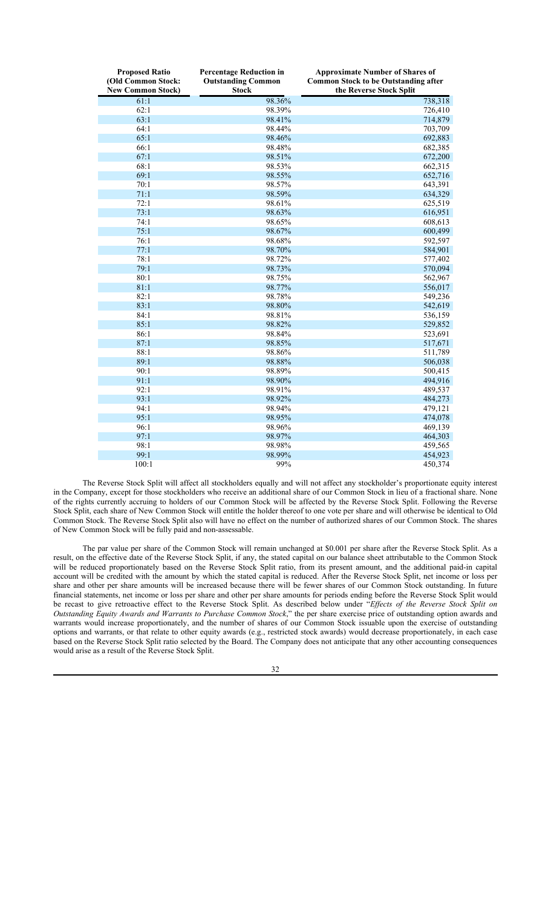| Proposed Ratio (Old Common Stock: New Common Stock) | Percentage Reduction in Outstanding Common Stock | Approximate Number of Shares of Common Stock to be Outstanding after the Reverse Stock Split |
|---|---|---|
| 61:1 | 98.36% | 738,318 |
| 62:1 | 98.39% | 726,410 |
| 63:1 | 98.41% | 714,879 |
| 64:1 | 98.44% | 703,709 |
| 65:1 | 98.46% | 692,883 |
| 66:1 | 98.48% | 682,385 |
| 67:1 | 98.51% | 672,200 |
| 68:1 | 98.53% | 662,315 |
| 69:1 | 98.55% | 652,716 |
| 70:1 | 98.57% | 643,391 |
| 71:1 | 98.59% | 634,329 |
| 72:1 | 98.61% | 625,519 |
| 73:1 | 98.63% | 616,951 |
| 74:1 | 98.65% | 608,613 |
| 75:1 | 98.67% | 600,499 |
| 76:1 | 98.68% | 592,597 |
| 77:1 | 98.70% | 584,901 |
| 78:1 | 98.72% | 577,402 |
| 79:1 | 98.73% | 570,094 |
| 80:1 | 98.75% | 562,967 |
| 81:1 | 98.77% | 556,017 |
| 82:1 | 98.78% | 549,236 |
| 83:1 | 98.80% | 542,619 |
| 84:1 | 98.81% | 536,159 |
| 85:1 | 98.82% | 529,852 |
| 86:1 | 98.84% | 523,691 |
| 87:1 | 98.85% | 517,671 |
| 88:1 | 98.86% | 511,789 |
| 89:1 | 98.88% | 506,038 |
| 90:1 | 98.89% | 500,415 |
| 91:1 | 98.90% | 494,916 |
| 92:1 | 98.91% | 489,537 |
| 93:1 | 98.92% | 484,273 |
| 94:1 | 98.94% | 479,121 |
| 95:1 | 98.95% | 474,078 |
| 96:1 | 98.96% | 469,139 |
| 97:1 | 98.97% | 464,303 |
| 98:1 | 98.98% | 459,565 |
| 99:1 | 98.99% | 454,923 |
| 100:1 | 99% | 450,374 |

The Reverse Stock Split will affect all stockholders equally and will not affect any stockholder's proportionate equity interest in the Company, except for those stockholders who receive an additional share of our Common Stock in lieu of a fractional share. None of the rights currently accruing to holders of our Common Stock will be affected by the Reverse Stock Split. Following the Reverse Stock Split, each share of New Common Stock will entitle the holder thereof to one vote per share and will otherwise be identical to Old Common Stock. The Reverse Stock Split also will have no effect on the number of authorized shares of our Common Stock. The shares of New Common Stock will be fully paid and non-assessable.

The par value per share of the Common Stock will remain unchanged at $0.001 per share after the Reverse Stock Split. As a result, on the effective date of the Reverse Stock Split, if any, the stated capital on our balance sheet attributable to the Common Stock will be reduced proportionately based on the Reverse Stock Split ratio, from its present amount, and the additional paid-in capital account will be credited with the amount by which the stated capital is reduced. After the Reverse Stock Split, net income or loss per share and other per share amounts will be increased because there will be fewer shares of our Common Stock outstanding. In future financial statements, net income or loss per share and other per share amounts for periods ending before the Reverse Stock Split would be recast to give retroactive effect to the Reverse Stock Split. As described below under "*Effects of the Reverse Stock Split on Outstanding Equity Awards and Warrants to Purchase Common Stock*," the per share exercise price of outstanding option awards and warrants would increase proportionately, and the number of shares of our Common Stock issuable upon the exercise of outstanding options and warrants, or that relate to other equity awards (e.g., restricted stock awards) would decrease proportionately, in each case based on the Reverse Stock Split ratio selected by the Board. The Company does not anticipate that any other accounting consequences would arise as a result of the Reverse Stock Split.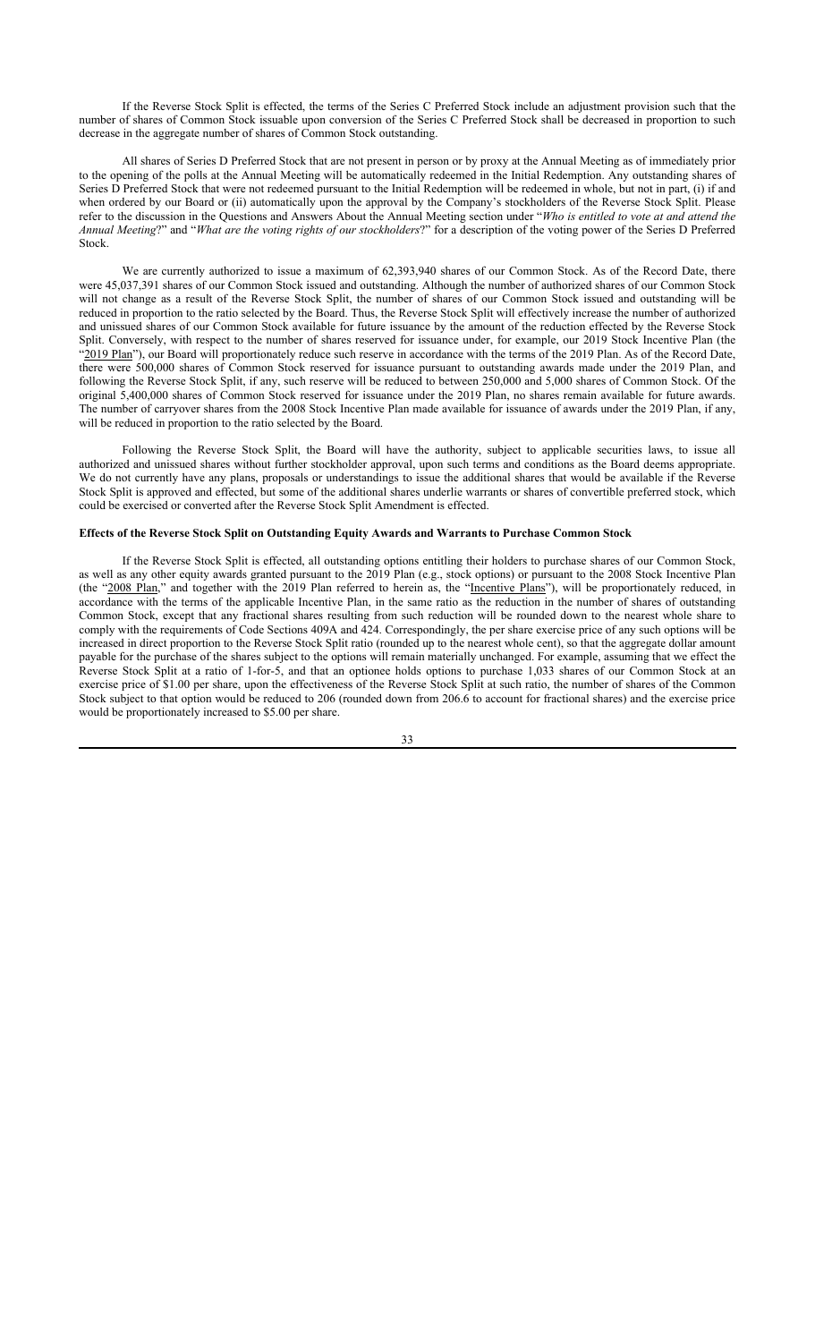If the Reverse Stock Split is effected, the terms of the Series C Preferred Stock include an adjustment provision such that the number of shares of Common Stock issuable upon conversion of the Series C Preferred Stock shall be decreased in proportion to such decrease in the aggregate number of shares of Common Stock outstanding.

All shares of Series D Preferred Stock that are not present in person or by proxy at the Annual Meeting as of immediately prior to the opening of the polls at the Annual Meeting will be automatically redeemed in the Initial Redemption. Any outstanding shares of Series D Preferred Stock that were not redeemed pursuant to the Initial Redemption will be redeemed in whole, but not in part, (i) if and when ordered by our Board or (ii) automatically upon the approval by the Company's stockholders of the Reverse Stock Split. Please refer to the discussion in the Questions and Answers About the Annual Meeting section under "*Who is entitled to vote at and attend the Annual Meeting*?" and "*What are the voting rights of our stockholders*?" for a description of the voting power of the Series D Preferred Stock.

We are currently authorized to issue a maximum of 62,393,940 shares of our Common Stock. As of the Record Date, there were 45,037,391 shares of our Common Stock issued and outstanding. Although the number of authorized shares of our Common Stock will not change as a result of the Reverse Stock Split, the number of shares of our Common Stock issued and outstanding will be reduced in proportion to the ratio selected by the Board. Thus, the Reverse Stock Split will effectively increase the number of authorized and unissued shares of our Common Stock available for future issuance by the amount of the reduction effected by the Reverse Stock Split. Conversely, with respect to the number of shares reserved for issuance under, for example, our 2019 Stock Incentive Plan (the "2019 Plan"), our Board will proportionately reduce such reserve in accordance with the terms of the 2019 Plan. As of the Record Date, there were 500,000 shares of Common Stock reserved for issuance pursuant to outstanding awards made under the 2019 Plan, and following the Reverse Stock Split, if any, such reserve will be reduced to between 250,000 and 5,000 shares of Common Stock. Of the original 5,400,000 shares of Common Stock reserved for issuance under the 2019 Plan, no shares remain available for future awards. The number of carryover shares from the 2008 Stock Incentive Plan made available for issuance of awards under the 2019 Plan, if any, will be reduced in proportion to the ratio selected by the Board.

Following the Reverse Stock Split, the Board will have the authority, subject to applicable securities laws, to issue all authorized and unissued shares without further stockholder approval, upon such terms and conditions as the Board deems appropriate. We do not currently have any plans, proposals or understandings to issue the additional shares that would be available if the Reverse Stock Split is approved and effected, but some of the additional shares underlie warrants or shares of convertible preferred stock, which could be exercised or converted after the Reverse Stock Split Amendment is effected.

**Effects of the Reverse Stock Split on Outstanding Equity Awards and Warrants to Purchase Common Stock**

If the Reverse Stock Split is effected, all outstanding options entitling their holders to purchase shares of our Common Stock, as well as any other equity awards granted pursuant to the 2019 Plan (e.g., stock options) or pursuant to the 2008 Stock Incentive Plan (the "2008 Plan," and together with the 2019 Plan referred to herein as, the "Incentive Plans"), will be proportionately reduced, in accordance with the terms of the applicable Incentive Plan, in the same ratio as the reduction in the number of shares of outstanding Common Stock, except that any fractional shares resulting from such reduction will be rounded down to the nearest whole share to comply with the requirements of Code Sections 409A and 424. Correspondingly, the per share exercise price of any such options will be increased in direct proportion to the Reverse Stock Split ratio (rounded up to the nearest whole cent), so that the aggregate dollar amount payable for the purchase of the shares subject to the options will remain materially unchanged. For example, assuming that we effect the Reverse Stock Split at a ratio of 1-for-5, and that an optionee holds options to purchase 1,033 shares of our Common Stock at an exercise price of $1.00 per share, upon the effectiveness of the Reverse Stock Split at such ratio, the number of shares of the Common Stock subject to that option would be reduced to 206 (rounded down from 206.6 to account for fractional shares) and the exercise price would be proportionately increased to $5.00 per share.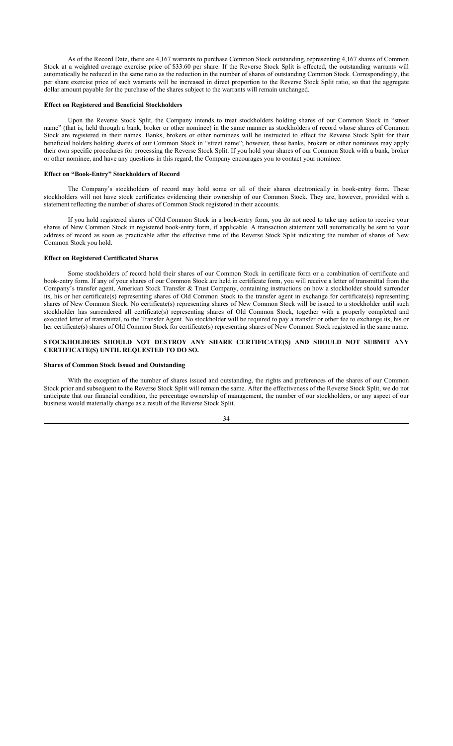As of the Record Date, there are 4,167 warrants to purchase Common Stock outstanding, representing 4,167 shares of Common Stock at a weighted average exercise price of $33.60 per share. If the Reverse Stock Split is effected, the outstanding warrants will automatically be reduced in the same ratio as the reduction in the number of shares of outstanding Common Stock. Correspondingly, the per share exercise price of such warrants will be increased in direct proportion to the Reverse Stock Split ratio, so that the aggregate dollar amount payable for the purchase of the shares subject to the warrants will remain unchanged.

**Effect on Registered and Beneficial Stockholders**

Upon the Reverse Stock Split, the Company intends to treat stockholders holding shares of our Common Stock in "street name" (that is, held through a bank, broker or other nominee) in the same manner as stockholders of record whose shares of Common Stock are registered in their names. Banks, brokers or other nominees will be instructed to effect the Reverse Stock Split for their beneficial holders holding shares of our Common Stock in "street name"; however, these banks, brokers or other nominees may apply their own specific procedures for processing the Reverse Stock Split. If you hold your shares of our Common Stock with a bank, broker or other nominee, and have any questions in this regard, the Company encourages you to contact your nominee.

**Effect on "Book-Entry" Stockholders of Record**

The Company's stockholders of record may hold some or all of their shares electronically in book-entry form. These stockholders will not have stock certificates evidencing their ownership of our Common Stock. They are, however, provided with a statement reflecting the number of shares of Common Stock registered in their accounts.

If you hold registered shares of Old Common Stock in a book-entry form, you do not need to take any action to receive your shares of New Common Stock in registered book-entry form, if applicable. A transaction statement will automatically be sent to your address of record as soon as practicable after the effective time of the Reverse Stock Split indicating the number of shares of New Common Stock you hold.

**Effect on Registered Certificated Shares**

Some stockholders of record hold their shares of our Common Stock in certificate form or a combination of certificate and book-entry form. If any of your shares of our Common Stock are held in certificate form, you will receive a letter of transmittal from the Company's transfer agent, American Stock Transfer & Trust Company, containing instructions on how a stockholder should surrender its, his or her certificate(s) representing shares of Old Common Stock to the transfer agent in exchange for certificate(s) representing shares of New Common Stock. No certificate(s) representing shares of New Common Stock will be issued to a stockholder until such stockholder has surrendered all certificate(s) representing shares of Old Common Stock, together with a properly completed and executed letter of transmittal, to the Transfer Agent. No stockholder will be required to pay a transfer or other fee to exchange its, his or her certificate(s) shares of Old Common Stock for certificate(s) representing shares of New Common Stock registered in the same name.

**STOCKHOLDERS SHOULD NOT DESTROY ANY SHARE CERTIFICATE(S) AND SHOULD NOT SUBMIT ANY CERTIFICATE(S) UNTIL REQUESTED TO DO SO.**

**Shares of Common Stock Issued and Outstanding**

With the exception of the number of shares issued and outstanding, the rights and preferences of the shares of our Common Stock prior and subsequent to the Reverse Stock Split will remain the same. After the effectiveness of the Reverse Stock Split, we do not anticipate that our financial condition, the percentage ownership of management, the number of our stockholders, or any aspect of our business would materially change as a result of the Reverse Stock Split.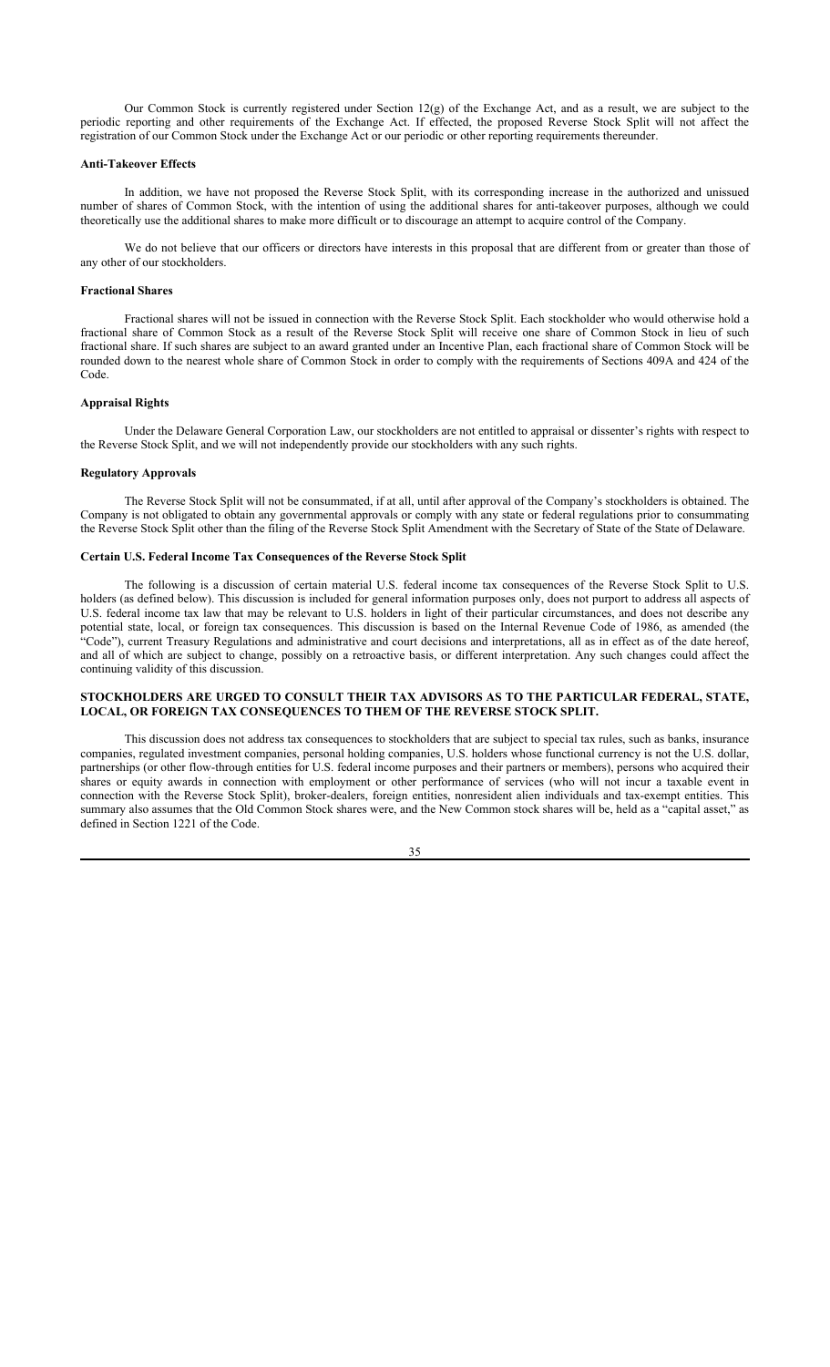Our Common Stock is currently registered under Section 12(g) of the Exchange Act, and as a result, we are subject to the periodic reporting and other requirements of the Exchange Act. If effected, the proposed Reverse Stock Split will not affect the registration of our Common Stock under the Exchange Act or our periodic or other reporting requirements thereunder.

#### Anti-Takeover Effects

In addition, we have not proposed the Reverse Stock Split, with its corresponding increase in the authorized and unissued number of shares of Common Stock, with the intention of using the additional shares for anti-takeover purposes, although we could theoretically use the additional shares to make more difficult or to discourage an attempt to acquire control of the Company.

We do not believe that our officers or directors have interests in this proposal that are different from or greater than those of any other of our stockholders.

#### Fractional Shares

Fractional shares will not be issued in connection with the Reverse Stock Split. Each stockholder who would otherwise hold a fractional share of Common Stock as a result of the Reverse Stock Split will receive one share of Common Stock in lieu of such fractional share. If such shares are subject to an award granted under an Incentive Plan, each fractional share of Common Stock will be rounded down to the nearest whole share of Common Stock in order to comply with the requirements of Sections 409A and 424 of the Code.

#### Appraisal Rights

Under the Delaware General Corporation Law, our stockholders are not entitled to appraisal or dissenter's rights with respect to the Reverse Stock Split, and we will not independently provide our stockholders with any such rights.

#### Regulatory Approvals

The Reverse Stock Split will not be consummated, if at all, until after approval of the Company's stockholders is obtained. The Company is not obligated to obtain any governmental approvals or comply with any state or federal regulations prior to consummating the Reverse Stock Split other than the filing of the Reverse Stock Split Amendment with the Secretary of State of the State of Delaware.

#### Certain U.S. Federal Income Tax Consequences of the Reverse Stock Split

The following is a discussion of certain material U.S. federal income tax consequences of the Reverse Stock Split to U.S. holders (as defined below). This discussion is included for general information purposes only, does not purport to address all aspects of U.S. federal income tax law that may be relevant to U.S. holders in light of their particular circumstances, and does not describe any potential state, local, or foreign tax consequences. This discussion is based on the Internal Revenue Code of 1986, as amended (the "Code"), current Treasury Regulations and administrative and court decisions and interpretations, all as in effect as of the date hereof, and all of which are subject to change, possibly on a retroactive basis, or different interpretation. Any such changes could affect the continuing validity of this discussion.

**STOCKHOLDERS ARE URGED TO CONSULT THEIR TAX ADVISORS AS TO THE PARTICULAR FEDERAL, STATE, LOCAL, OR FOREIGN TAX CONSEQUENCES TO THEM OF THE REVERSE STOCK SPLIT.**

This discussion does not address tax consequences to stockholders that are subject to special tax rules, such as banks, insurance companies, regulated investment companies, personal holding companies, U.S. holders whose functional currency is not the U.S. dollar, partnerships (or other flow-through entities for U.S. federal income purposes and their partners or members), persons who acquired their shares or equity awards in connection with employment or other performance of services (who will not incur a taxable event in connection with the Reverse Stock Split), broker-dealers, foreign entities, nonresident alien individuals and tax-exempt entities. This summary also assumes that the Old Common Stock shares were, and the New Common stock shares will be, held as a "capital asset," as defined in Section 1221 of the Code.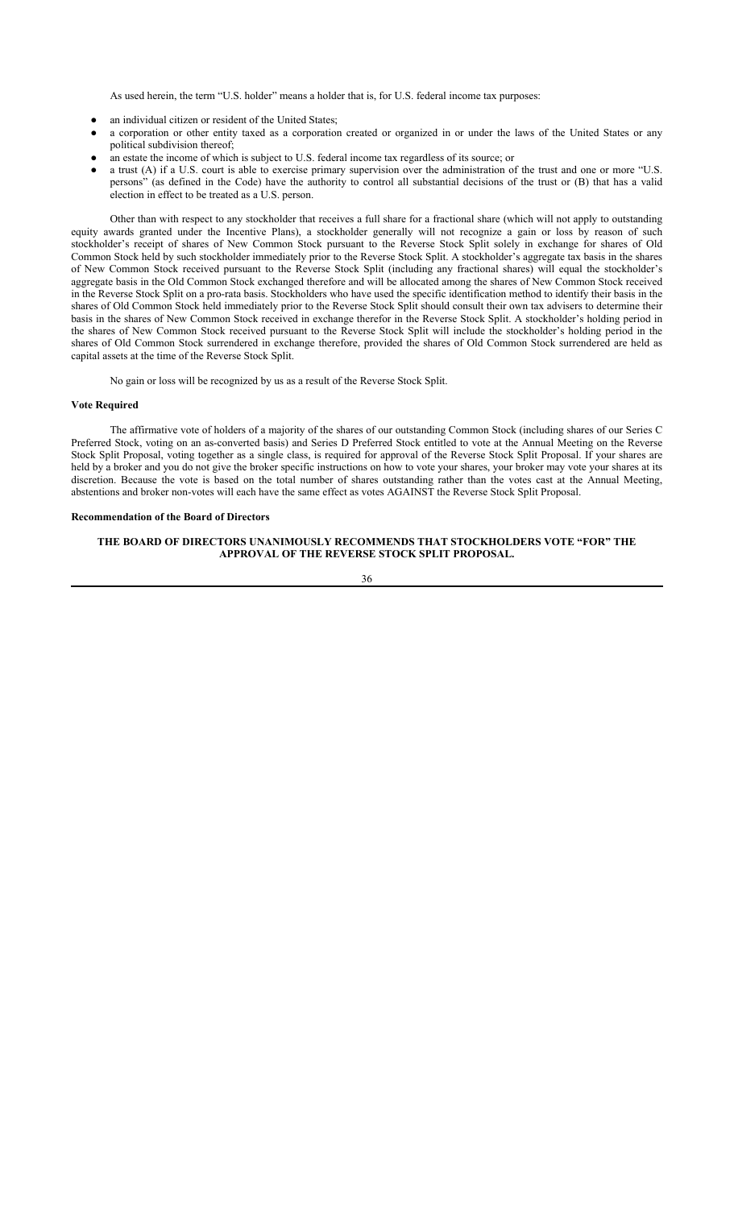As used herein, the term "U.S. holder" means a holder that is, for U.S. federal income tax purposes:

- an individual citizen or resident of the United States;
- a corporation or other entity taxed as a corporation created or organized in or under the laws of the United States or any political subdivision thereof;
- an estate the income of which is subject to U.S. federal income tax regardless of its source; or
- a trust (A) if a U.S. court is able to exercise primary supervision over the administration of the trust and one or more "U.S. persons" (as defined in the Code) have the authority to control all substantial decisions of the trust or (B) that has a valid election in effect to be treated as a U.S. person.

Other than with respect to any stockholder that receives a full share for a fractional share (which will not apply to outstanding equity awards granted under the Incentive Plans), a stockholder generally will not recognize a gain or loss by reason of such stockholder's receipt of shares of New Common Stock pursuant to the Reverse Stock Split solely in exchange for shares of Old Common Stock held by such stockholder immediately prior to the Reverse Stock Split. A stockholder's aggregate tax basis in the shares of New Common Stock received pursuant to the Reverse Stock Split (including any fractional shares) will equal the stockholder's aggregate basis in the Old Common Stock exchanged therefore and will be allocated among the shares of New Common Stock received in the Reverse Stock Split on a pro-rata basis. Stockholders who have used the specific identification method to identify their basis in the shares of Old Common Stock held immediately prior to the Reverse Stock Split should consult their own tax advisers to determine their basis in the shares of New Common Stock received in exchange therefor in the Reverse Stock Split. A stockholder's holding period in the shares of New Common Stock received pursuant to the Reverse Stock Split will include the stockholder's holding period in the shares of Old Common Stock surrendered in exchange therefore, provided the shares of Old Common Stock surrendered are held as capital assets at the time of the Reverse Stock Split.

No gain or loss will be recognized by us as a result of the Reverse Stock Split.

**Vote Required**

The affirmative vote of holders of a majority of the shares of our outstanding Common Stock (including shares of our Series C Preferred Stock, voting on an as-converted basis) and Series D Preferred Stock entitled to vote at the Annual Meeting on the Reverse Stock Split Proposal, voting together as a single class, is required for approval of the Reverse Stock Split Proposal. If your shares are held by a broker and you do not give the broker specific instructions on how to vote your shares, your broker may vote your shares at its discretion. Because the vote is based on the total number of shares outstanding rather than the votes cast at the Annual Meeting, abstentions and broker non-votes will each have the same effect as votes AGAINST the Reverse Stock Split Proposal.

**Recommendation of the Board of Directors**

**THE BOARD OF DIRECTORS UNANIMOUSLY RECOMMENDS THAT STOCKHOLDERS VOTE "FOR" THE APPROVAL OF THE REVERSE STOCK SPLIT PROPOSAL.**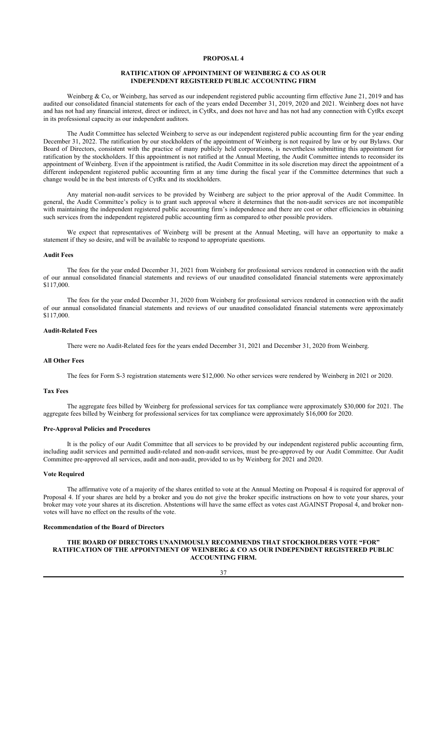# PROPOSAL 4

## RATIFICATION OF APPOINTMENT OF WEINBERG & CO AS OUR INDEPENDENT REGISTERED PUBLIC ACCOUNTING FIRM

Weinberg & Co, or Weinberg, has served as our independent registered public accounting firm effective June 21, 2019 and has audited our consolidated financial statements for each of the years ended December 31, 2019, 2020 and 2021. Weinberg does not have and has not had any financial interest, direct or indirect, in CytRx, and does not have and has not had any connection with CytRx except in its professional capacity as our independent auditors.

The Audit Committee has selected Weinberg to serve as our independent registered public accounting firm for the year ending December 31, 2022. The ratification by our stockholders of the appointment of Weinberg is not required by law or by our Bylaws. Our Board of Directors, consistent with the practice of many publicly held corporations, is nevertheless submitting this appointment for ratification by the stockholders. If this appointment is not ratified at the Annual Meeting, the Audit Committee intends to reconsider its appointment of Weinberg. Even if the appointment is ratified, the Audit Committee in its sole discretion may direct the appointment of a different independent registered public accounting firm at any time during the fiscal year if the Committee determines that such a change would be in the best interests of CytRx and its stockholders.

Any material non-audit services to be provided by Weinberg are subject to the prior approval of the Audit Committee. In general, the Audit Committee's policy is to grant such approval where it determines that the non-audit services are not incompatible with maintaining the independent registered public accounting firm's independence and there are cost or other efficiencies in obtaining such services from the independent registered public accounting firm as compared to other possible providers.

We expect that representatives of Weinberg will be present at the Annual Meeting, will have an opportunity to make a statement if they so desire, and will be available to respond to appropriate questions.

### Audit Fees

The fees for the year ended December 31, 2021 from Weinberg for professional services rendered in connection with the audit of our annual consolidated financial statements and reviews of our unaudited consolidated financial statements were approximately $117,000.

The fees for the year ended December 31, 2020 from Weinberg for professional services rendered in connection with the audit of our annual consolidated financial statements and reviews of our unaudited consolidated financial statements were approximately $117,000.

### Audit-Related Fees

There were no Audit-Related fees for the years ended December 31, 2021 and December 31, 2020 from Weinberg.

### All Other Fees

The fees for Form S-3 registration statements were $12,000. No other services were rendered by Weinberg in 2021 or 2020.

### Tax Fees

The aggregate fees billed by Weinberg for professional services for tax compliance were approximately $30,000 for 2021. The aggregate fees billed by Weinberg for professional services for tax compliance were approximately $16,000 for 2020.

### Pre-Approval Policies and Procedures

It is the policy of our Audit Committee that all services to be provided by our independent registered public accounting firm, including audit services and permitted audit-related and non-audit services, must be pre-approved by our Audit Committee. Our Audit Committee pre-approved all services, audit and non-audit, provided to us by Weinberg for 2021 and 2020.

### Vote Required

The affirmative vote of a majority of the shares entitled to vote at the Annual Meeting on Proposal 4 is required for approval of Proposal 4. If your shares are held by a broker and you do not give the broker specific instructions on how to vote your shares, your broker may vote your shares at its discretion. Abstentions will have the same effect as votes cast AGAINST Proposal 4, and broker non-votes will have no effect on the results of the vote.

### Recommendation of the Board of Directors

**THE BOARD OF DIRECTORS UNANIMOUSLY RECOMMENDS THAT STOCKHOLDERS VOTE "FOR" RATIFICATION OF THE APPOINTMENT OF WEINBERG & CO AS OUR INDEPENDENT REGISTERED PUBLIC ACCOUNTING FIRM.**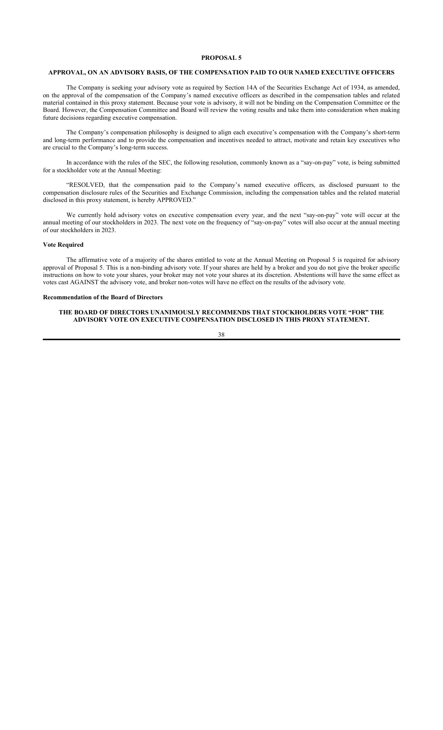# PROPOSAL 5

## APPROVAL, ON AN ADVISORY BASIS, OF THE COMPENSATION PAID TO OUR NAMED EXECUTIVE OFFICERS

The Company is seeking your advisory vote as required by Section 14A of the Securities Exchange Act of 1934, as amended, on the approval of the compensation of the Company's named executive officers as described in the compensation tables and related material contained in this proxy statement. Because your vote is advisory, it will not be binding on the Compensation Committee or the Board. However, the Compensation Committee and Board will review the voting results and take them into consideration when making future decisions regarding executive compensation.

The Company's compensation philosophy is designed to align each executive's compensation with the Company's short-term and long-term performance and to provide the compensation and incentives needed to attract, motivate and retain key executives who are crucial to the Company's long-term success.

In accordance with the rules of the SEC, the following resolution, commonly known as a "say-on-pay" vote, is being submitted for a stockholder vote at the Annual Meeting:

"RESOLVED, that the compensation paid to the Company's named executive officers, as disclosed pursuant to the compensation disclosure rules of the Securities and Exchange Commission, including the compensation tables and the related material disclosed in this proxy statement, is hereby APPROVED."

We currently hold advisory votes on executive compensation every year, and the next "say-on-pay" vote will occur at the annual meeting of our stockholders in 2023. The next vote on the frequency of "say-on-pay" votes will also occur at the annual meeting of our stockholders in 2023.

### Vote Required

The affirmative vote of a majority of the shares entitled to vote at the Annual Meeting on Proposal 5 is required for advisory approval of Proposal 5. This is a non-binding advisory vote. If your shares are held by a broker and you do not give the broker specific instructions on how to vote your shares, your broker may not vote your shares at its discretion. Abstentions will have the same effect as votes cast AGAINST the advisory vote, and broker non-votes will have no effect on the results of the advisory vote.

### Recommendation of the Board of Directors

**THE BOARD OF DIRECTORS UNANIMOUSLY RECOMMENDS THAT STOCKHOLDERS VOTE "FOR" THE ADVISORY VOTE ON EXECUTIVE COMPENSATION DISCLOSED IN THIS PROXY STATEMENT.**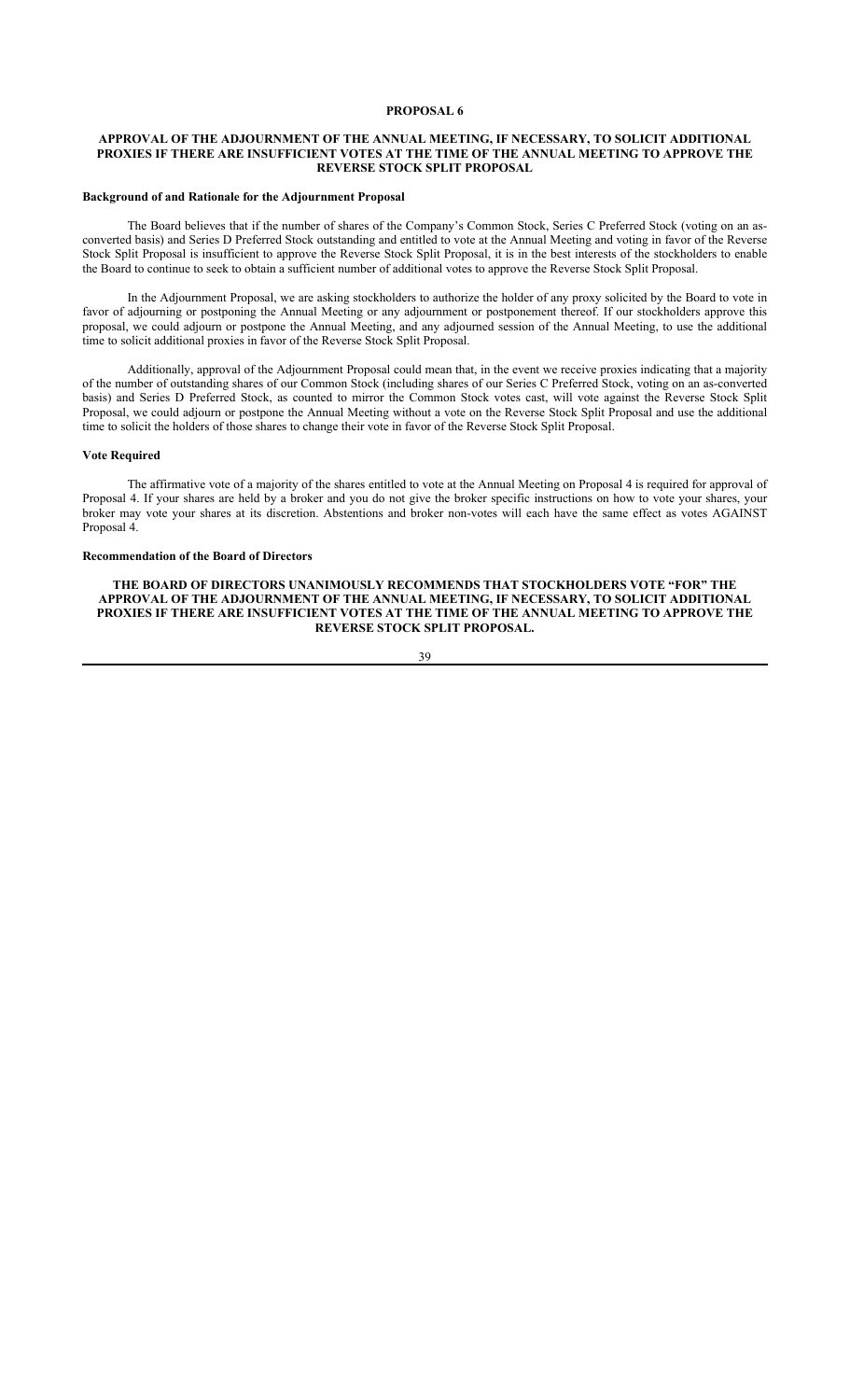## PROPOSAL 6

### APPROVAL OF THE ADJOURNMENT OF THE ANNUAL MEETING, IF NECESSARY, TO SOLICIT ADDITIONAL PROXIES IF THERE ARE INSUFFICIENT VOTES AT THE TIME OF THE ANNUAL MEETING TO APPROVE THE REVERSE STOCK SPLIT PROPOSAL

#### Background of and Rationale for the Adjournment Proposal

The Board believes that if the number of shares of the Company's Common Stock, Series C Preferred Stock (voting on an as-converted basis) and Series D Preferred Stock outstanding and entitled to vote at the Annual Meeting and voting in favor of the Reverse Stock Split Proposal is insufficient to approve the Reverse Stock Split Proposal, it is in the best interests of the stockholders to enable the Board to continue to seek to obtain a sufficient number of additional votes to approve the Reverse Stock Split Proposal.

In the Adjournment Proposal, we are asking stockholders to authorize the holder of any proxy solicited by the Board to vote in favor of adjourning or postponing the Annual Meeting or any adjournment or postponement thereof. If our stockholders approve this proposal, we could adjourn or postpone the Annual Meeting, and any adjourned session of the Annual Meeting, to use the additional time to solicit additional proxies in favor of the Reverse Stock Split Proposal.

Additionally, approval of the Adjournment Proposal could mean that, in the event we receive proxies indicating that a majority of the number of outstanding shares of our Common Stock (including shares of our Series C Preferred Stock, voting on an as-converted basis) and Series D Preferred Stock, as counted to mirror the Common Stock votes cast, will vote against the Reverse Stock Split Proposal, we could adjourn or postpone the Annual Meeting without a vote on the Reverse Stock Split Proposal and use the additional time to solicit the holders of those shares to change their vote in favor of the Reverse Stock Split Proposal.

#### Vote Required

The affirmative vote of a majority of the shares entitled to vote at the Annual Meeting on Proposal 4 is required for approval of Proposal 4. If your shares are held by a broker and you do not give the broker specific instructions on how to vote your shares, your broker may vote your shares at its discretion. Abstentions and broker non-votes will each have the same effect as votes AGAINST Proposal 4.

#### Recommendation of the Board of Directors

**THE BOARD OF DIRECTORS UNANIMOUSLY RECOMMENDS THAT STOCKHOLDERS VOTE "FOR" THE APPROVAL OF THE ADJOURNMENT OF THE ANNUAL MEETING, IF NECESSARY, TO SOLICIT ADDITIONAL PROXIES IF THERE ARE INSUFFICIENT VOTES AT THE TIME OF THE ANNUAL MEETING TO APPROVE THE REVERSE STOCK SPLIT PROPOSAL.**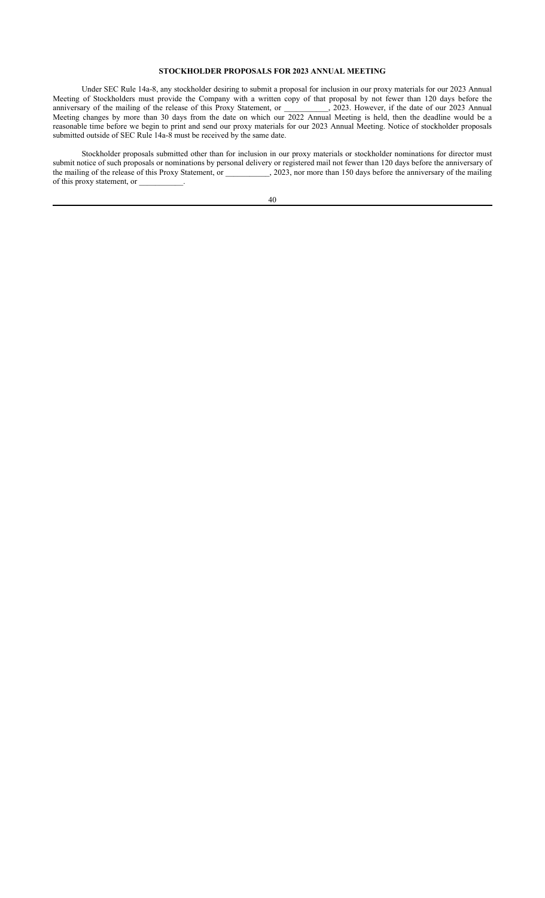## STOCKHOLDER PROPOSALS FOR 2023 ANNUAL MEETING

Under SEC Rule 14a-8, any stockholder desiring to submit a proposal for inclusion in our proxy materials for our 2023 Annual Meeting of Stockholders must provide the Company with a written copy of that proposal by not fewer than 120 days before the anniversary of the mailing of the release of this Proxy Statement, or ___________, 2023. However, if the date of our 2023 Annual Meeting changes by more than 30 days from the date on which our 2022 Annual Meeting is held, then the deadline would be a reasonable time before we begin to print and send our proxy materials for our 2023 Annual Meeting. Notice of stockholder proposals submitted outside of SEC Rule 14a-8 must be received by the same date.

Stockholder proposals submitted other than for inclusion in our proxy materials or stockholder nominations for director must submit notice of such proposals or nominations by personal delivery or registered mail not fewer than 120 days before the anniversary of the mailing of the release of this Proxy Statement, or ___________, 2023, nor more than 150 days before the anniversary of the mailing of this proxy statement, or ___________.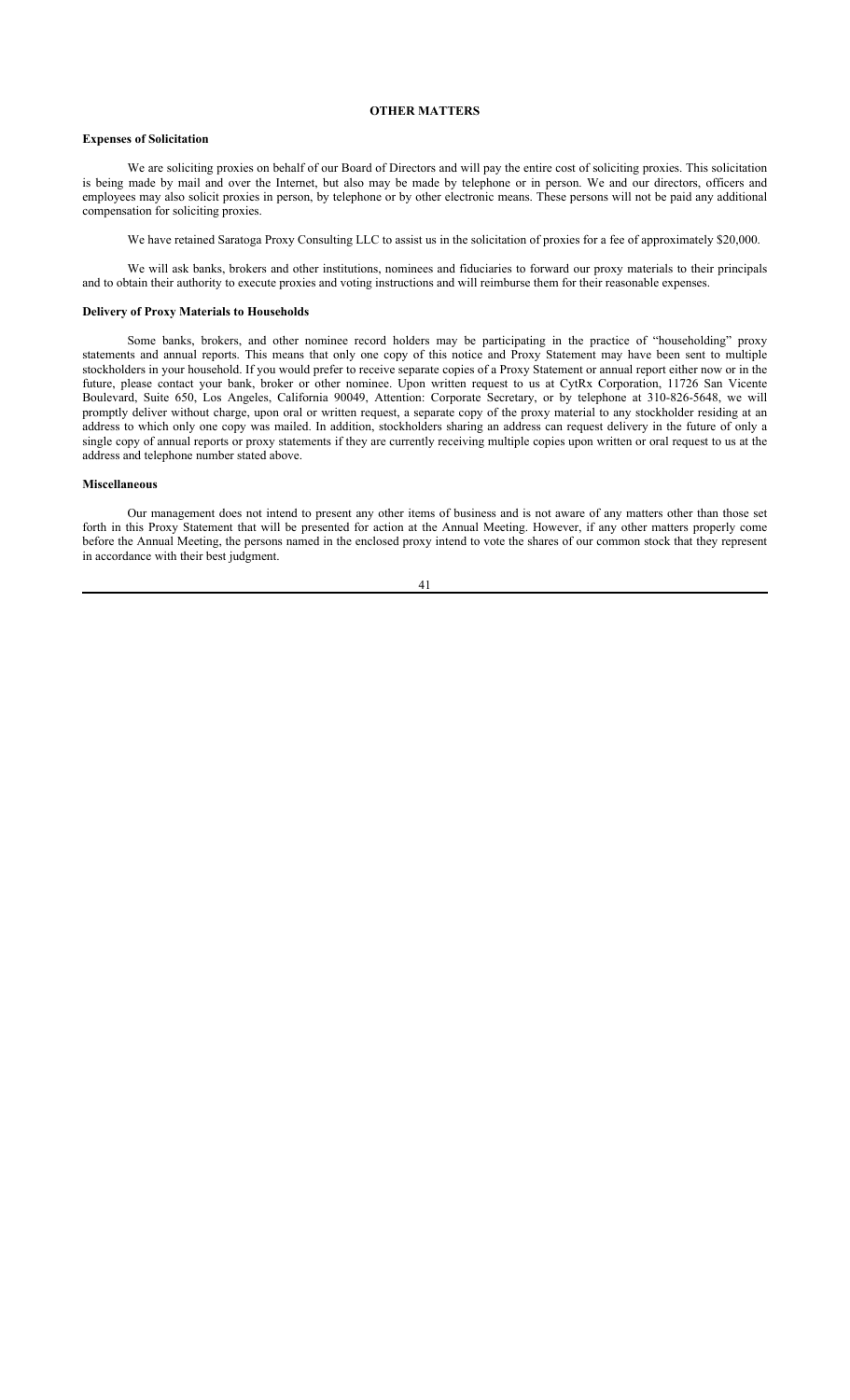## OTHER MATTERS

### Expenses of Solicitation

We are soliciting proxies on behalf of our Board of Directors and will pay the entire cost of soliciting proxies. This solicitation is being made by mail and over the Internet, but also may be made by telephone or in person. We and our directors, officers and employees may also solicit proxies in person, by telephone or by other electronic means. These persons will not be paid any additional compensation for soliciting proxies.

We have retained Saratoga Proxy Consulting LLC to assist us in the solicitation of proxies for a fee of approximately $20,000.

We will ask banks, brokers and other institutions, nominees and fiduciaries to forward our proxy materials to their principals and to obtain their authority to execute proxies and voting instructions and will reimburse them for their reasonable expenses.

### Delivery of Proxy Materials to Households

Some banks, brokers, and other nominee record holders may be participating in the practice of "householding" proxy statements and annual reports. This means that only one copy of this notice and Proxy Statement may have been sent to multiple stockholders in your household. If you would prefer to receive separate copies of a Proxy Statement or annual report either now or in the future, please contact your bank, broker or other nominee. Upon written request to us at CytRx Corporation, 11726 San Vicente Boulevard, Suite 650, Los Angeles, California 90049, Attention: Corporate Secretary, or by telephone at 310-826-5648, we will promptly deliver without charge, upon oral or written request, a separate copy of the proxy material to any stockholder residing at an address to which only one copy was mailed. In addition, stockholders sharing an address can request delivery in the future of only a single copy of annual reports or proxy statements if they are currently receiving multiple copies upon written or oral request to us at the address and telephone number stated above.

### Miscellaneous

Our management does not intend to present any other items of business and is not aware of any matters other than those set forth in this Proxy Statement that will be presented for action at the Annual Meeting. However, if any other matters properly come before the Annual Meeting, the persons named in the enclosed proxy intend to vote the shares of our common stock that they represent in accordance with their best judgment.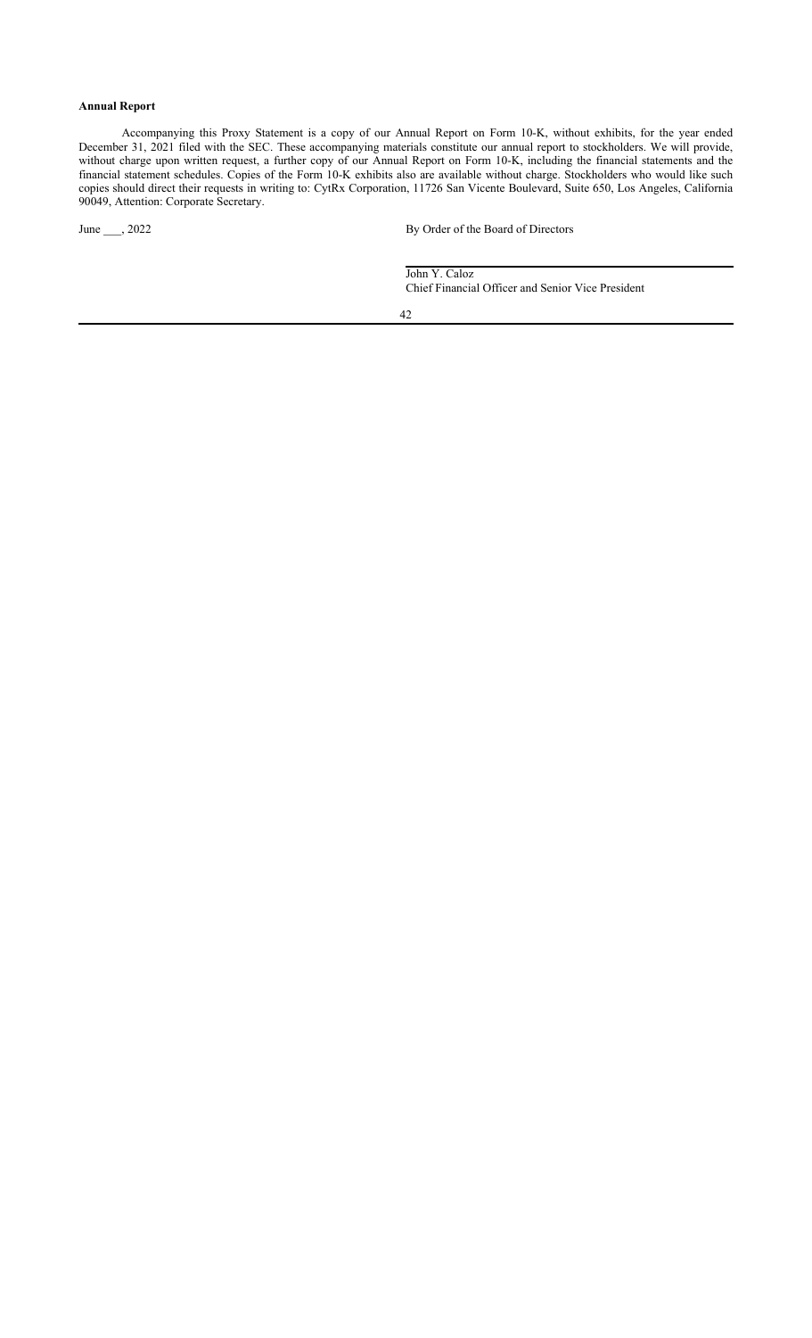**Annual Report**

Accompanying this Proxy Statement is a copy of our Annual Report on Form 10-K, without exhibits, for the year ended December 31, 2021 filed with the SEC. These accompanying materials constitute our annual report to stockholders. We will provide, without charge upon written request, a further copy of our Annual Report on Form 10-K, including the financial statements and the financial statement schedules. Copies of the Form 10-K exhibits also are available without charge. Stockholders who would like such copies should direct their requests in writing to: CytRx Corporation, 11726 San Vicente Boulevard, Suite 650, Los Angeles, California 90049, Attention: Corporate Secretary.

June ___, 2022

By Order of the Board of Directors

John Y. Caloz
Chief Financial Officer and Senior Vice President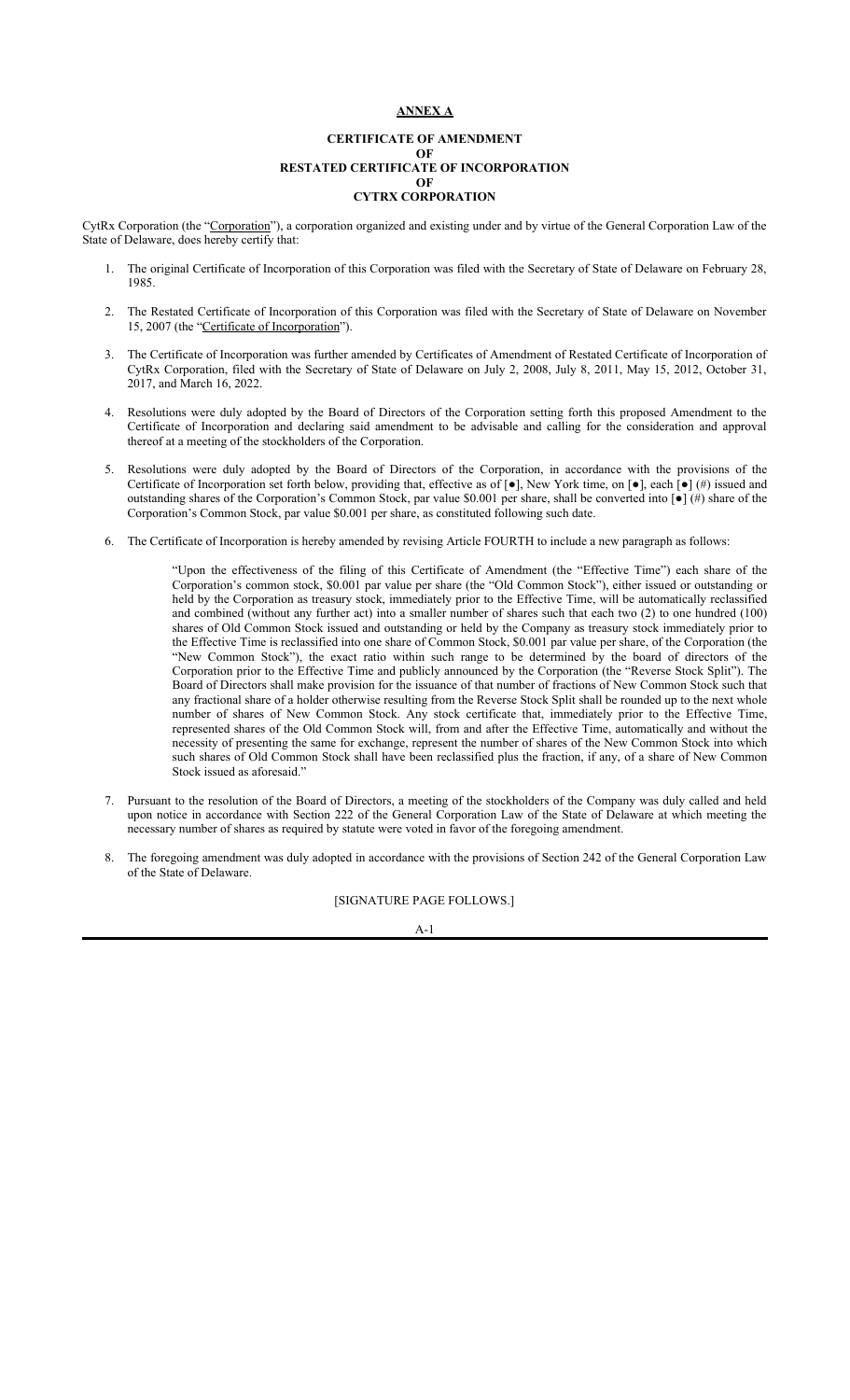**ANNEX A**

**CERTIFICATE OF AMENDMENT**
**OF**
**RESTATED CERTIFICATE OF INCORPORATION**
**OF**
**CYTRX CORPORATION**

CytRx Corporation (the "Corporation"), a corporation organized and existing under and by virtue of the General Corporation Law of the State of Delaware, does hereby certify that:

1. The original Certificate of Incorporation of this Corporation was filed with the Secretary of State of Delaware on February 28, 1985.

2. The Restated Certificate of Incorporation of this Corporation was filed with the Secretary of State of Delaware on November 15, 2007 (the "Certificate of Incorporation").

3. The Certificate of Incorporation was further amended by Certificates of Amendment of Restated Certificate of Incorporation of CytRx Corporation, filed with the Secretary of State of Delaware on July 2, 2008, July 8, 2011, May 15, 2012, October 31, 2017, and March 16, 2022.

4. Resolutions were duly adopted by the Board of Directors of the Corporation setting forth this proposed Amendment to the Certificate of Incorporation and declaring said amendment to be advisable and calling for the consideration and approval thereof at a meeting of the stockholders of the Corporation.

5. Resolutions were duly adopted by the Board of Directors of the Corporation, in accordance with the provisions of the Certificate of Incorporation set forth below, providing that, effective as of [●], New York time, on [●], each [●] (#) issued and outstanding shares of the Corporation's Common Stock, par value $0.001 per share, shall be converted into [●] (#) share of the Corporation's Common Stock, par value $0.001 per share, as constituted following such date.

6. The Certificate of Incorporation is hereby amended by revising Article FOURTH to include a new paragraph as follows:

   "Upon the effectiveness of the filing of this Certificate of Amendment (the "Effective Time") each share of the Corporation's common stock, $0.001 par value per share (the "Old Common Stock"), either issued or outstanding or held by the Corporation as treasury stock, immediately prior to the Effective Time, will be automatically reclassified and combined (without any further act) into a smaller number of shares such that each two (2) to one hundred (100) shares of Old Common Stock issued and outstanding or held by the Company as treasury stock immediately prior to the Effective Time is reclassified into one share of Common Stock, $0.001 par value per share, of the Corporation (the "New Common Stock"), the exact ratio within such range to be determined by the board of directors of the Corporation prior to the Effective Time and publicly announced by the Corporation (the "Reverse Stock Split"). The Board of Directors shall make provision for the issuance of that number of fractions of New Common Stock such that any fractional share of a holder otherwise resulting from the Reverse Stock Split shall be rounded up to the next whole number of shares of New Common Stock. Any stock certificate that, immediately prior to the Effective Time, represented shares of the Old Common Stock will, from and after the Effective Time, automatically and without the necessity of presenting the same for exchange, represent the number of shares of the New Common Stock into which such shares of Old Common Stock shall have been reclassified plus the fraction, if any, of a share of New Common Stock issued as aforesaid."

7. Pursuant to the resolution of the Board of Directors, a meeting of the stockholders of the Company was duly called and held upon notice in accordance with Section 222 of the General Corporation Law of the State of Delaware at which meeting the necessary number of shares as required by statute were voted in favor of the foregoing amendment.

8. The foregoing amendment was duly adopted in accordance with the provisions of Section 242 of the General Corporation Law of the State of Delaware.

[SIGNATURE PAGE FOLLOWS.]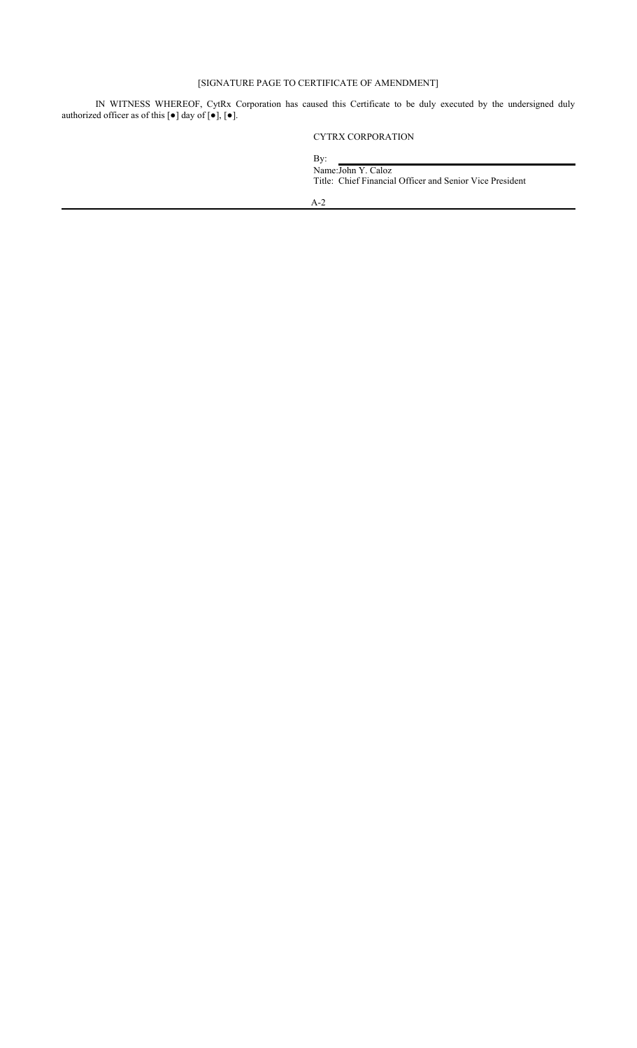[SIGNATURE PAGE TO CERTIFICATE OF AMENDMENT]

IN WITNESS WHEREOF, CytRx Corporation has caused this Certificate to be duly executed by the undersigned duly authorized officer as of this [●] day of [●], [●].

CYTRX CORPORATION

By: \_\_\_\_\_\_\_\_\_\_\_\_\_\_\_\_\_\_\_\_\_\_\_\_\_\_\_\_\_\_\_\_

Name: John Y. Caloz

Title: Chief Financial Officer and Senior Vice President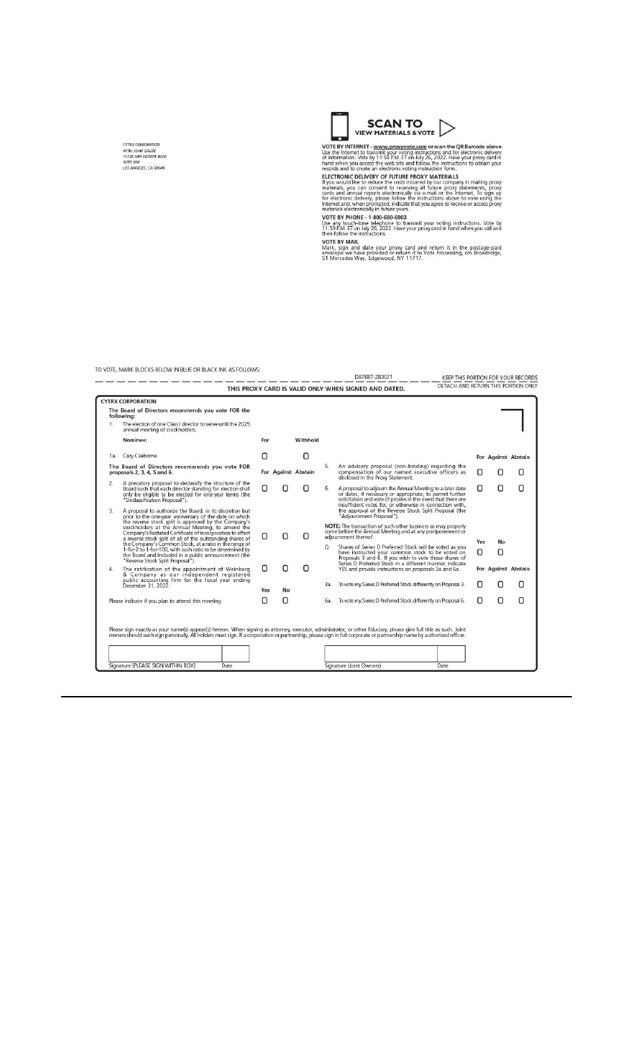CYTRX CORPORATION
ATTN: JOHN CALOZ
11726 SAN VICENTE BLVD.
SUITE 650
LOS ANGELES, CA 90049

**SCAN TO VIEW MATERIALS & VOTE**

**VOTE BY INTERNET - www.proxyvote.com or scan the QR Barcode above**
Use the Internet to transmit your voting instructions and for electronic delivery of information. Vote by 11:59 P.M. ET on July 26, 2022. Have your proxy card in hand when you access the web site and follow the instructions to obtain your records and to create an electronic voting instruction form.

**ELECTRONIC DELIVERY OF FUTURE PROXY MATERIALS**
If you would like to reduce the costs incurred by our company in mailing proxy materials, you can consent to receiving all future proxy statements, proxy cards and annual reports electronically via e-mail or the Internet. To sign up for electronic delivery, please follow the instructions above to vote using the Internet and, when prompted, indicate that you agree to receive or access proxy materials electronically in future years.

**VOTE BY PHONE - 1-800-690-6903**
Use any touch-tone telephone to transmit your voting instructions. Vote by 11:59 P.M. ET on July 26, 2022. Have your proxy card in hand when you call and then follow the instructions.

**VOTE BY MAIL**
Mark, sign and date your proxy card and return it in the postage-paid envelope we have provided or return it to Vote Processing, c/o Broadridge, 51 Mercedes Way, Edgewood, NY 11717.

TO VOTE, MARK BLOCKS BELOW IN BLUE OR BLACK INK AS FOLLOWS:

D87887-Z83071 — KEEP THIS PORTION FOR YOUR RECORDS

THIS PROXY CARD IS VALID ONLY WHEN SIGNED AND DATED. — DETACH AND RETURN THIS PORTION ONLY

**CYTRX CORPORATION**

**The Board of Directors recommends you vote FOR the following:**

1. The election of one Class I director to serve until the 2025 annual meeting of stockholders.

| Nominee: | For | Withhold |
|---|---|---|
| 1a. Cary Claiborne | ☐ | ☐ |

**The Board of Directors recommends you vote FOR proposals 2, 3, 4, 5 and 6.**

| | For | Against | Abstain |
|---|---|---|---|
| 2. A precatory proposal to declassify the structure of the Board such that each director standing for election shall only be eligible to be elected for one-year terms (the "Declassification Proposal"). | ☐ | ☐ | ☐ |
| 3. A proposal to authorize the Board, in its discretion but prior to the one-year anniversary of the date on which the reverse stock split is approved by the Company's stockholders at the Annual Meeting, to amend the Company's Restated Certificate of Incorporation to effect a reverse stock split of all of the outstanding shares of the Company's Common Stock, at a ratio in the range of 1-for-2 to 1-for-100, with such ratio to be determined by the Board and included in a public announcement (the "Reverse Stock Split Proposal"). | ☐ | ☐ | ☐ |
| 4. The ratification of the appointment of Weinberg & Company as our independent registered public accounting firm for the fiscal year ending December 31, 2022. | ☐ | ☐ | ☐ |
| 5. An advisory proposal (non-binding) regarding the compensation of our named executive officers as disclosed in the Proxy Statement. | ☐ | ☐ | ☐ |
| 6. A proposal to adjourn the Annual Meeting to a later date or dates, if necessary or appropriate, to permit further solicitation and vote of proxies in the event that there are insufficient votes for, or otherwise in connection with, the approval of the Reverse Stock Split Proposal (the "Adjournment Proposal"). | ☐ | ☐ | ☐ |

**NOTE:** The transaction of such other business as may properly come before the Annual Meeting and at any postponement or adjournment thereof.

| | Yes | No |
|---|---|---|
| Please indicate if you plan to attend this meeting | ☐ | ☐ |
| Q. Shares of Series D Preferred Stock will be voted as you have instructed your common stock to be voted on Proposals 3 and 6. If you wish to vote these shares of Series D Preferred Stock in a different manner, indicate YES and provide instructions on proposals 3a and 6a. | ☐ | ☐ |

| | For | Against | Abstain |
|---|---|---|---|
| 3a. To vote my Series D Preferred Stock differently on Proposal 3. | ☐ | ☐ | ☐ |
| 6a. To vote my Series D Preferred Stock differently on Proposal 6. | ☐ | ☐ | ☐ |

Please sign exactly as your name(s) appear(s) hereon. When signing as attorney, executor, administrator, or other fiduciary, please give full title as such. Joint owners should each sign personally. All holders must sign. If a corporation or partnership, please sign in full corporate or partnership name by authorized officer.

| Signature [PLEASE SIGN WITHIN BOX] | Date | Signature (Joint Owners) | Date |
|---|---|---|---|
| | | | |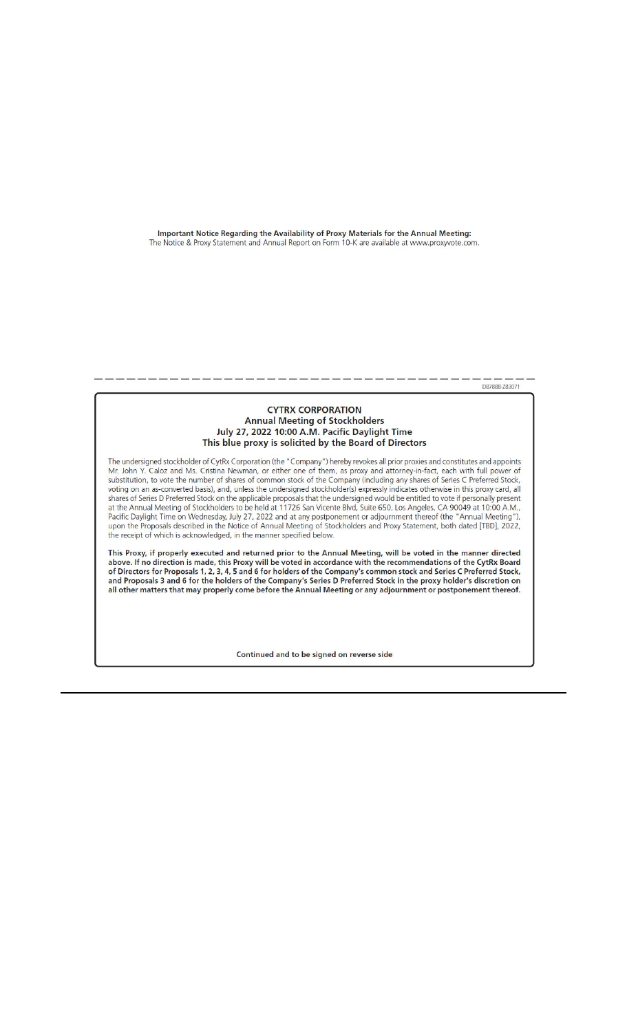**Important Notice Regarding the Availability of Proxy Materials for the Annual Meeting:**
The Notice & Proxy Statement and Annual Report on Form 10-K are available at www.proxyvote.com.

D87688-Z83071

**CYTRX CORPORATION**
**Annual Meeting of Stockholders**
**July 27, 2022 10:00 A.M. Pacific Daylight Time**
**This blue proxy is solicited by the Board of Directors**

The undersigned stockholder of CytRx Corporation (the "Company") hereby revokes all prior proxies and constitutes and appoints Mr. John Y. Caloz and Ms. Cristina Newman, or either one of them, as proxy and attorney-in-fact, each with full power of substitution, to vote the number of shares of common stock of the Company (including any shares of Series C Preferred Stock, voting on an as-converted basis), and, unless the undersigned stockholder(s) expressly indicates otherwise in this proxy card, all shares of Series D Preferred Stock on the applicable proposals that the undersigned would be entitled to vote if personally present at the Annual Meeting of Stockholders to be held at 11726 San Vicente Blvd, Suite 650, Los Angeles, CA 90049 at 10:00 A.M., Pacific Daylight Time on Wednesday, July 27, 2022 and at any postponement or adjournment thereof (the "Annual Meeting"), upon the Proposals described in the Notice of Annual Meeting of Stockholders and Proxy Statement, both dated [TBD], 2022, the receipt of which is acknowledged, in the manner specified below.

**This Proxy, if properly executed and returned prior to the Annual Meeting, will be voted in the manner directed above. If no direction is made, this Proxy will be voted in accordance with the recommendations of the CytRx Board of Directors for Proposals 1, 2, 3, 4, 5 and 6 for holders of the Company's common stock and Series C Preferred Stock, and Proposals 3 and 6 for the holders of the Company's Series D Preferred Stock in the proxy holder's discretion on all other matters that may properly come before the Annual Meeting or any adjournment or postponement thereof.**

Continued and to be signed on reverse side